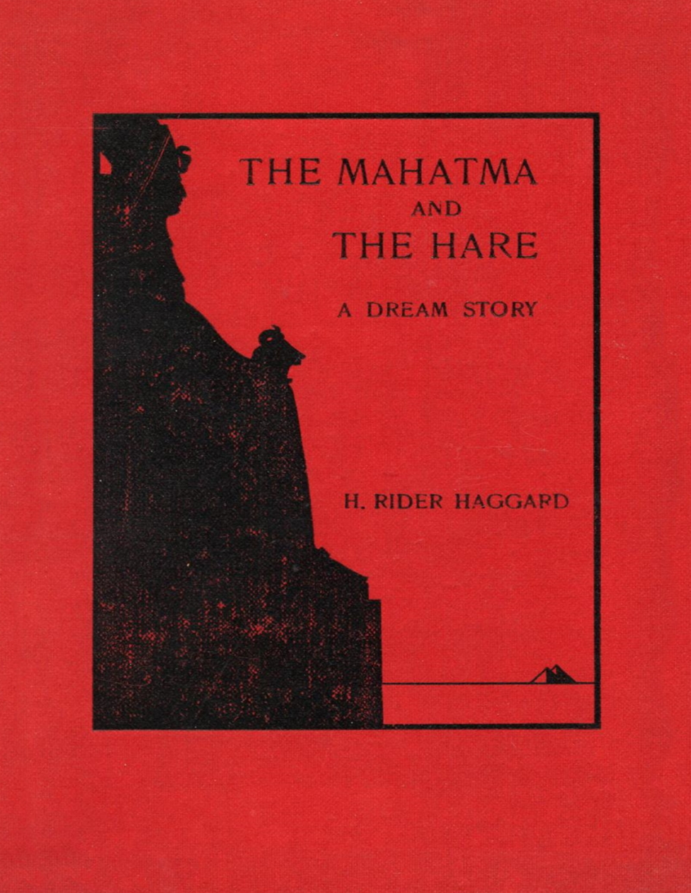# THE MAHATMA AND THE HARE

## A DREAM STORY

H. RIDER HAGGARD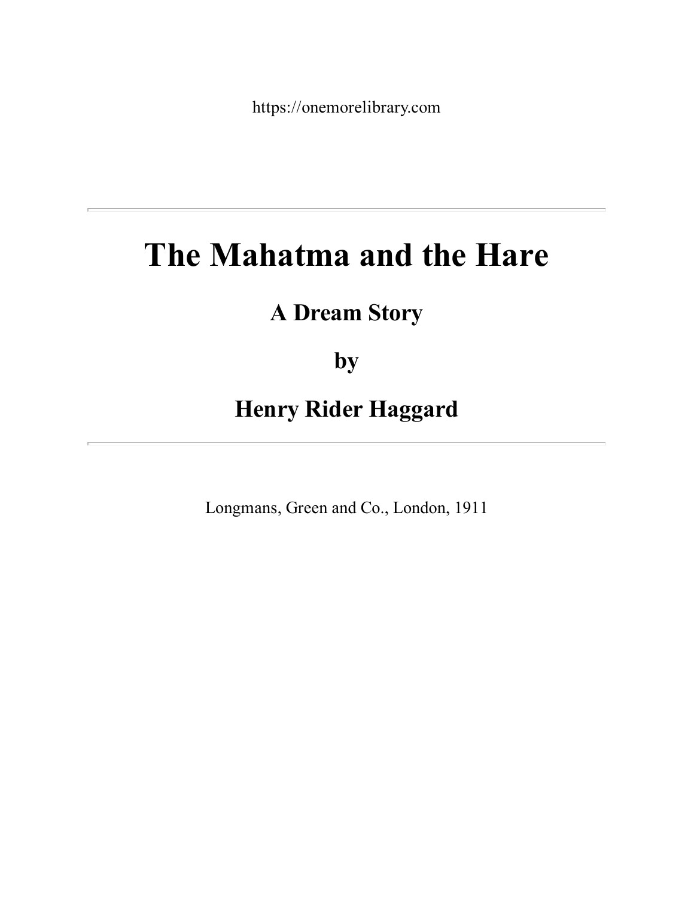https://onemorelibrary.com

---

# The Mahatma and the Hare

## A Dream Story

## by

## Henry Rider Haggard

---

Longmans, Green and Co., London, 1911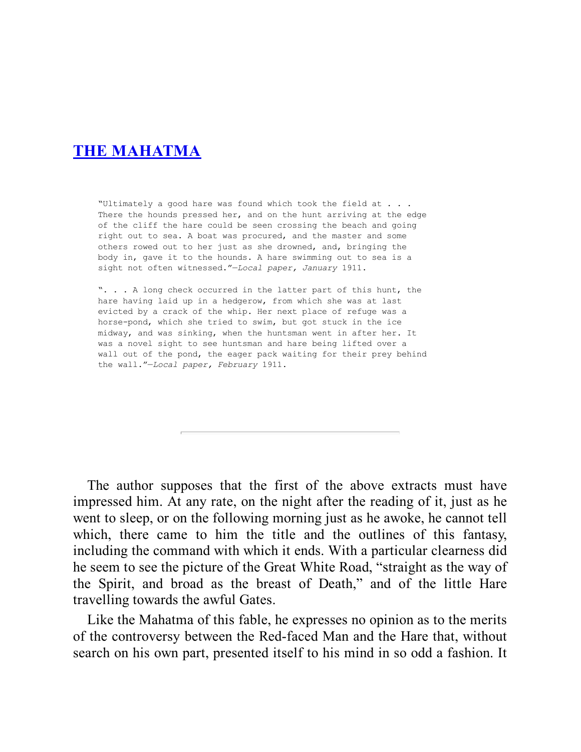## THE MAHATMA

> "Ultimately a good hare was found which took the field at . . . There the hounds pressed her, and on the hunt arriving at the edge of the cliff the hare could be seen crossing the beach and going right out to sea. A boat was procured, and the master and some others rowed out to her just as she drowned, and, bringing the body in, gave it to the hounds. A hare swimming out to sea is a sight not often witnessed."—*Local paper, January* 1911.

> ". . . A long check occurred in the latter part of this hunt, the hare having laid up in a hedgerow, from which she was at last evicted by a crack of the whip. Her next place of refuge was a horse-pond, which she tried to swim, but got stuck in the ice midway, and was sinking, when the huntsman went in after her. It was a novel sight to see huntsman and hare being lifted over a wall out of the pond, the eager pack waiting for their prey behind the wall."—*Local paper, February* 1911.

---

The author supposes that the first of the above extracts must have impressed him. At any rate, on the night after the reading of it, just as he went to sleep, or on the following morning just as he awoke, he cannot tell which, there came to him the title and the outlines of this fantasy, including the command with which it ends. With a particular clearness did he seem to see the picture of the Great White Road, "straight as the way of the Spirit, and broad as the breast of Death," and of the little Hare travelling towards the awful Gates.

Like the Mahatma of this fable, he expresses no opinion as to the merits of the controversy between the Red-faced Man and the Hare that, without search on his own part, presented itself to his mind in so odd a fashion. It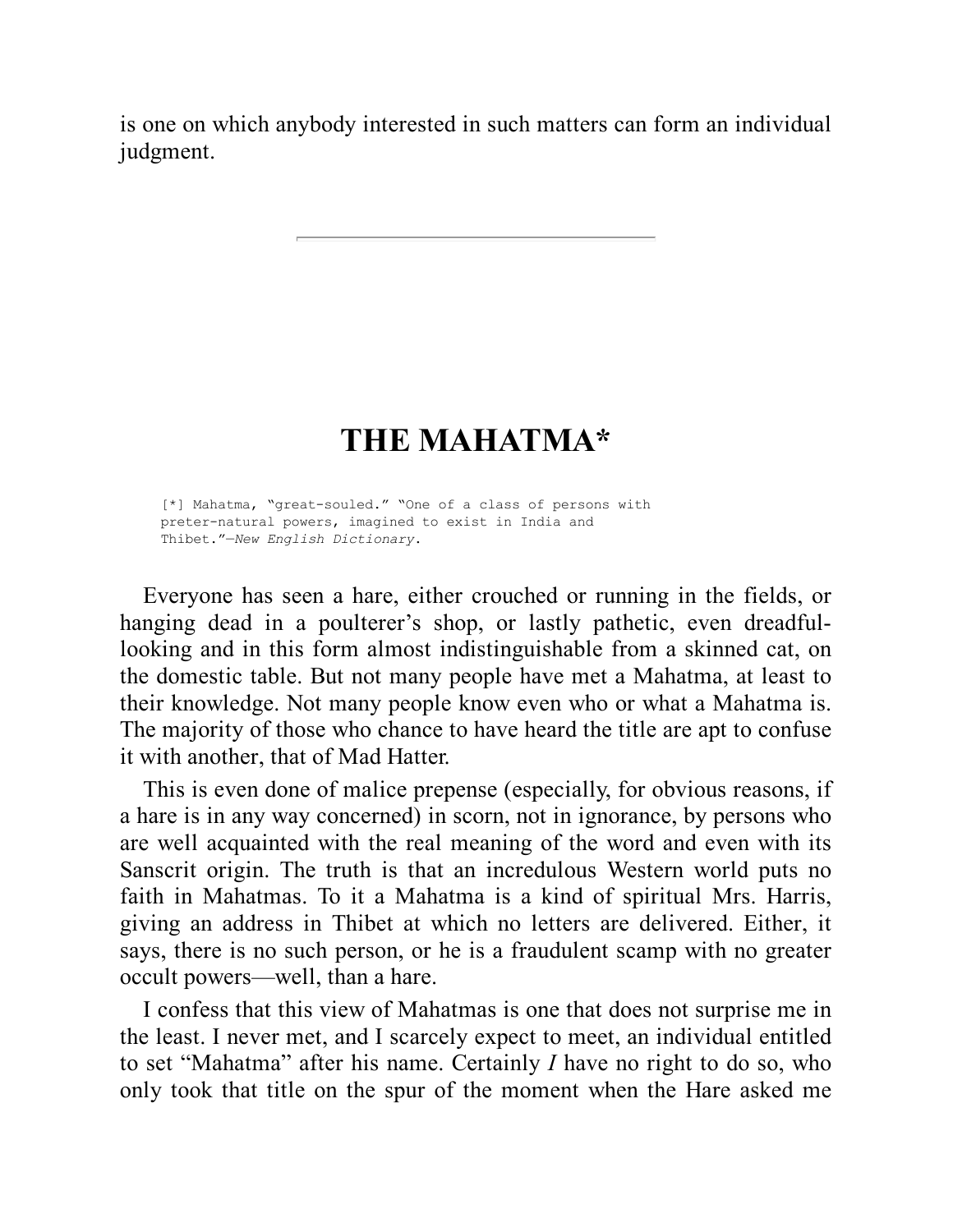is one on which anybody interested in such matters can form an individual judgment.

---

# THE MAHATMA*

[*] Mahatma, "great-souled." "One of a class of persons with preter-natural powers, imagined to exist in India and Thibet."—*New English Dictionary*.

Everyone has seen a hare, either crouched or running in the fields, or hanging dead in a poulterer's shop, or lastly pathetic, even dreadful-looking and in this form almost indistinguishable from a skinned cat, on the domestic table. But not many people have met a Mahatma, at least to their knowledge. Not many people know even who or what a Mahatma is. The majority of those who chance to have heard the title are apt to confuse it with another, that of Mad Hatter.

This is even done of malice prepense (especially, for obvious reasons, if a hare is in any way concerned) in scorn, not in ignorance, by persons who are well acquainted with the real meaning of the word and even with its Sanscrit origin. The truth is that an incredulous Western world puts no faith in Mahatmas. To it a Mahatma is a kind of spiritual Mrs. Harris, giving an address in Thibet at which no letters are delivered. Either, it says, there is no such person, or he is a fraudulent scamp with no greater occult powers—well, than a hare.

I confess that this view of Mahatmas is one that does not surprise me in the least. I never met, and I scarcely expect to meet, an individual entitled to set "Mahatma" after his name. Certainly *I* have no right to do so, who only took that title on the spur of the moment when the Hare asked me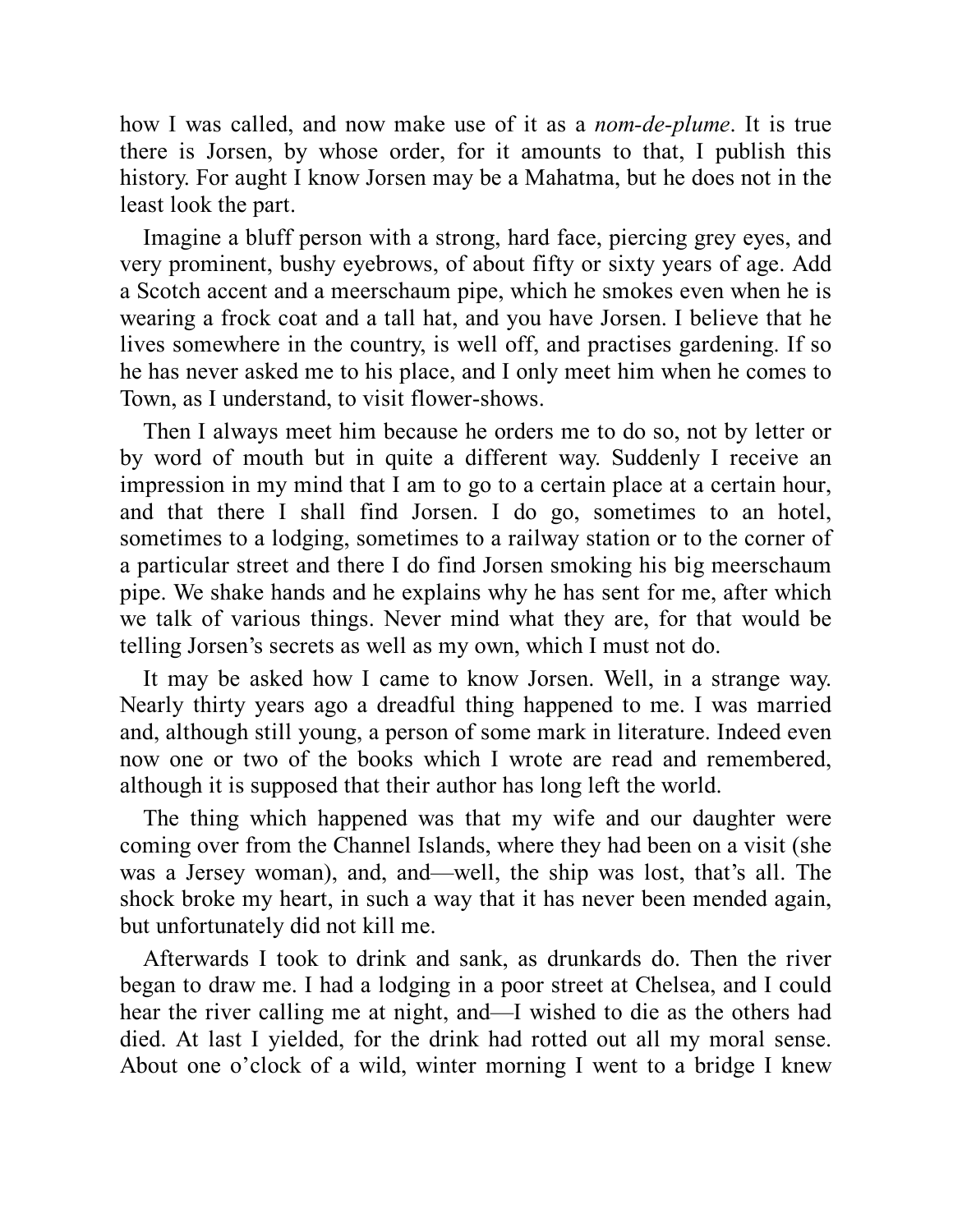how I was called, and now make use of it as a *nom-de-plume*. It is true there is Jorsen, by whose order, for it amounts to that, I publish this history. For aught I know Jorsen may be a Mahatma, but he does not in the least look the part.

Imagine a bluff person with a strong, hard face, piercing grey eyes, and very prominent, bushy eyebrows, of about fifty or sixty years of age. Add a Scotch accent and a meerschaum pipe, which he smokes even when he is wearing a frock coat and a tall hat, and you have Jorsen. I believe that he lives somewhere in the country, is well off, and practises gardening. If so he has never asked me to his place, and I only meet him when he comes to Town, as I understand, to visit flower-shows.

Then I always meet him because he orders me to do so, not by letter or by word of mouth but in quite a different way. Suddenly I receive an impression in my mind that I am to go to a certain place at a certain hour, and that there I shall find Jorsen. I do go, sometimes to an hotel, sometimes to a lodging, sometimes to a railway station or to the corner of a particular street and there I do find Jorsen smoking his big meerschaum pipe. We shake hands and he explains why he has sent for me, after which we talk of various things. Never mind what they are, for that would be telling Jorsen's secrets as well as my own, which I must not do.

It may be asked how I came to know Jorsen. Well, in a strange way. Nearly thirty years ago a dreadful thing happened to me. I was married and, although still young, a person of some mark in literature. Indeed even now one or two of the books which I wrote are read and remembered, although it is supposed that their author has long left the world.

The thing which happened was that my wife and our daughter were coming over from the Channel Islands, where they had been on a visit (she was a Jersey woman), and, and—well, the ship was lost, that's all. The shock broke my heart, in such a way that it has never been mended again, but unfortunately did not kill me.

Afterwards I took to drink and sank, as drunkards do. Then the river began to draw me. I had a lodging in a poor street at Chelsea, and I could hear the river calling me at night, and—I wished to die as the others had died. At last I yielded, for the drink had rotted out all my moral sense. About one o'clock of a wild, winter morning I went to a bridge I knew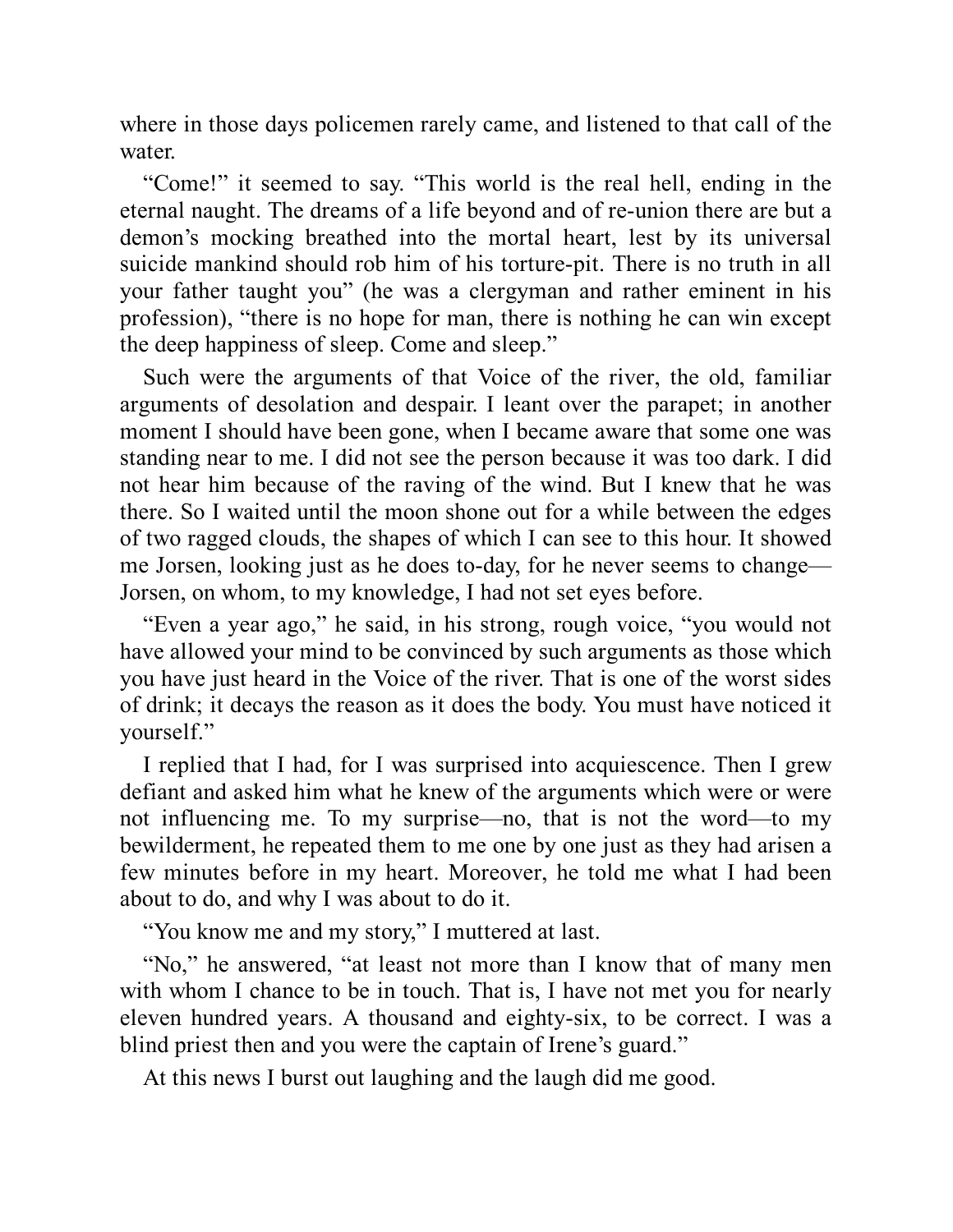where in those days policemen rarely came, and listened to that call of the water.

"Come!" it seemed to say. "This world is the real hell, ending in the eternal naught. The dreams of a life beyond and of re-union there are but a demon's mocking breathed into the mortal heart, lest by its universal suicide mankind should rob him of his torture-pit. There is no truth in all your father taught you" (he was a clergyman and rather eminent in his profession), "there is no hope for man, there is nothing he can win except the deep happiness of sleep. Come and sleep."

Such were the arguments of that Voice of the river, the old, familiar arguments of desolation and despair. I leant over the parapet; in another moment I should have been gone, when I became aware that some one was standing near to me. I did not see the person because it was too dark. I did not hear him because of the raving of the wind. But I knew that he was there. So I waited until the moon shone out for a while between the edges of two ragged clouds, the shapes of which I can see to this hour. It showed me Jorsen, looking just as he does to-day, for he never seems to change—Jorsen, on whom, to my knowledge, I had not set eyes before.

"Even a year ago," he said, in his strong, rough voice, "you would not have allowed your mind to be convinced by such arguments as those which you have just heard in the Voice of the river. That is one of the worst sides of drink; it decays the reason as it does the body. You must have noticed it yourself."

I replied that I had, for I was surprised into acquiescence. Then I grew defiant and asked him what he knew of the arguments which were or were not influencing me. To my surprise—no, that is not the word—to my bewilderment, he repeated them to me one by one just as they had arisen a few minutes before in my heart. Moreover, he told me what I had been about to do, and why I was about to do it.

"You know me and my story," I muttered at last.

"No," he answered, "at least not more than I know that of many men with whom I chance to be in touch. That is, I have not met you for nearly eleven hundred years. A thousand and eighty-six, to be correct. I was a blind priest then and you were the captain of Irene's guard."

At this news I burst out laughing and the laugh did me good.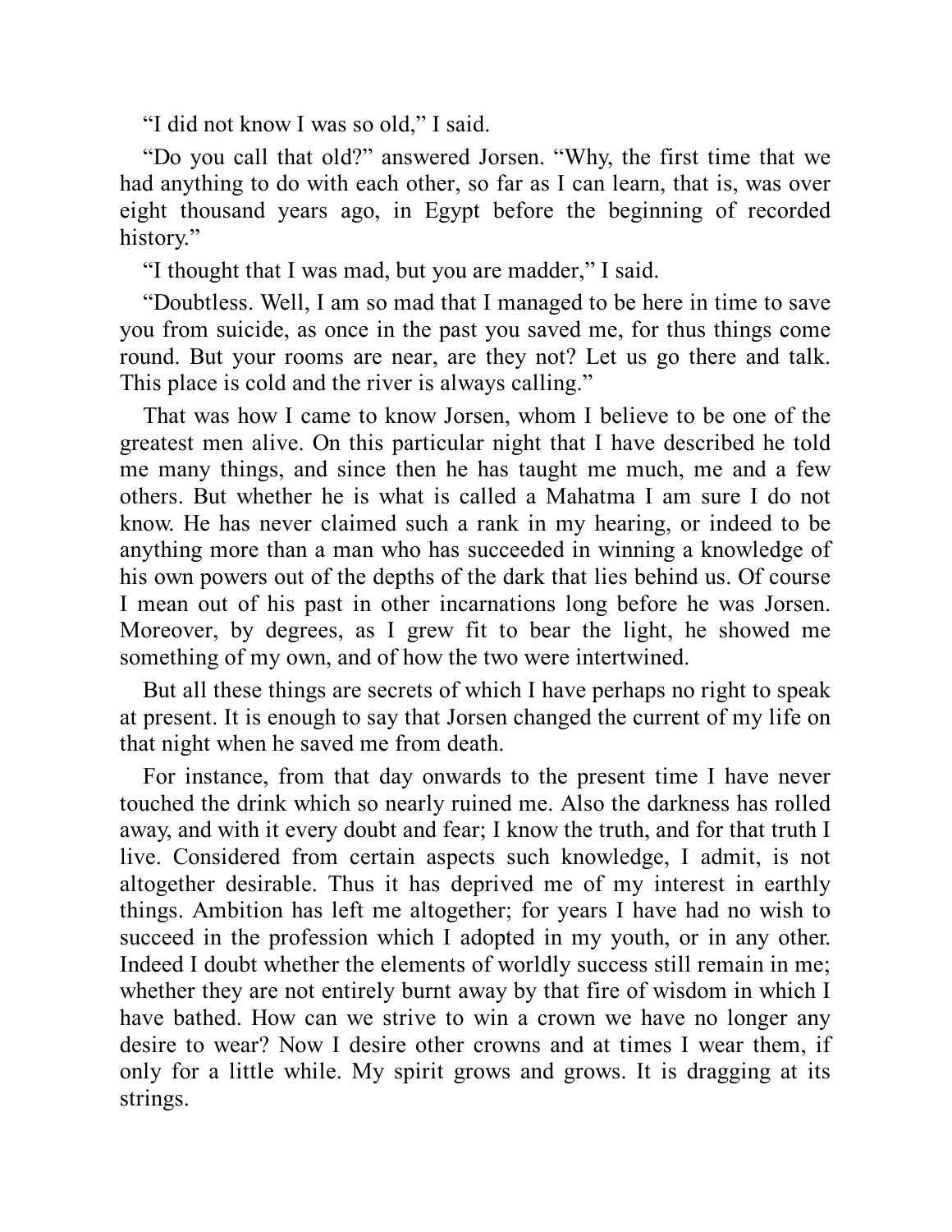"I did not know I was so old," I said.

"Do you call that old?" answered Jorsen. "Why, the first time that we had anything to do with each other, so far as I can learn, that is, was over eight thousand years ago, in Egypt before the beginning of recorded history."

"I thought that I was mad, but you are madder," I said.

"Doubtless. Well, I am so mad that I managed to be here in time to save you from suicide, as once in the past you saved me, for thus things come round. But your rooms are near, are they not? Let us go there and talk. This place is cold and the river is always calling."

That was how I came to know Jorsen, whom I believe to be one of the greatest men alive. On this particular night that I have described he told me many things, and since then he has taught me much, me and a few others. But whether he is what is called a Mahatma I am sure I do not know. He has never claimed such a rank in my hearing, or indeed to be anything more than a man who has succeeded in winning a knowledge of his own powers out of the depths of the dark that lies behind us. Of course I mean out of his past in other incarnations long before he was Jorsen. Moreover, by degrees, as I grew fit to bear the light, he showed me something of my own, and of how the two were intertwined.

But all these things are secrets of which I have perhaps no right to speak at present. It is enough to say that Jorsen changed the current of my life on that night when he saved me from death.

For instance, from that day onwards to the present time I have never touched the drink which so nearly ruined me. Also the darkness has rolled away, and with it every doubt and fear; I know the truth, and for that truth I live. Considered from certain aspects such knowledge, I admit, is not altogether desirable. Thus it has deprived me of my interest in earthly things. Ambition has left me altogether; for years I have had no wish to succeed in the profession which I adopted in my youth, or in any other. Indeed I doubt whether the elements of worldly success still remain in me; whether they are not entirely burnt away by that fire of wisdom in which I have bathed. How can we strive to win a crown we have no longer any desire to wear? Now I desire other crowns and at times I wear them, if only for a little while. My spirit grows and grows. It is dragging at its strings.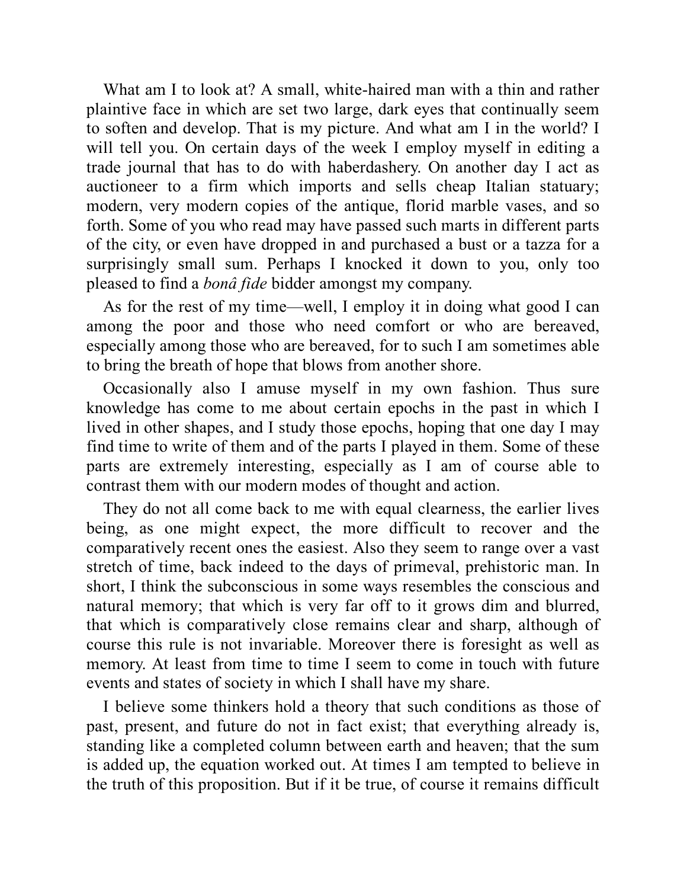What am I to look at? A small, white-haired man with a thin and rather plaintive face in which are set two large, dark eyes that continually seem to soften and develop. That is my picture. And what am I in the world? I will tell you. On certain days of the week I employ myself in editing a trade journal that has to do with haberdashery. On another day I act as auctioneer to a firm which imports and sells cheap Italian statuary; modern, very modern copies of the antique, florid marble vases, and so forth. Some of you who read may have passed such marts in different parts of the city, or even have dropped in and purchased a bust or a tazza for a surprisingly small sum. Perhaps I knocked it down to you, only too pleased to find a *bonâ fide* bidder amongst my company.

As for the rest of my time—well, I employ it in doing what good I can among the poor and those who need comfort or who are bereaved, especially among those who are bereaved, for to such I am sometimes able to bring the breath of hope that blows from another shore.

Occasionally also I amuse myself in my own fashion. Thus sure knowledge has come to me about certain epochs in the past in which I lived in other shapes, and I study those epochs, hoping that one day I may find time to write of them and of the parts I played in them. Some of these parts are extremely interesting, especially as I am of course able to contrast them with our modern modes of thought and action.

They do not all come back to me with equal clearness, the earlier lives being, as one might expect, the more difficult to recover and the comparatively recent ones the easiest. Also they seem to range over a vast stretch of time, back indeed to the days of primeval, prehistoric man. In short, I think the subconscious in some ways resembles the conscious and natural memory; that which is very far off to it grows dim and blurred, that which is comparatively close remains clear and sharp, although of course this rule is not invariable. Moreover there is foresight as well as memory. At least from time to time I seem to come in touch with future events and states of society in which I shall have my share.

I believe some thinkers hold a theory that such conditions as those of past, present, and future do not in fact exist; that everything already is, standing like a completed column between earth and heaven; that the sum is added up, the equation worked out. At times I am tempted to believe in the truth of this proposition. But if it be true, of course it remains difficult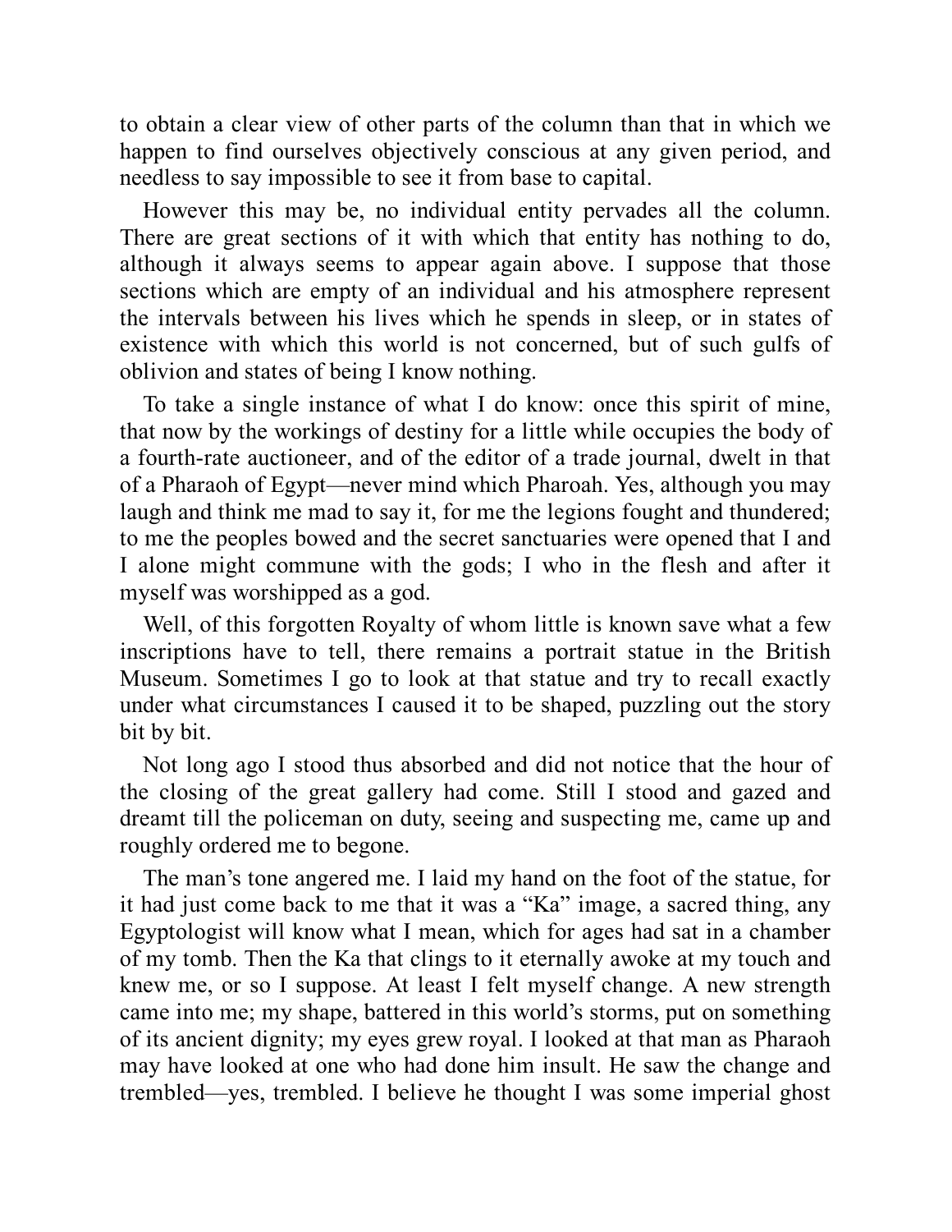to obtain a clear view of other parts of the column than that in which we happen to find ourselves objectively conscious at any given period, and needless to say impossible to see it from base to capital.

However this may be, no individual entity pervades all the column. There are great sections of it with which that entity has nothing to do, although it always seems to appear again above. I suppose that those sections which are empty of an individual and his atmosphere represent the intervals between his lives which he spends in sleep, or in states of existence with which this world is not concerned, but of such gulfs of oblivion and states of being I know nothing.

To take a single instance of what I do know: once this spirit of mine, that now by the workings of destiny for a little while occupies the body of a fourth-rate auctioneer, and of the editor of a trade journal, dwelt in that of a Pharaoh of Egypt—never mind which Pharoah. Yes, although you may laugh and think me mad to say it, for me the legions fought and thundered; to me the peoples bowed and the secret sanctuaries were opened that I and I alone might commune with the gods; I who in the flesh and after it myself was worshipped as a god.

Well, of this forgotten Royalty of whom little is known save what a few inscriptions have to tell, there remains a portrait statue in the British Museum. Sometimes I go to look at that statue and try to recall exactly under what circumstances I caused it to be shaped, puzzling out the story bit by bit.

Not long ago I stood thus absorbed and did not notice that the hour of the closing of the great gallery had come. Still I stood and gazed and dreamt till the policeman on duty, seeing and suspecting me, came up and roughly ordered me to begone.

The man's tone angered me. I laid my hand on the foot of the statue, for it had just come back to me that it was a "Ka" image, a sacred thing, any Egyptologist will know what I mean, which for ages had sat in a chamber of my tomb. Then the Ka that clings to it eternally awoke at my touch and knew me, or so I suppose. At least I felt myself change. A new strength came into me; my shape, battered in this world's storms, put on something of its ancient dignity; my eyes grew royal. I looked at that man as Pharaoh may have looked at one who had done him insult. He saw the change and trembled—yes, trembled. I believe he thought I was some imperial ghost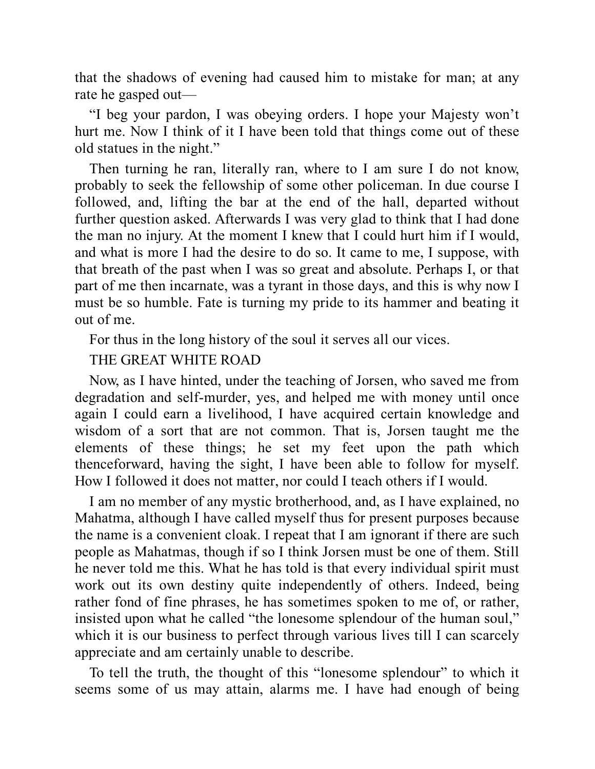that the shadows of evening had caused him to mistake for man; at any rate he gasped out—

“I beg your pardon, I was obeying orders. I hope your Majesty won’t hurt me. Now I think of it I have been told that things come out of these old statues in the night.”

Then turning he ran, literally ran, where to I am sure I do not know, probably to seek the fellowship of some other policeman. In due course I followed, and, lifting the bar at the end of the hall, departed without further question asked. Afterwards I was very glad to think that I had done the man no injury. At the moment I knew that I could hurt him if I would, and what is more I had the desire to do so. It came to me, I suppose, with that breath of the past when I was so great and absolute. Perhaps I, or that part of me then incarnate, was a tyrant in those days, and this is why now I must be so humble. Fate is turning my pride to its hammer and beating it out of me.

For thus in the long history of the soul it serves all our vices.

## THE GREAT WHITE ROAD

Now, as I have hinted, under the teaching of Jorsen, who saved me from degradation and self-murder, yes, and helped me with money until once again I could earn a livelihood, I have acquired certain knowledge and wisdom of a sort that are not common. That is, Jorsen taught me the elements of these things; he set my feet upon the path which thenceforward, having the sight, I have been able to follow for myself. How I followed it does not matter, nor could I teach others if I would.

I am no member of any mystic brotherhood, and, as I have explained, no Mahatma, although I have called myself thus for present purposes because the name is a convenient cloak. I repeat that I am ignorant if there are such people as Mahatmas, though if so I think Jorsen must be one of them. Still he never told me this. What he has told is that every individual spirit must work out its own destiny quite independently of others. Indeed, being rather fond of fine phrases, he has sometimes spoken to me of, or rather, insisted upon what he called “the lonesome splendour of the human soul,” which it is our business to perfect through various lives till I can scarcely appreciate and am certainly unable to describe.

To tell the truth, the thought of this “lonesome splendour” to which it seems some of us may attain, alarms me. I have had enough of being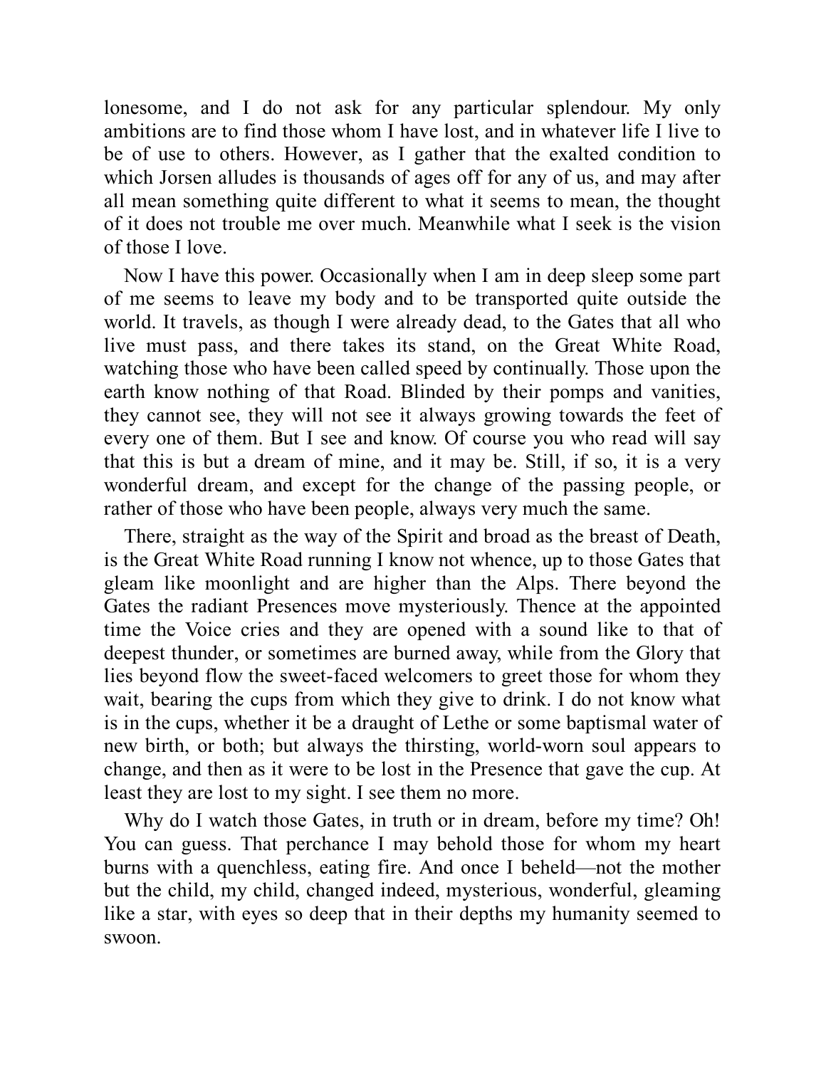lonesome, and I do not ask for any particular splendour. My only ambitions are to find those whom I have lost, and in whatever life I live to be of use to others. However, as I gather that the exalted condition to which Jorsen alludes is thousands of ages off for any of us, and may after all mean something quite different to what it seems to mean, the thought of it does not trouble me over much. Meanwhile what I seek is the vision of those I love.

Now I have this power. Occasionally when I am in deep sleep some part of me seems to leave my body and to be transported quite outside the world. It travels, as though I were already dead, to the Gates that all who live must pass, and there takes its stand, on the Great White Road, watching those who have been called speed by continually. Those upon the earth know nothing of that Road. Blinded by their pomps and vanities, they cannot see, they will not see it always growing towards the feet of every one of them. But I see and know. Of course you who read will say that this is but a dream of mine, and it may be. Still, if so, it is a very wonderful dream, and except for the change of the passing people, or rather of those who have been people, always very much the same.

There, straight as the way of the Spirit and broad as the breast of Death, is the Great White Road running I know not whence, up to those Gates that gleam like moonlight and are higher than the Alps. There beyond the Gates the radiant Presences move mysteriously. Thence at the appointed time the Voice cries and they are opened with a sound like to that of deepest thunder, or sometimes are burned away, while from the Glory that lies beyond flow the sweet-faced welcomers to greet those for whom they wait, bearing the cups from which they give to drink. I do not know what is in the cups, whether it be a draught of Lethe or some baptismal water of new birth, or both; but always the thirsting, world-worn soul appears to change, and then as it were to be lost in the Presence that gave the cup. At least they are lost to my sight. I see them no more.

Why do I watch those Gates, in truth or in dream, before my time? Oh! You can guess. That perchance I may behold those for whom my heart burns with a quenchless, eating fire. And once I beheld—not the mother but the child, my child, changed indeed, mysterious, wonderful, gleaming like a star, with eyes so deep that in their depths my humanity seemed to swoon.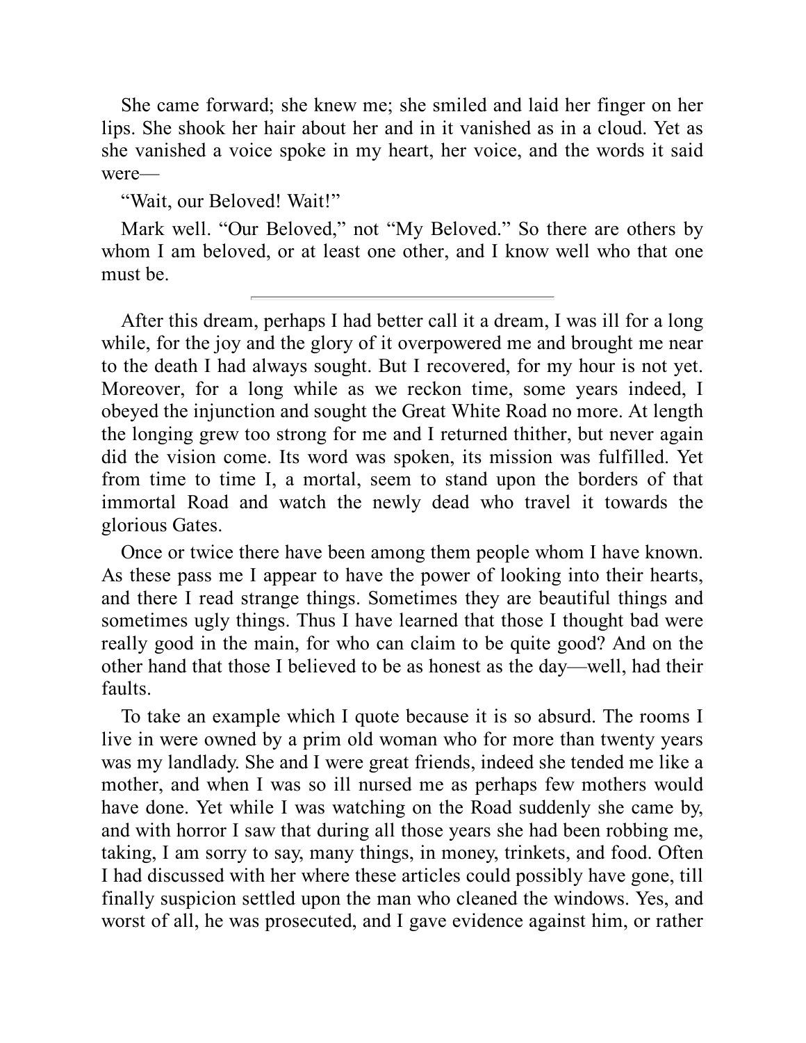She came forward; she knew me; she smiled and laid her finger on her lips. She shook her hair about her and in it vanished as in a cloud. Yet as she vanished a voice spoke in my heart, her voice, and the words it said were—

"Wait, our Beloved! Wait!"

Mark well. "Our Beloved," not "My Beloved." So there are others by whom I am beloved, or at least one other, and I know well who that one must be.

---

After this dream, perhaps I had better call it a dream, I was ill for a long while, for the joy and the glory of it overpowered me and brought me near to the death I had always sought. But I recovered, for my hour is not yet. Moreover, for a long while as we reckon time, some years indeed, I obeyed the injunction and sought the Great White Road no more. At length the longing grew too strong for me and I returned thither, but never again did the vision come. Its word was spoken, its mission was fulfilled. Yet from time to time I, a mortal, seem to stand upon the borders of that immortal Road and watch the newly dead who travel it towards the glorious Gates.

Once or twice there have been among them people whom I have known. As these pass me I appear to have the power of looking into their hearts, and there I read strange things. Sometimes they are beautiful things and sometimes ugly things. Thus I have learned that those I thought bad were really good in the main, for who can claim to be quite good? And on the other hand that those I believed to be as honest as the day—well, had their faults.

To take an example which I quote because it is so absurd. The rooms I live in were owned by a prim old woman who for more than twenty years was my landlady. She and I were great friends, indeed she tended me like a mother, and when I was so ill nursed me as perhaps few mothers would have done. Yet while I was watching on the Road suddenly she came by, and with horror I saw that during all those years she had been robbing me, taking, I am sorry to say, many things, in money, trinkets, and food. Often I had discussed with her where these articles could possibly have gone, till finally suspicion settled upon the man who cleaned the windows. Yes, and worst of all, he was prosecuted, and I gave evidence against him, or rather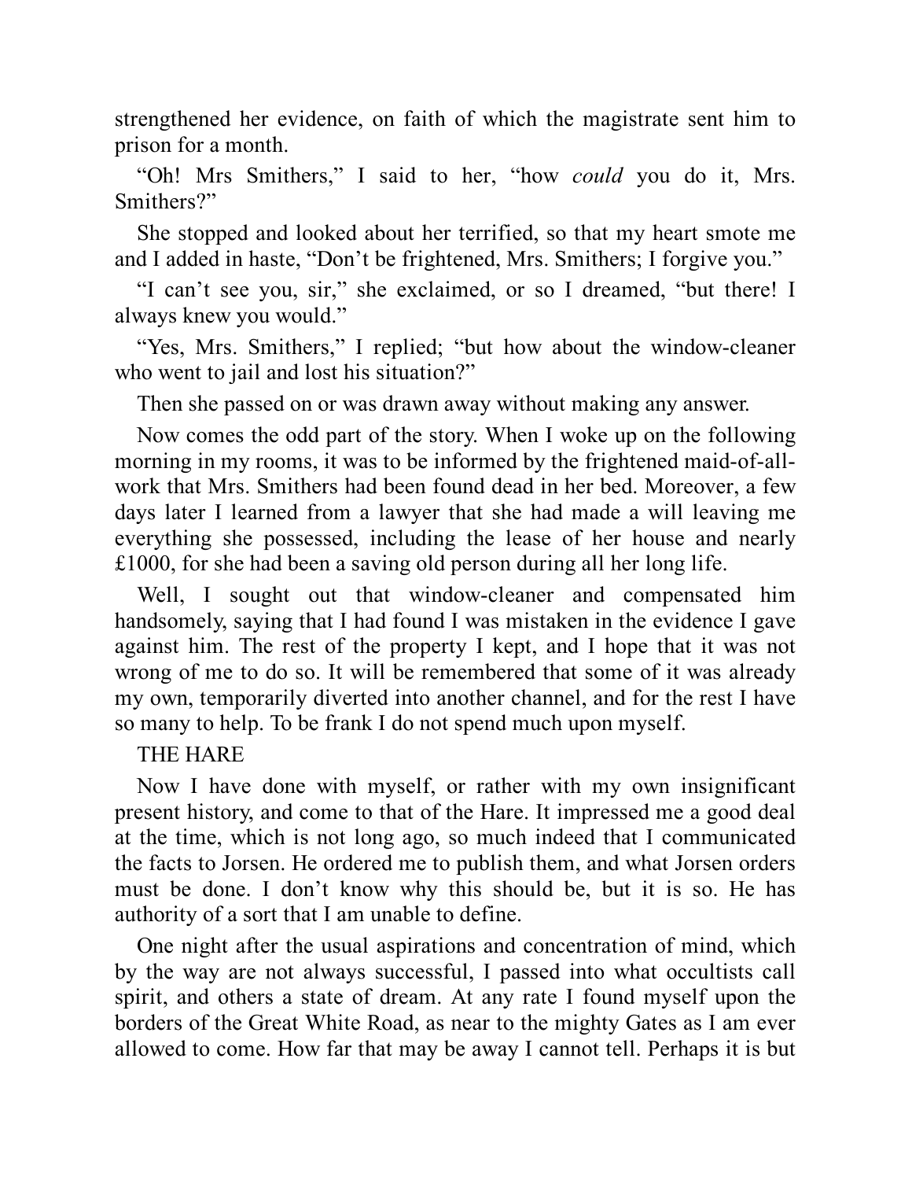strengthened her evidence, on faith of which the magistrate sent him to prison for a month.

"Oh! Mrs Smithers," I said to her, "how *could* you do it, Mrs. Smithers?"

She stopped and looked about her terrified, so that my heart smote me and I added in haste, "Don't be frightened, Mrs. Smithers; I forgive you."

"I can't see you, sir," she exclaimed, or so I dreamed, "but there! I always knew you would."

"Yes, Mrs. Smithers," I replied; "but how about the window-cleaner who went to jail and lost his situation?"

Then she passed on or was drawn away without making any answer.

Now comes the odd part of the story. When I woke up on the following morning in my rooms, it was to be informed by the frightened maid-of-all-work that Mrs. Smithers had been found dead in her bed. Moreover, a few days later I learned from a lawyer that she had made a will leaving me everything she possessed, including the lease of her house and nearly £1000, for she had been a saving old person during all her long life.

Well, I sought out that window-cleaner and compensated him handsomely, saying that I had found I was mistaken in the evidence I gave against him. The rest of the property I kept, and I hope that it was not wrong of me to do so. It will be remembered that some of it was already my own, temporarily diverted into another channel, and for the rest I have so many to help. To be frank I do not spend much upon myself.

## THE HARE

Now I have done with myself, or rather with my own insignificant present history, and come to that of the Hare. It impressed me a good deal at the time, which is not long ago, so much indeed that I communicated the facts to Jorsen. He ordered me to publish them, and what Jorsen orders must be done. I don't know why this should be, but it is so. He has authority of a sort that I am unable to define.

One night after the usual aspirations and concentration of mind, which by the way are not always successful, I passed into what occultists call spirit, and others a state of dream. At any rate I found myself upon the borders of the Great White Road, as near to the mighty Gates as I am ever allowed to come. How far that may be away I cannot tell. Perhaps it is but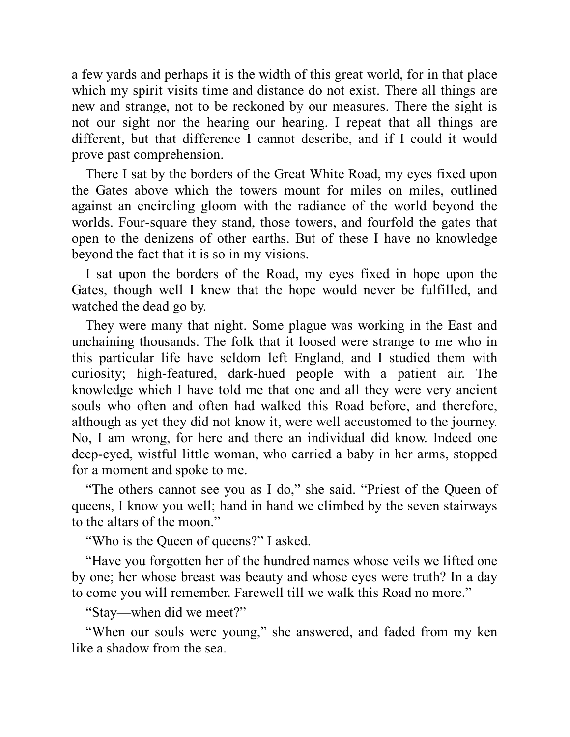a few yards and perhaps it is the width of this great world, for in that place which my spirit visits time and distance do not exist. There all things are new and strange, not to be reckoned by our measures. There the sight is not our sight nor the hearing our hearing. I repeat that all things are different, but that difference I cannot describe, and if I could it would prove past comprehension.

There I sat by the borders of the Great White Road, my eyes fixed upon the Gates above which the towers mount for miles on miles, outlined against an encircling gloom with the radiance of the world beyond the worlds. Four-square they stand, those towers, and fourfold the gates that open to the denizens of other earths. But of these I have no knowledge beyond the fact that it is so in my visions.

I sat upon the borders of the Road, my eyes fixed in hope upon the Gates, though well I knew that the hope would never be fulfilled, and watched the dead go by.

They were many that night. Some plague was working in the East and unchaining thousands. The folk that it loosed were strange to me who in this particular life have seldom left England, and I studied them with curiosity; high-featured, dark-hued people with a patient air. The knowledge which I have told me that one and all they were very ancient souls who often and often had walked this Road before, and therefore, although as yet they did not know it, were well accustomed to the journey. No, I am wrong, for here and there an individual did know. Indeed one deep-eyed, wistful little woman, who carried a baby in her arms, stopped for a moment and spoke to me.

"The others cannot see you as I do," she said. "Priest of the Queen of queens, I know you well; hand in hand we climbed by the seven stairways to the altars of the moon."

"Who is the Queen of queens?" I asked.

"Have you forgotten her of the hundred names whose veils we lifted one by one; her whose breast was beauty and whose eyes were truth? In a day to come you will remember. Farewell till we walk this Road no more."

"Stay—when did we meet?"

"When our souls were young," she answered, and faded from my ken like a shadow from the sea.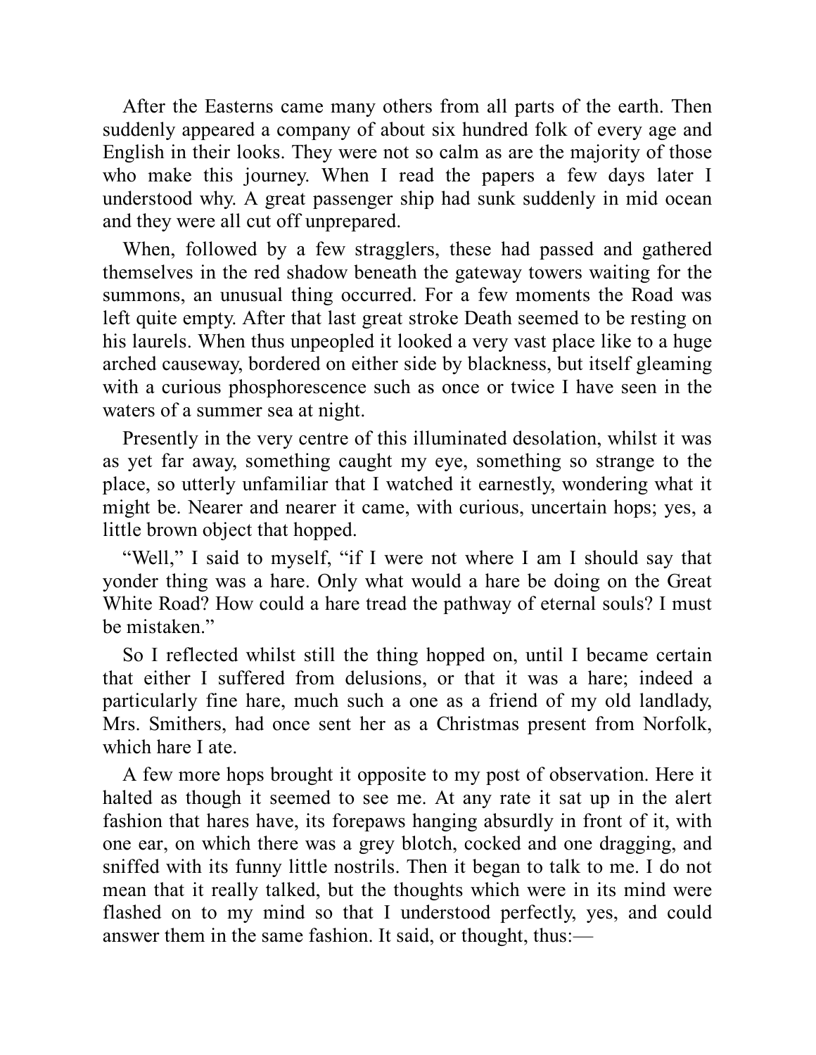After the Easterns came many others from all parts of the earth. Then suddenly appeared a company of about six hundred folk of every age and English in their looks. They were not so calm as are the majority of those who make this journey. When I read the papers a few days later I understood why. A great passenger ship had sunk suddenly in mid ocean and they were all cut off unprepared.

When, followed by a few stragglers, these had passed and gathered themselves in the red shadow beneath the gateway towers waiting for the summons, an unusual thing occurred. For a few moments the Road was left quite empty. After that last great stroke Death seemed to be resting on his laurels. When thus unpeopled it looked a very vast place like to a huge arched causeway, bordered on either side by blackness, but itself gleaming with a curious phosphorescence such as once or twice I have seen in the waters of a summer sea at night.

Presently in the very centre of this illuminated desolation, whilst it was as yet far away, something caught my eye, something so strange to the place, so utterly unfamiliar that I watched it earnestly, wondering what it might be. Nearer and nearer it came, with curious, uncertain hops; yes, a little brown object that hopped.

"Well," I said to myself, "if I were not where I am I should say that yonder thing was a hare. Only what would a hare be doing on the Great White Road? How could a hare tread the pathway of eternal souls? I must be mistaken."

So I reflected whilst still the thing hopped on, until I became certain that either I suffered from delusions, or that it was a hare; indeed a particularly fine hare, much such a one as a friend of my old landlady, Mrs. Smithers, had once sent her as a Christmas present from Norfolk, which hare I ate.

A few more hops brought it opposite to my post of observation. Here it halted as though it seemed to see me. At any rate it sat up in the alert fashion that hares have, its forepaws hanging absurdly in front of it, with one ear, on which there was a grey blotch, cocked and one dragging, and sniffed with its funny little nostrils. Then it began to talk to me. I do not mean that it really talked, but the thoughts which were in its mind were flashed on to my mind so that I understood perfectly, yes, and could answer them in the same fashion. It said, or thought, thus:—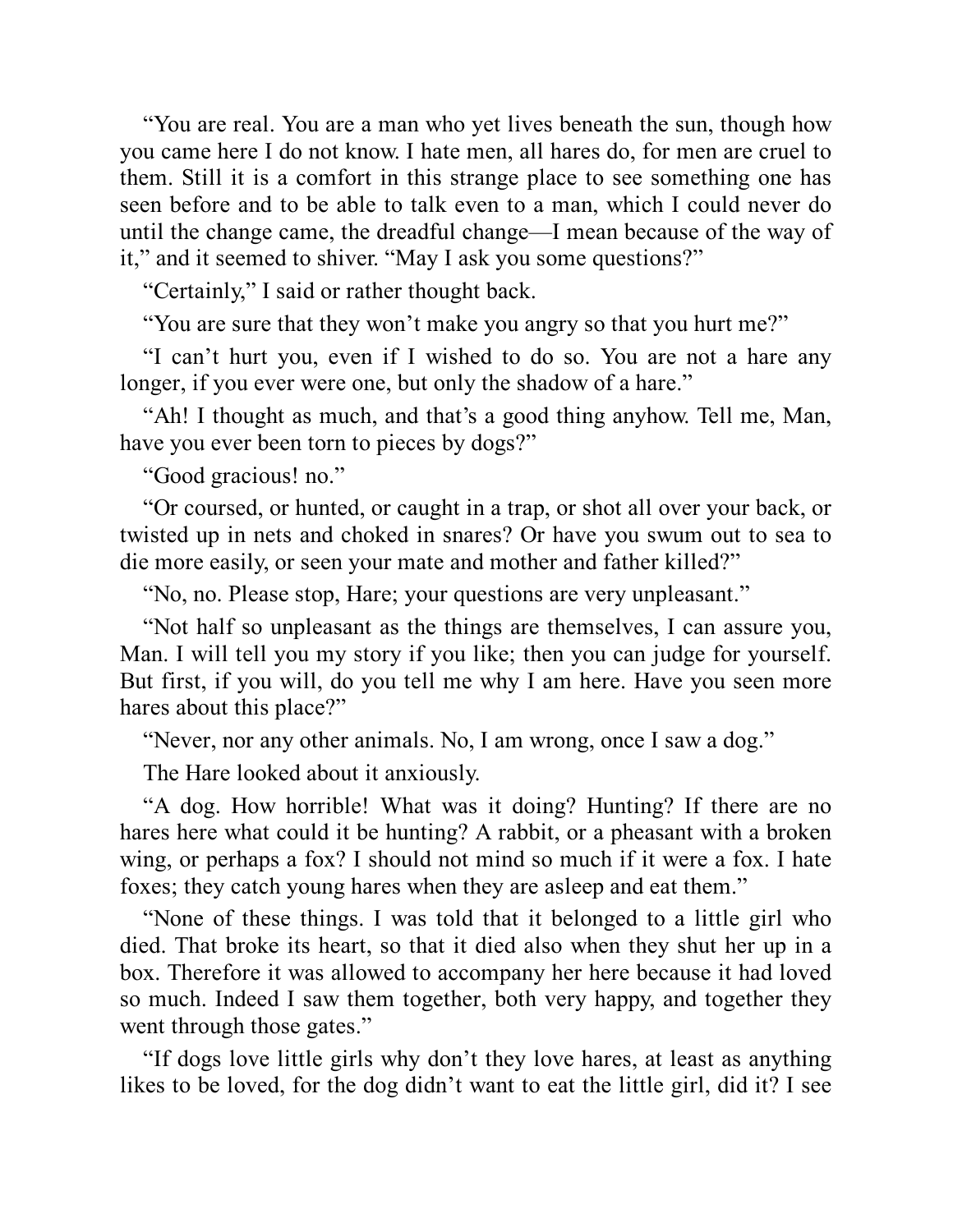"You are real. You are a man who yet lives beneath the sun, though how you came here I do not know. I hate men, all hares do, for men are cruel to them. Still it is a comfort in this strange place to see something one has seen before and to be able to talk even to a man, which I could never do until the change came, the dreadful change—I mean because of the way of it," and it seemed to shiver. "May I ask you some questions?"

"Certainly," I said or rather thought back.

"You are sure that they won't make you angry so that you hurt me?"

"I can't hurt you, even if I wished to do so. You are not a hare any longer, if you ever were one, but only the shadow of a hare."

"Ah! I thought as much, and that's a good thing anyhow. Tell me, Man, have you ever been torn to pieces by dogs?"

"Good gracious! no."

"Or coursed, or hunted, or caught in a trap, or shot all over your back, or twisted up in nets and choked in snares? Or have you swum out to sea to die more easily, or seen your mate and mother and father killed?"

"No, no. Please stop, Hare; your questions are very unpleasant."

"Not half so unpleasant as the things are themselves, I can assure you, Man. I will tell you my story if you like; then you can judge for yourself. But first, if you will, do you tell me why I am here. Have you seen more hares about this place?"

"Never, nor any other animals. No, I am wrong, once I saw a dog."

The Hare looked about it anxiously.

"A dog. How horrible! What was it doing? Hunting? If there are no hares here what could it be hunting? A rabbit, or a pheasant with a broken wing, or perhaps a fox? I should not mind so much if it were a fox. I hate foxes; they catch young hares when they are asleep and eat them."

"None of these things. I was told that it belonged to a little girl who died. That broke its heart, so that it died also when they shut her up in a box. Therefore it was allowed to accompany her here because it had loved so much. Indeed I saw them together, both very happy, and together they went through those gates."

"If dogs love little girls why don't they love hares, at least as anything likes to be loved, for the dog didn't want to eat the little girl, did it? I see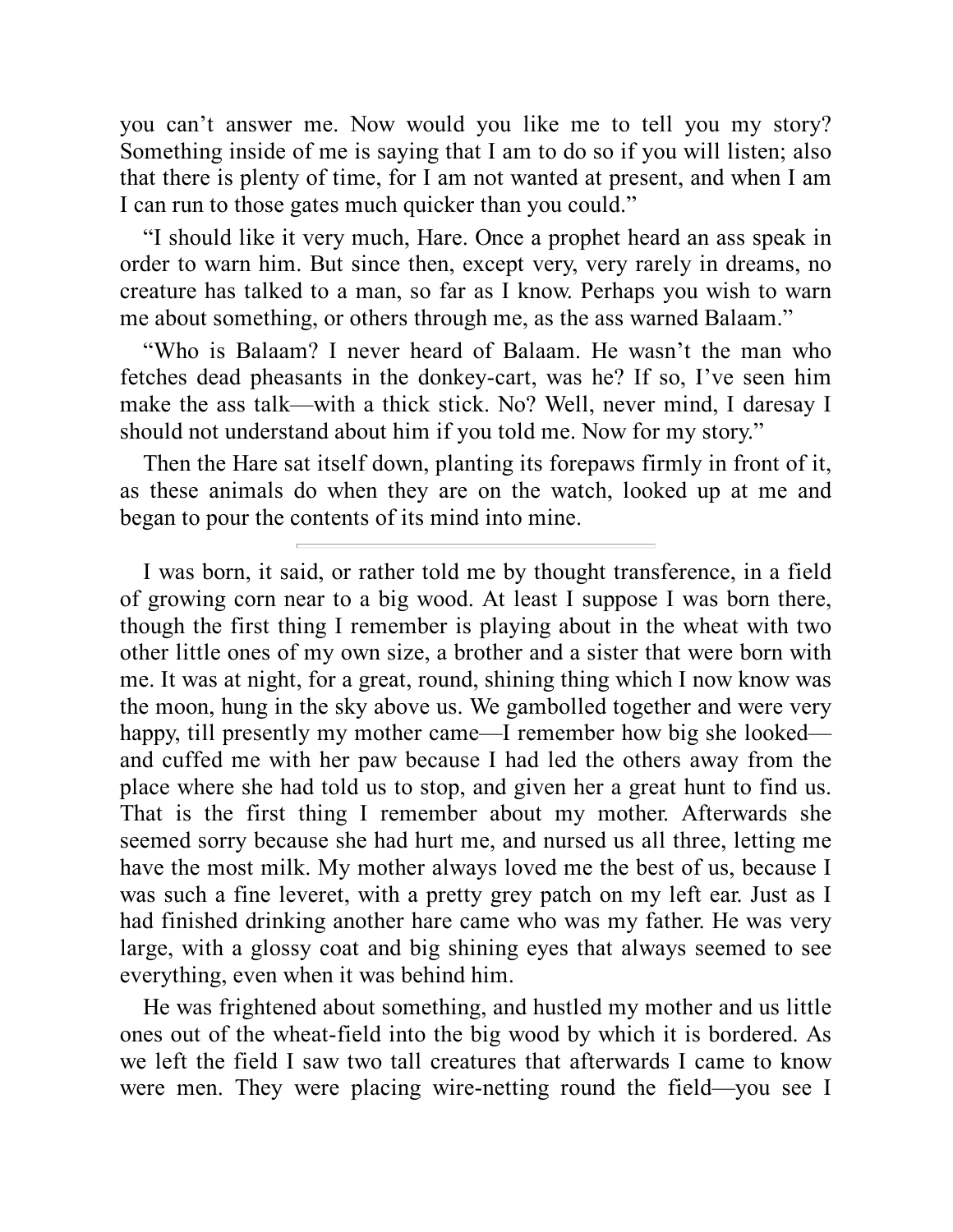you can't answer me. Now would you like me to tell you my story? Something inside of me is saying that I am to do so if you will listen; also that there is plenty of time, for I am not wanted at present, and when I am I can run to those gates much quicker than you could."

"I should like it very much, Hare. Once a prophet heard an ass speak in order to warn him. But since then, except very, very rarely in dreams, no creature has talked to a man, so far as I know. Perhaps you wish to warn me about something, or others through me, as the ass warned Balaam."

"Who is Balaam? I never heard of Balaam. He wasn't the man who fetches dead pheasants in the donkey-cart, was he? If so, I've seen him make the ass talk—with a thick stick. No? Well, never mind, I daresay I should not understand about him if you told me. Now for my story."

Then the Hare sat itself down, planting its forepaws firmly in front of it, as these animals do when they are on the watch, looked up at me and began to pour the contents of its mind into mine.

---

I was born, it said, or rather told me by thought transference, in a field of growing corn near to a big wood. At least I suppose I was born there, though the first thing I remember is playing about in the wheat with two other little ones of my own size, a brother and a sister that were born with me. It was at night, for a great, round, shining thing which I now know was the moon, hung in the sky above us. We gambolled together and were very happy, till presently my mother came—I remember how big she looked—and cuffed me with her paw because I had led the others away from the place where she had told us to stop, and given her a great hunt to find us. That is the first thing I remember about my mother. Afterwards she seemed sorry because she had hurt me, and nursed us all three, letting me have the most milk. My mother always loved me the best of us, because I was such a fine leveret, with a pretty grey patch on my left ear. Just as I had finished drinking another hare came who was my father. He was very large, with a glossy coat and big shining eyes that always seemed to see everything, even when it was behind him.

He was frightened about something, and hustled my mother and us little ones out of the wheat-field into the big wood by which it is bordered. As we left the field I saw two tall creatures that afterwards I came to know were men. They were placing wire-netting round the field—you see I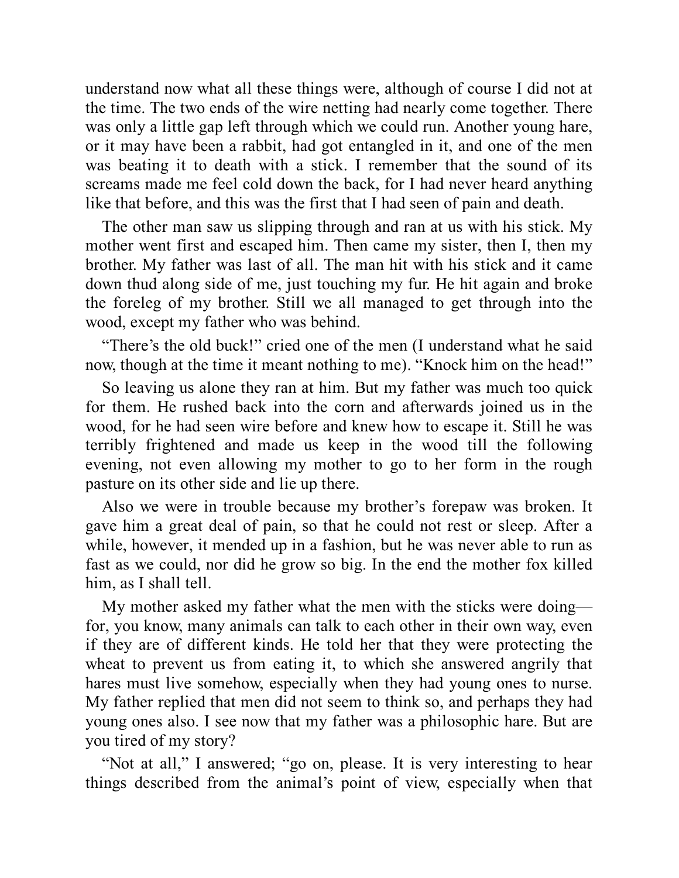understand now what all these things were, although of course I did not at the time. The two ends of the wire netting had nearly come together. There was only a little gap left through which we could run. Another young hare, or it may have been a rabbit, had got entangled in it, and one of the men was beating it to death with a stick. I remember that the sound of its screams made me feel cold down the back, for I had never heard anything like that before, and this was the first that I had seen of pain and death.

The other man saw us slipping through and ran at us with his stick. My mother went first and escaped him. Then came my sister, then I, then my brother. My father was last of all. The man hit with his stick and it came down thud along side of me, just touching my fur. He hit again and broke the foreleg of my brother. Still we all managed to get through into the wood, except my father who was behind.

"There's the old buck!" cried one of the men (I understand what he said now, though at the time it meant nothing to me). "Knock him on the head!"

So leaving us alone they ran at him. But my father was much too quick for them. He rushed back into the corn and afterwards joined us in the wood, for he had seen wire before and knew how to escape it. Still he was terribly frightened and made us keep in the wood till the following evening, not even allowing my mother to go to her form in the rough pasture on its other side and lie up there.

Also we were in trouble because my brother's forepaw was broken. It gave him a great deal of pain, so that he could not rest or sleep. After a while, however, it mended up in a fashion, but he was never able to run as fast as we could, nor did he grow so big. In the end the mother fox killed him, as I shall tell.

My mother asked my father what the men with the sticks were doing—for, you know, many animals can talk to each other in their own way, even if they are of different kinds. He told her that they were protecting the wheat to prevent us from eating it, to which she answered angrily that hares must live somehow, especially when they had young ones to nurse. My father replied that men did not seem to think so, and perhaps they had young ones also. I see now that my father was a philosophic hare. But are you tired of my story?

"Not at all," I answered; "go on, please. It is very interesting to hear things described from the animal's point of view, especially when that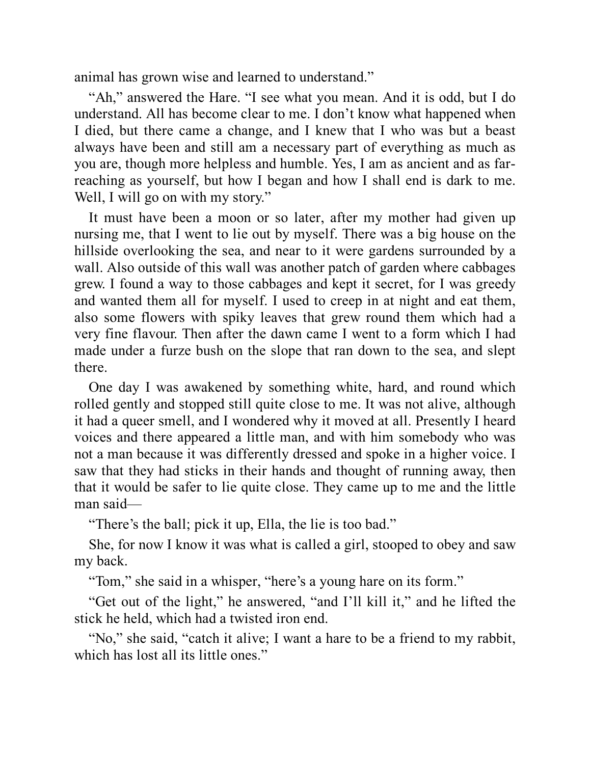animal has grown wise and learned to understand."

"Ah," answered the Hare. "I see what you mean. And it is odd, but I do understand. All has become clear to me. I don't know what happened when I died, but there came a change, and I knew that I who was but a beast always have been and still am a necessary part of everything as much as you are, though more helpless and humble. Yes, I am as ancient and as far-reaching as yourself, but how I began and how I shall end is dark to me. Well, I will go on with my story."

It must have been a moon or so later, after my mother had given up nursing me, that I went to lie out by myself. There was a big house on the hillside overlooking the sea, and near to it were gardens surrounded by a wall. Also outside of this wall was another patch of garden where cabbages grew. I found a way to those cabbages and kept it secret, for I was greedy and wanted them all for myself. I used to creep in at night and eat them, also some flowers with spiky leaves that grew round them which had a very fine flavour. Then after the dawn came I went to a form which I had made under a furze bush on the slope that ran down to the sea, and slept there.

One day I was awakened by something white, hard, and round which rolled gently and stopped still quite close to me. It was not alive, although it had a queer smell, and I wondered why it moved at all. Presently I heard voices and there appeared a little man, and with him somebody who was not a man because it was differently dressed and spoke in a higher voice. I saw that they had sticks in their hands and thought of running away, then that it would be safer to lie quite close. They came up to me and the little man said—

"There's the ball; pick it up, Ella, the lie is too bad."

She, for now I know it was what is called a girl, stooped to obey and saw my back.

"Tom," she said in a whisper, "here's a young hare on its form."

"Get out of the light," he answered, "and I'll kill it," and he lifted the stick he held, which had a twisted iron end.

"No," she said, "catch it alive; I want a hare to be a friend to my rabbit, which has lost all its little ones."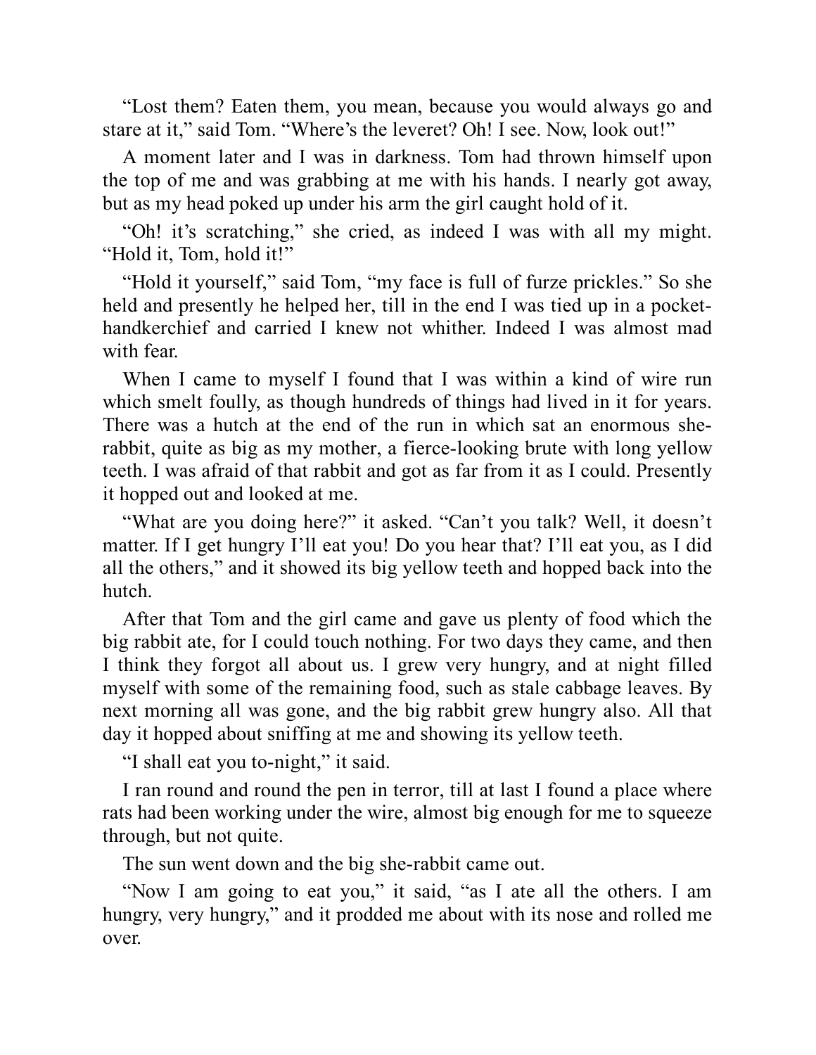"Lost them? Eaten them, you mean, because you would always go and stare at it," said Tom. "Where's the leveret? Oh! I see. Now, look out!"

A moment later and I was in darkness. Tom had thrown himself upon the top of me and was grabbing at me with his hands. I nearly got away, but as my head poked up under his arm the girl caught hold of it.

"Oh! it's scratching," she cried, as indeed I was with all my might. "Hold it, Tom, hold it!"

"Hold it yourself," said Tom, "my face is full of furze prickles." So she held and presently he helped her, till in the end I was tied up in a pocket-handkerchief and carried I knew not whither. Indeed I was almost mad with fear.

When I came to myself I found that I was within a kind of wire run which smelt foully, as though hundreds of things had lived in it for years. There was a hutch at the end of the run in which sat an enormous she-rabbit, quite as big as my mother, a fierce-looking brute with long yellow teeth. I was afraid of that rabbit and got as far from it as I could. Presently it hopped out and looked at me.

"What are you doing here?" it asked. "Can't you talk? Well, it doesn't matter. If I get hungry I'll eat you! Do you hear that? I'll eat you, as I did all the others," and it showed its big yellow teeth and hopped back into the hutch.

After that Tom and the girl came and gave us plenty of food which the big rabbit ate, for I could touch nothing. For two days they came, and then I think they forgot all about us. I grew very hungry, and at night filled myself with some of the remaining food, such as stale cabbage leaves. By next morning all was gone, and the big rabbit grew hungry also. All that day it hopped about sniffing at me and showing its yellow teeth.

"I shall eat you to-night," it said.

I ran round and round the pen in terror, till at last I found a place where rats had been working under the wire, almost big enough for me to squeeze through, but not quite.

The sun went down and the big she-rabbit came out.

"Now I am going to eat you," it said, "as I ate all the others. I am hungry, very hungry," and it prodded me about with its nose and rolled me over.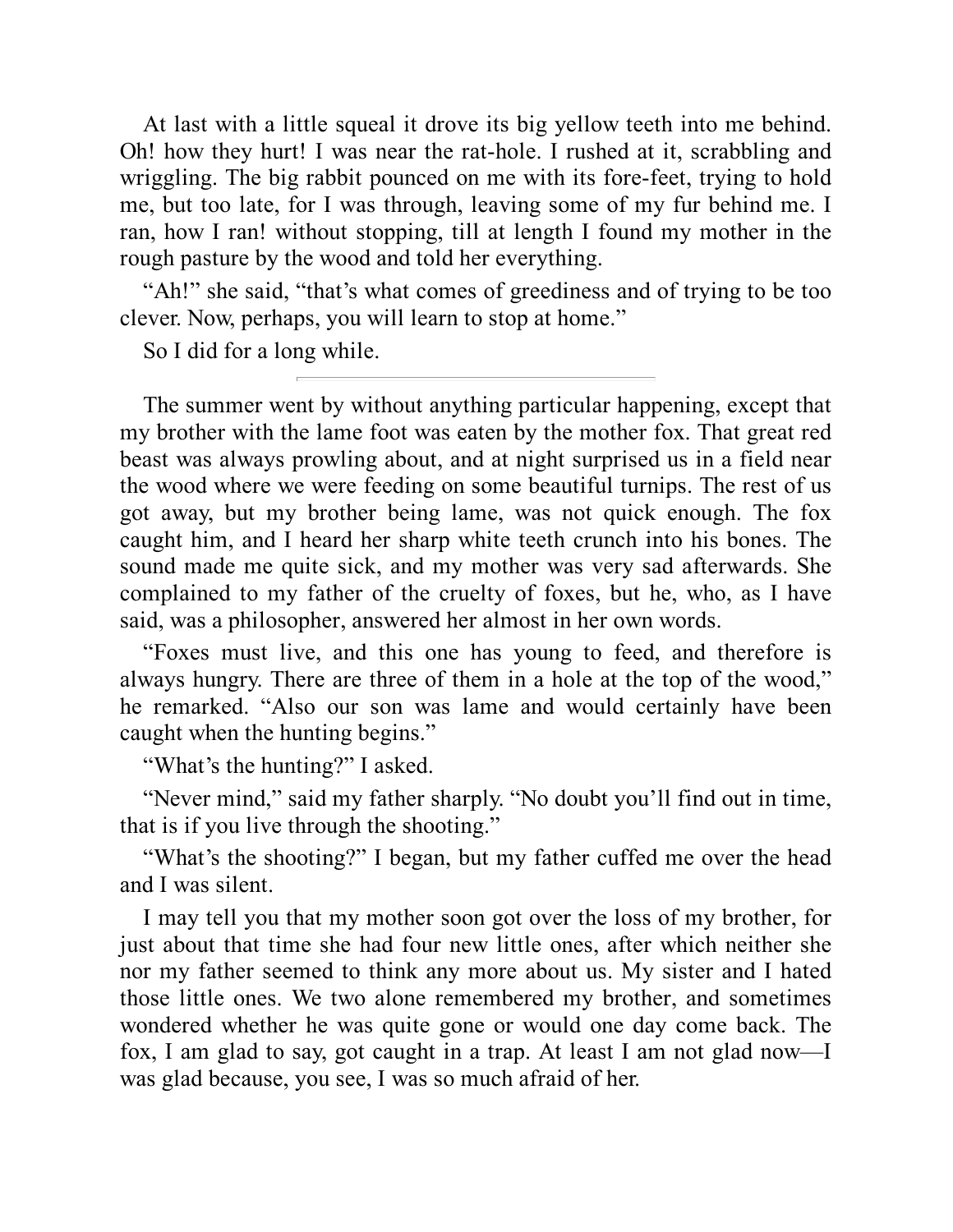At last with a little squeal it drove its big yellow teeth into me behind. Oh! how they hurt! I was near the rat-hole. I rushed at it, scrabbling and wriggling. The big rabbit pounced on me with its fore-feet, trying to hold me, but too late, for I was through, leaving some of my fur behind me. I ran, how I ran! without stopping, till at length I found my mother in the rough pasture by the wood and told her everything.

"Ah!" she said, "that's what comes of greediness and of trying to be too clever. Now, perhaps, you will learn to stop at home."

So I did for a long while.

---

The summer went by without anything particular happening, except that my brother with the lame foot was eaten by the mother fox. That great red beast was always prowling about, and at night surprised us in a field near the wood where we were feeding on some beautiful turnips. The rest of us got away, but my brother being lame, was not quick enough. The fox caught him, and I heard her sharp white teeth crunch into his bones. The sound made me quite sick, and my mother was very sad afterwards. She complained to my father of the cruelty of foxes, but he, who, as I have said, was a philosopher, answered her almost in her own words.

"Foxes must live, and this one has young to feed, and therefore is always hungry. There are three of them in a hole at the top of the wood," he remarked. "Also our son was lame and would certainly have been caught when the hunting begins."

"What's the hunting?" I asked.

"Never mind," said my father sharply. "No doubt you'll find out in time, that is if you live through the shooting."

"What's the shooting?" I began, but my father cuffed me over the head and I was silent.

I may tell you that my mother soon got over the loss of my brother, for just about that time she had four new little ones, after which neither she nor my father seemed to think any more about us. My sister and I hated those little ones. We two alone remembered my brother, and sometimes wondered whether he was quite gone or would one day come back. The fox, I am glad to say, got caught in a trap. At least I am not glad now—I was glad because, you see, I was so much afraid of her.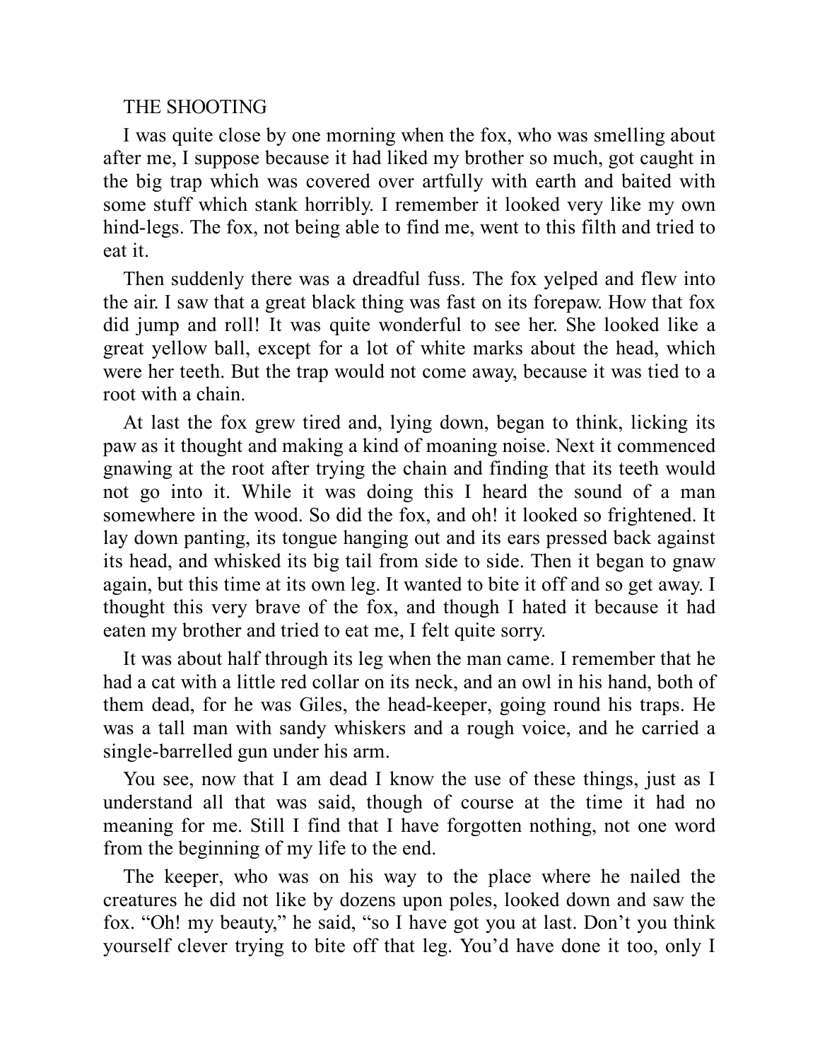## THE SHOOTING

I was quite close by one morning when the fox, who was smelling about after me, I suppose because it had liked my brother so much, got caught in the big trap which was covered over artfully with earth and baited with some stuff which stank horribly. I remember it looked very like my own hind-legs. The fox, not being able to find me, went to this filth and tried to eat it.

Then suddenly there was a dreadful fuss. The fox yelped and flew into the air. I saw that a great black thing was fast on its forepaw. How that fox did jump and roll! It was quite wonderful to see her. She looked like a great yellow ball, except for a lot of white marks about the head, which were her teeth. But the trap would not come away, because it was tied to a root with a chain.

At last the fox grew tired and, lying down, began to think, licking its paw as it thought and making a kind of moaning noise. Next it commenced gnawing at the root after trying the chain and finding that its teeth would not go into it. While it was doing this I heard the sound of a man somewhere in the wood. So did the fox, and oh! it looked so frightened. It lay down panting, its tongue hanging out and its ears pressed back against its head, and whisked its big tail from side to side. Then it began to gnaw again, but this time at its own leg. It wanted to bite it off and so get away. I thought this very brave of the fox, and though I hated it because it had eaten my brother and tried to eat me, I felt quite sorry.

It was about half through its leg when the man came. I remember that he had a cat with a little red collar on its neck, and an owl in his hand, both of them dead, for he was Giles, the head-keeper, going round his traps. He was a tall man with sandy whiskers and a rough voice, and he carried a single-barrelled gun under his arm.

You see, now that I am dead I know the use of these things, just as I understand all that was said, though of course at the time it had no meaning for me. Still I find that I have forgotten nothing, not one word from the beginning of my life to the end.

The keeper, who was on his way to the place where he nailed the creatures he did not like by dozens upon poles, looked down and saw the fox. “Oh! my beauty,” he said, “so I have got you at last. Don’t you think yourself clever trying to bite off that leg. You’d have done it too, only I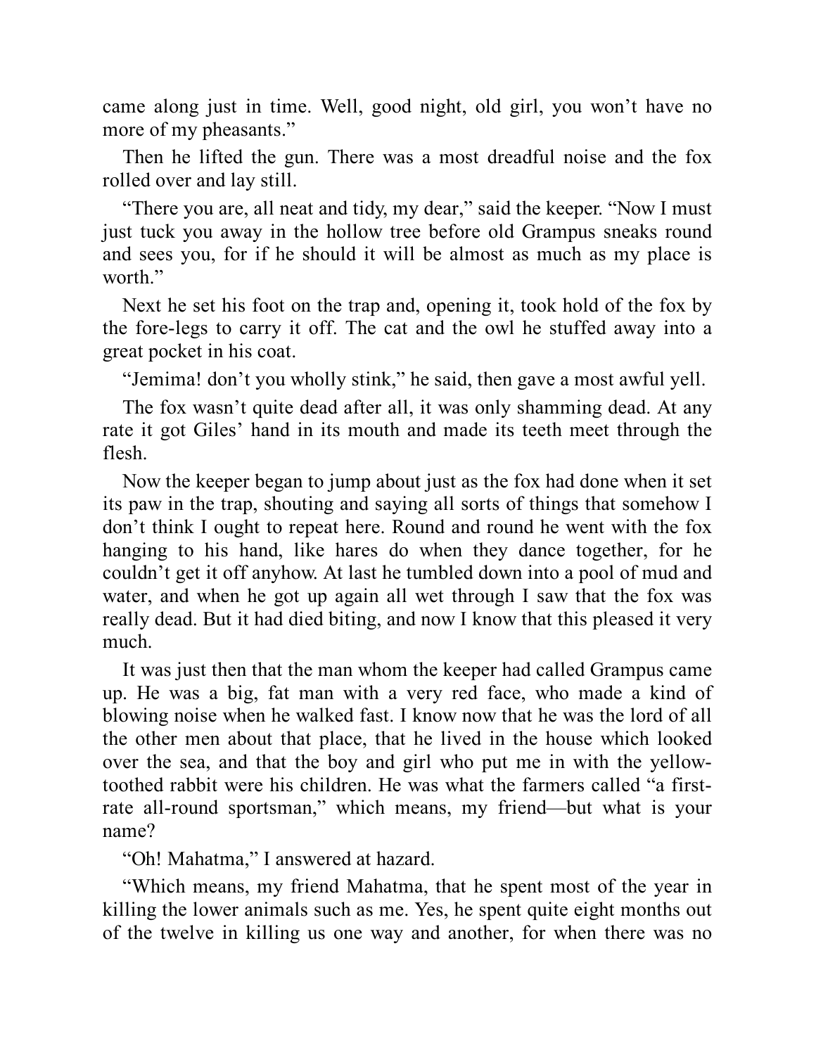came along just in time. Well, good night, old girl, you won't have no more of my pheasants."

Then he lifted the gun. There was a most dreadful noise and the fox rolled over and lay still.

"There you are, all neat and tidy, my dear," said the keeper. "Now I must just tuck you away in the hollow tree before old Grampus sneaks round and sees you, for if he should it will be almost as much as my place is worth."

Next he set his foot on the trap and, opening it, took hold of the fox by the fore-legs to carry it off. The cat and the owl he stuffed away into a great pocket in his coat.

"Jemima! don't you wholly stink," he said, then gave a most awful yell.

The fox wasn't quite dead after all, it was only shamming dead. At any rate it got Giles' hand in its mouth and made its teeth meet through the flesh.

Now the keeper began to jump about just as the fox had done when it set its paw in the trap, shouting and saying all sorts of things that somehow I don't think I ought to repeat here. Round and round he went with the fox hanging to his hand, like hares do when they dance together, for he couldn't get it off anyhow. At last he tumbled down into a pool of mud and water, and when he got up again all wet through I saw that the fox was really dead. But it had died biting, and now I know that this pleased it very much.

It was just then that the man whom the keeper had called Grampus came up. He was a big, fat man with a very red face, who made a kind of blowing noise when he walked fast. I know now that he was the lord of all the other men about that place, that he lived in the house which looked over the sea, and that the boy and girl who put me in with the yellow-toothed rabbit were his children. He was what the farmers called "a first-rate all-round sportsman," which means, my friend—but what is your name?

"Oh! Mahatma," I answered at hazard.

"Which means, my friend Mahatma, that he spent most of the year in killing the lower animals such as me. Yes, he spent quite eight months out of the twelve in killing us one way and another, for when there was no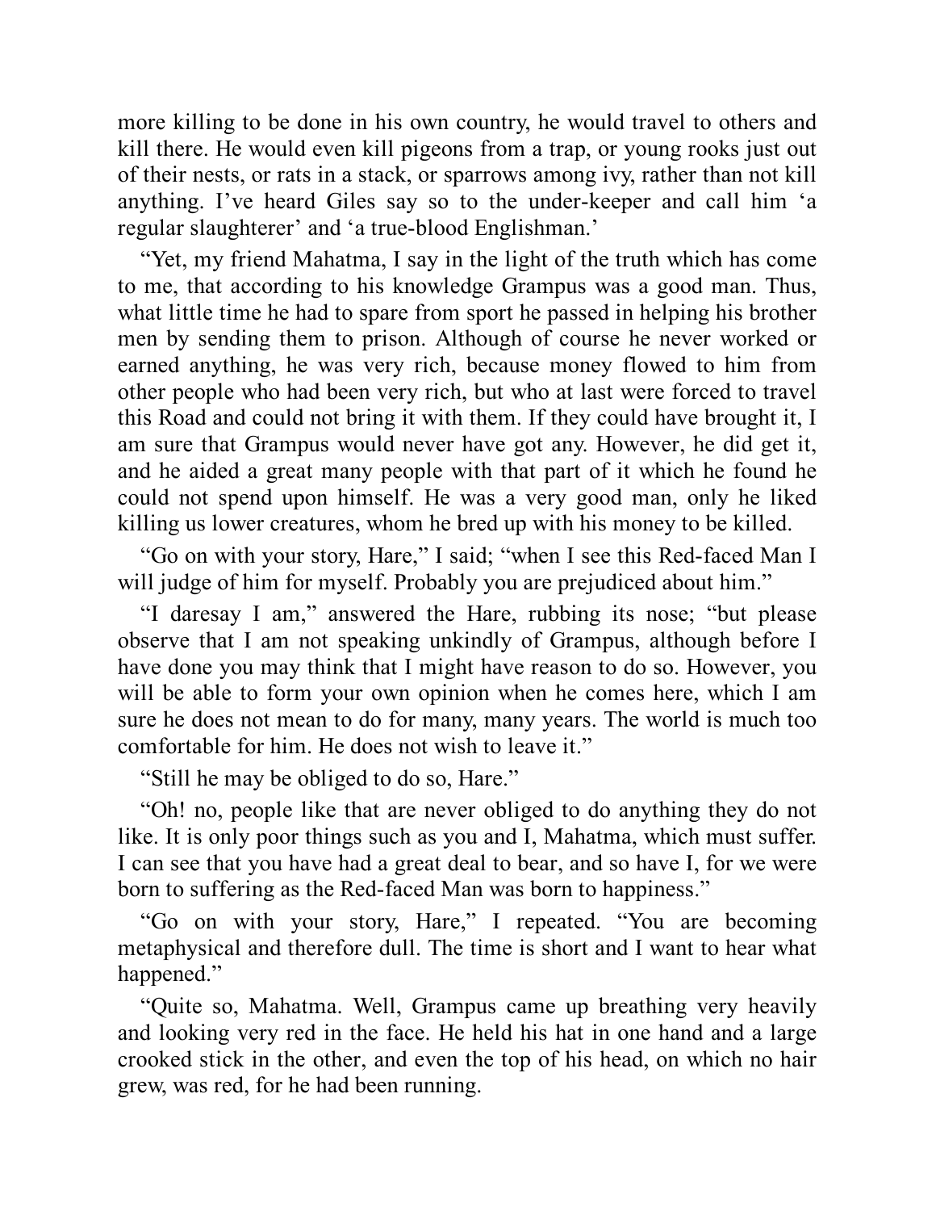more killing to be done in his own country, he would travel to others and kill there. He would even kill pigeons from a trap, or young rooks just out of their nests, or rats in a stack, or sparrows among ivy, rather than not kill anything. I've heard Giles say so to the under-keeper and call him 'a regular slaughterer' and 'a true-blood Englishman.'

"Yet, my friend Mahatma, I say in the light of the truth which has come to me, that according to his knowledge Grampus was a good man. Thus, what little time he had to spare from sport he passed in helping his brother men by sending them to prison. Although of course he never worked or earned anything, he was very rich, because money flowed to him from other people who had been very rich, but who at last were forced to travel this Road and could not bring it with them. If they could have brought it, I am sure that Grampus would never have got any. However, he did get it, and he aided a great many people with that part of it which he found he could not spend upon himself. He was a very good man, only he liked killing us lower creatures, whom he bred up with his money to be killed.

"Go on with your story, Hare," I said; "when I see this Red-faced Man I will judge of him for myself. Probably you are prejudiced about him."

"I daresay I am," answered the Hare, rubbing its nose; "but please observe that I am not speaking unkindly of Grampus, although before I have done you may think that I might have reason to do so. However, you will be able to form your own opinion when he comes here, which I am sure he does not mean to do for many, many years. The world is much too comfortable for him. He does not wish to leave it."

"Still he may be obliged to do so, Hare."

"Oh! no, people like that are never obliged to do anything they do not like. It is only poor things such as you and I, Mahatma, which must suffer. I can see that you have had a great deal to bear, and so have I, for we were born to suffering as the Red-faced Man was born to happiness."

"Go on with your story, Hare," I repeated. "You are becoming metaphysical and therefore dull. The time is short and I want to hear what happened."

"Quite so, Mahatma. Well, Grampus came up breathing very heavily and looking very red in the face. He held his hat in one hand and a large crooked stick in the other, and even the top of his head, on which no hair grew, was red, for he had been running.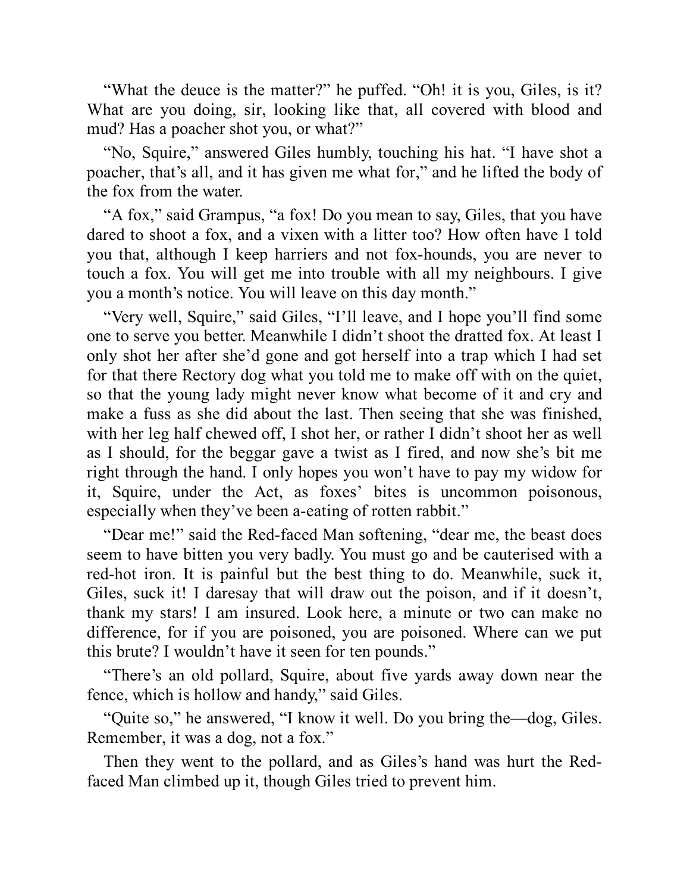"What the deuce is the matter?" he puffed. "Oh! it is you, Giles, is it? What are you doing, sir, looking like that, all covered with blood and mud? Has a poacher shot you, or what?"

"No, Squire," answered Giles humbly, touching his hat. "I have shot a poacher, that's all, and it has given me what for," and he lifted the body of the fox from the water.

"A fox," said Grampus, "a fox! Do you mean to say, Giles, that you have dared to shoot a fox, and a vixen with a litter too? How often have I told you that, although I keep harriers and not fox-hounds, you are never to touch a fox. You will get me into trouble with all my neighbours. I give you a month's notice. You will leave on this day month."

"Very well, Squire," said Giles, "I'll leave, and I hope you'll find some one to serve you better. Meanwhile I didn't shoot the dratted fox. At least I only shot her after she'd gone and got herself into a trap which I had set for that there Rectory dog what you told me to make off with on the quiet, so that the young lady might never know what become of it and cry and make a fuss as she did about the last. Then seeing that she was finished, with her leg half chewed off, I shot her, or rather I didn't shoot her as well as I should, for the beggar gave a twist as I fired, and now she's bit me right through the hand. I only hopes you won't have to pay my widow for it, Squire, under the Act, as foxes' bites is uncommon poisonous, especially when they've been a-eating of rotten rabbit."

"Dear me!" said the Red-faced Man softening, "dear me, the beast does seem to have bitten you very badly. You must go and be cauterised with a red-hot iron. It is painful but the best thing to do. Meanwhile, suck it, Giles, suck it! I daresay that will draw out the poison, and if it doesn't, thank my stars! I am insured. Look here, a minute or two can make no difference, for if you are poisoned, you are poisoned. Where can we put this brute? I wouldn't have it seen for ten pounds."

"There's an old pollard, Squire, about five yards away down near the fence, which is hollow and handy," said Giles.

"Quite so," he answered, "I know it well. Do you bring the—dog, Giles. Remember, it was a dog, not a fox."

Then they went to the pollard, and as Giles's hand was hurt the Red-faced Man climbed up it, though Giles tried to prevent him.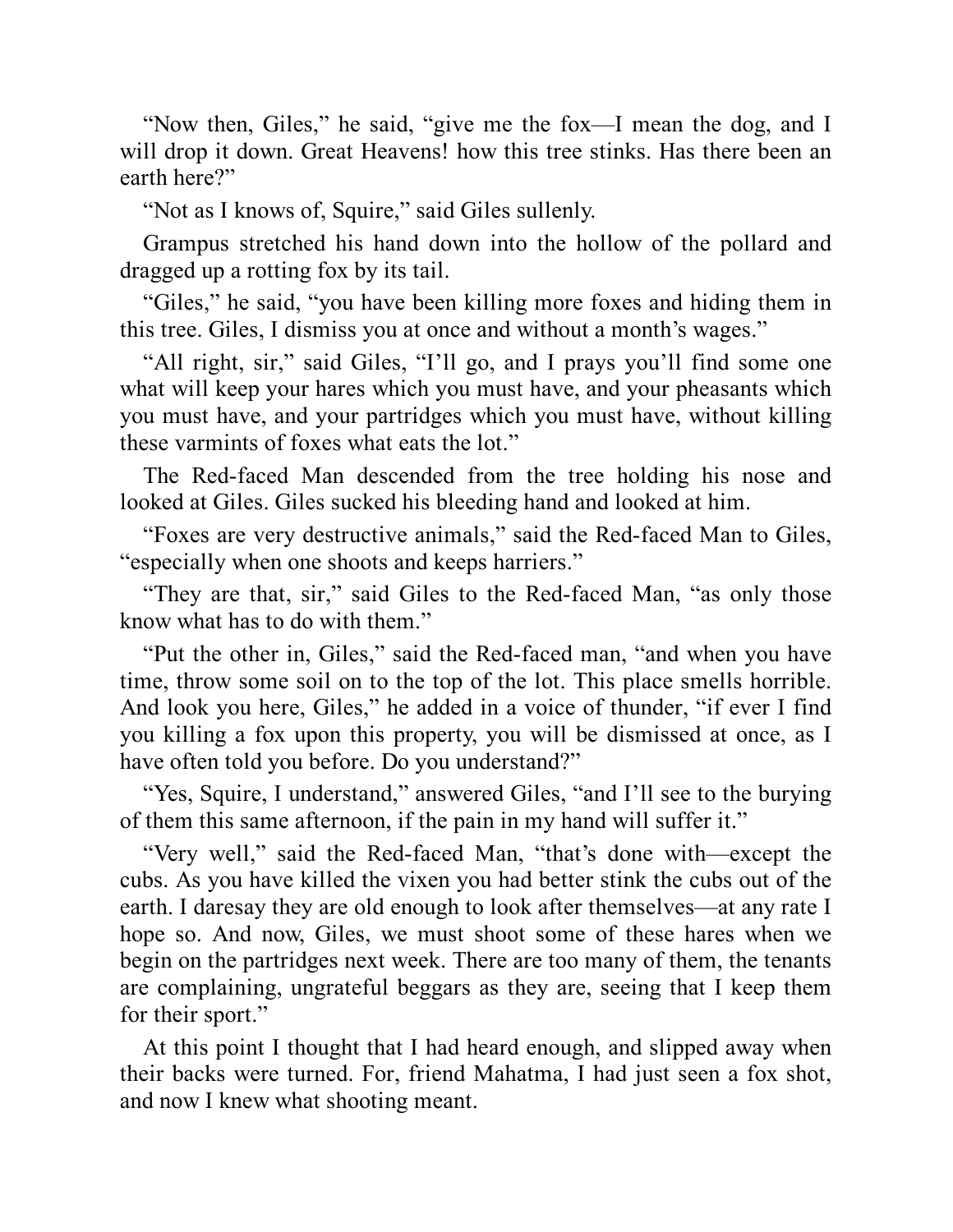"Now then, Giles," he said, "give me the fox—I mean the dog, and I will drop it down. Great Heavens! how this tree stinks. Has there been an earth here?"

"Not as I knows of, Squire," said Giles sullenly.

Grampus stretched his hand down into the hollow of the pollard and dragged up a rotting fox by its tail.

"Giles," he said, "you have been killing more foxes and hiding them in this tree. Giles, I dismiss you at once and without a month's wages."

"All right, sir," said Giles, "I'll go, and I prays you'll find some one what will keep your hares which you must have, and your pheasants which you must have, and your partridges which you must have, without killing these varmints of foxes what eats the lot."

The Red-faced Man descended from the tree holding his nose and looked at Giles. Giles sucked his bleeding hand and looked at him.

"Foxes are very destructive animals," said the Red-faced Man to Giles, "especially when one shoots and keeps harriers."

"They are that, sir," said Giles to the Red-faced Man, "as only those know what has to do with them."

"Put the other in, Giles," said the Red-faced man, "and when you have time, throw some soil on to the top of the lot. This place smells horrible. And look you here, Giles," he added in a voice of thunder, "if ever I find you killing a fox upon this property, you will be dismissed at once, as I have often told you before. Do you understand?"

"Yes, Squire, I understand," answered Giles, "and I'll see to the burying of them this same afternoon, if the pain in my hand will suffer it."

"Very well," said the Red-faced Man, "that's done with—except the cubs. As you have killed the vixen you had better stink the cubs out of the earth. I daresay they are old enough to look after themselves—at any rate I hope so. And now, Giles, we must shoot some of these hares when we begin on the partridges next week. There are too many of them, the tenants are complaining, ungrateful beggars as they are, seeing that I keep them for their sport."

At this point I thought that I had heard enough, and slipped away when their backs were turned. For, friend Mahatma, I had just seen a fox shot, and now I knew what shooting meant.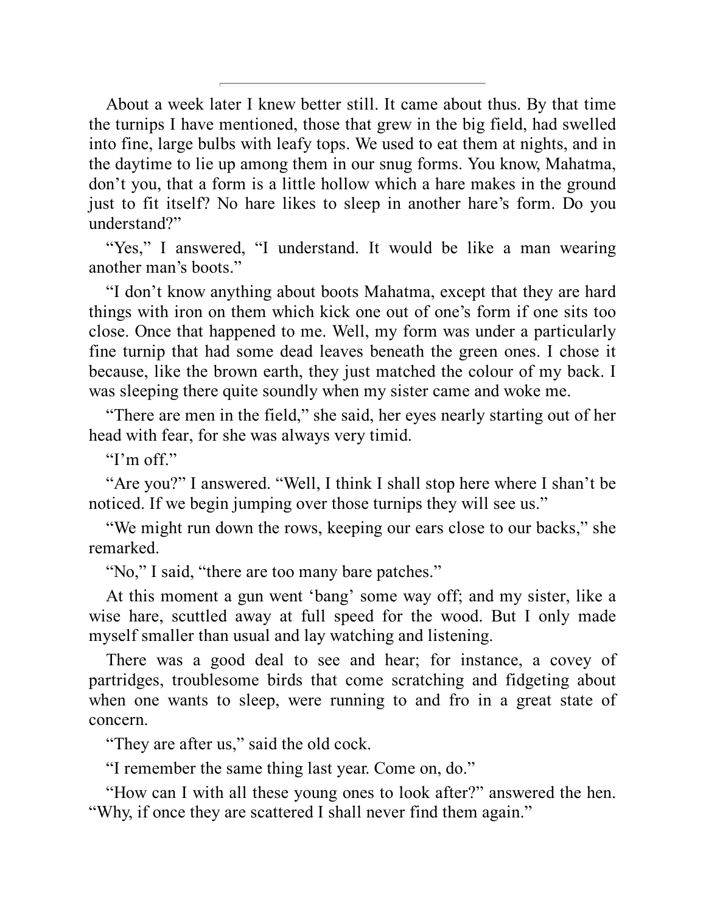---

About a week later I knew better still. It came about thus. By that time the turnips I have mentioned, those that grew in the big field, had swelled into fine, large bulbs with leafy tops. We used to eat them at nights, and in the daytime to lie up among them in our snug forms. You know, Mahatma, don't you, that a form is a little hollow which a hare makes in the ground just to fit itself? No hare likes to sleep in another hare's form. Do you understand?"

"Yes," I answered, "I understand. It would be like a man wearing another man's boots."

"I don't know anything about boots Mahatma, except that they are hard things with iron on them which kick one out of one's form if one sits too close. Once that happened to me. Well, my form was under a particularly fine turnip that had some dead leaves beneath the green ones. I chose it because, like the brown earth, they just matched the colour of my back. I was sleeping there quite soundly when my sister came and woke me.

"There are men in the field," she said, her eyes nearly starting out of her head with fear, for she was always very timid.

"I'm off."

"Are you?" I answered. "Well, I think I shall stop here where I shan't be noticed. If we begin jumping over those turnips they will see us."

"We might run down the rows, keeping our ears close to our backs," she remarked.

"No," I said, "there are too many bare patches."

At this moment a gun went 'bang' some way off; and my sister, like a wise hare, scuttled away at full speed for the wood. But I only made myself smaller than usual and lay watching and listening.

There was a good deal to see and hear; for instance, a covey of partridges, troublesome birds that come scratching and fidgeting about when one wants to sleep, were running to and fro in a great state of concern.

"They are after us," said the old cock.

"I remember the same thing last year. Come on, do."

"How can I with all these young ones to look after?" answered the hen. "Why, if once they are scattered I shall never find them again."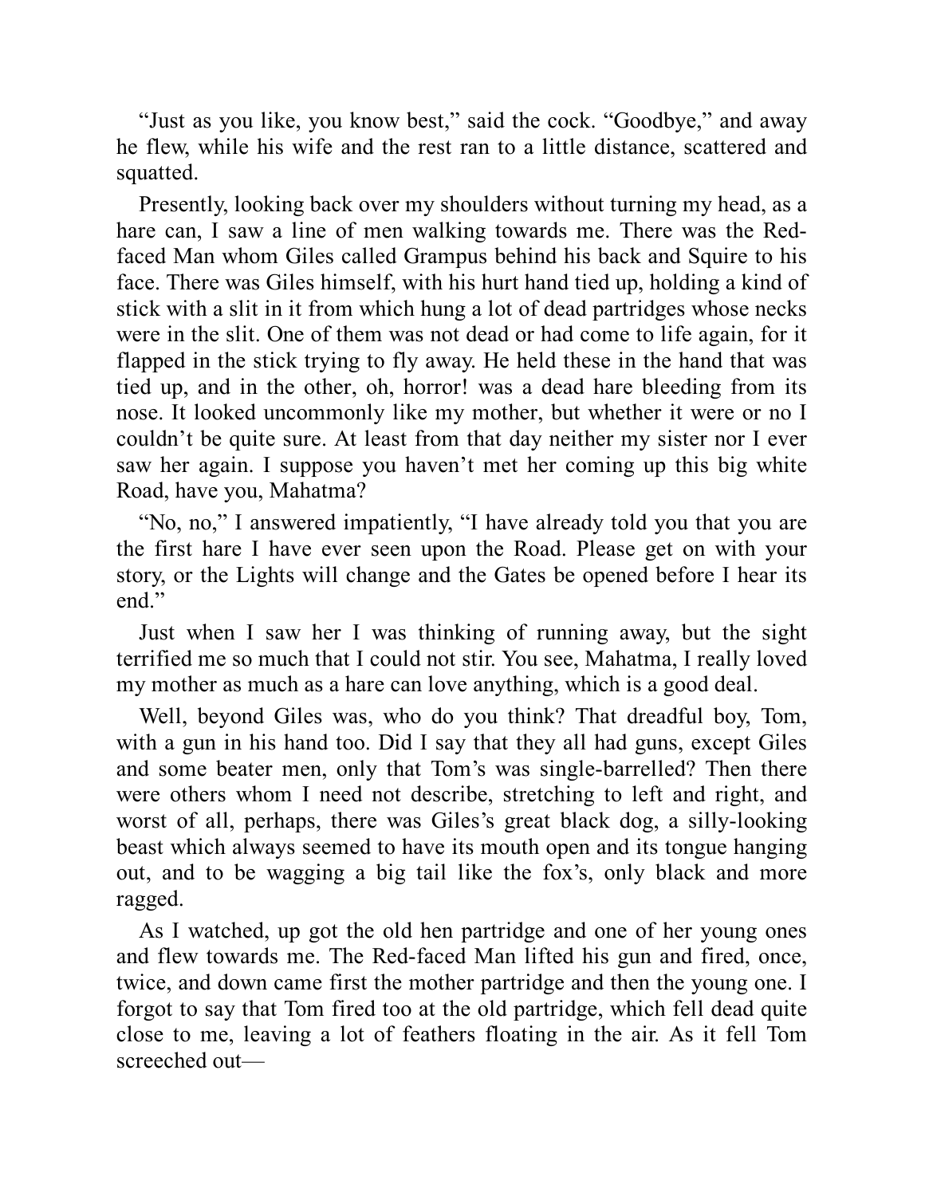“Just as you like, you know best,” said the cock. “Goodbye,” and away he flew, while his wife and the rest ran to a little distance, scattered and squatted.

Presently, looking back over my shoulders without turning my head, as a hare can, I saw a line of men walking towards me. There was the Red-faced Man whom Giles called Grampus behind his back and Squire to his face. There was Giles himself, with his hurt hand tied up, holding a kind of stick with a slit in it from which hung a lot of dead partridges whose necks were in the slit. One of them was not dead or had come to life again, for it flapped in the stick trying to fly away. He held these in the hand that was tied up, and in the other, oh, horror! was a dead hare bleeding from its nose. It looked uncommonly like my mother, but whether it were or no I couldn’t be quite sure. At least from that day neither my sister nor I ever saw her again. I suppose you haven’t met her coming up this big white Road, have you, Mahatma?

“No, no,” I answered impatiently, “I have already told you that you are the first hare I have ever seen upon the Road. Please get on with your story, or the Lights will change and the Gates be opened before I hear its end.”

Just when I saw her I was thinking of running away, but the sight terrified me so much that I could not stir. You see, Mahatma, I really loved my mother as much as a hare can love anything, which is a good deal.

Well, beyond Giles was, who do you think? That dreadful boy, Tom, with a gun in his hand too. Did I say that they all had guns, except Giles and some beater men, only that Tom’s was single-barrelled? Then there were others whom I need not describe, stretching to left and right, and worst of all, perhaps, there was Giles’s great black dog, a silly-looking beast which always seemed to have its mouth open and its tongue hanging out, and to be wagging a big tail like the fox’s, only black and more ragged.

As I watched, up got the old hen partridge and one of her young ones and flew towards me. The Red-faced Man lifted his gun and fired, once, twice, and down came first the mother partridge and then the young one. I forgot to say that Tom fired too at the old partridge, which fell dead quite close to me, leaving a lot of feathers floating in the air. As it fell Tom screeched out—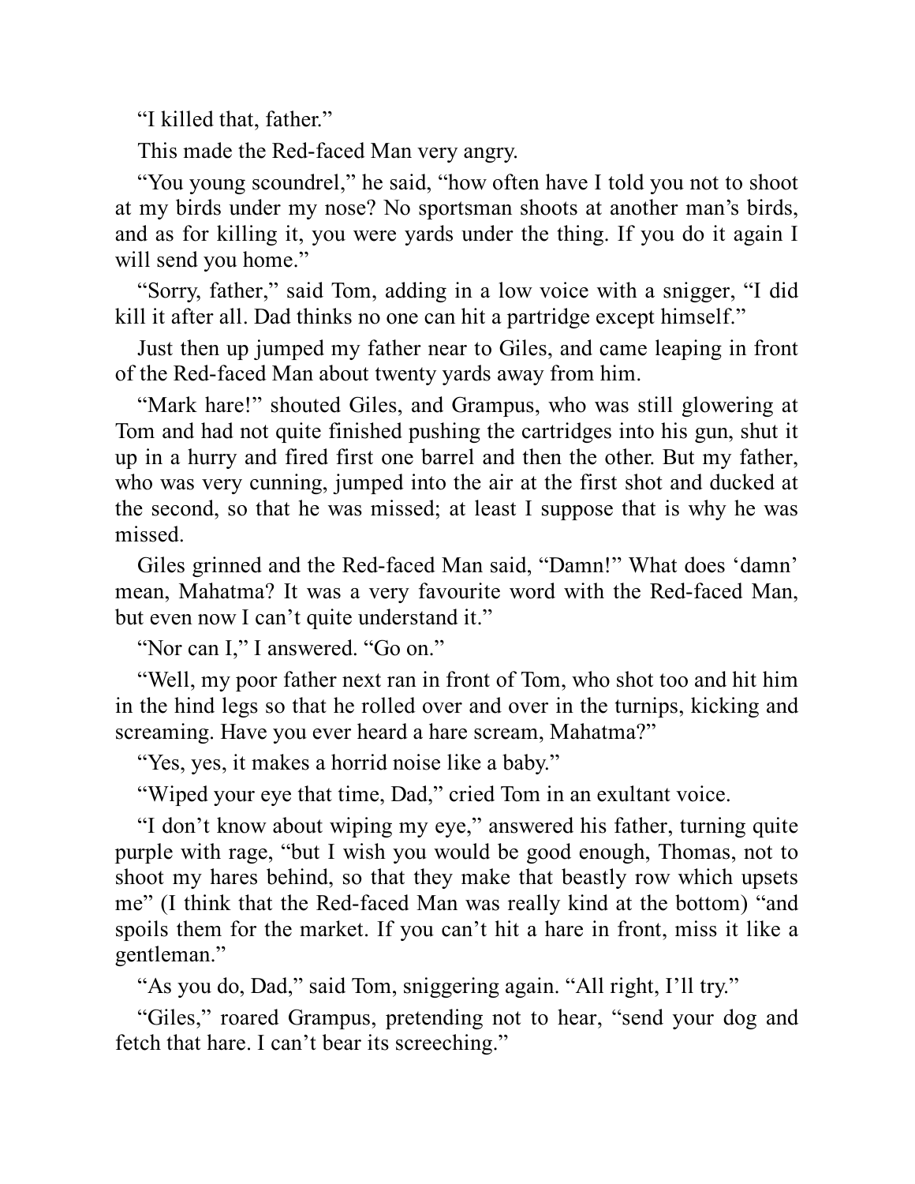"I killed that, father."

This made the Red-faced Man very angry.

"You young scoundrel," he said, "how often have I told you not to shoot at my birds under my nose? No sportsman shoots at another man's birds, and as for killing it, you were yards under the thing. If you do it again I will send you home."

"Sorry, father," said Tom, adding in a low voice with a snigger, "I did kill it after all. Dad thinks no one can hit a partridge except himself."

Just then up jumped my father near to Giles, and came leaping in front of the Red-faced Man about twenty yards away from him.

"Mark hare!" shouted Giles, and Grampus, who was still glowering at Tom and had not quite finished pushing the cartridges into his gun, shut it up in a hurry and fired first one barrel and then the other. But my father, who was very cunning, jumped into the air at the first shot and ducked at the second, so that he was missed; at least I suppose that is why he was missed.

Giles grinned and the Red-faced Man said, "Damn!" What does 'damn' mean, Mahatma? It was a very favourite word with the Red-faced Man, but even now I can't quite understand it."

"Nor can I," I answered. "Go on."

"Well, my poor father next ran in front of Tom, who shot too and hit him in the hind legs so that he rolled over and over in the turnips, kicking and screaming. Have you ever heard a hare scream, Mahatma?"

"Yes, yes, it makes a horrid noise like a baby."

"Wiped your eye that time, Dad," cried Tom in an exultant voice.

"I don't know about wiping my eye," answered his father, turning quite purple with rage, "but I wish you would be good enough, Thomas, not to shoot my hares behind, so that they make that beastly row which upsets me" (I think that the Red-faced Man was really kind at the bottom) "and spoils them for the market. If you can't hit a hare in front, miss it like a gentleman."

"As you do, Dad," said Tom, sniggering again. "All right, I'll try."

"Giles," roared Grampus, pretending not to hear, "send your dog and fetch that hare. I can't bear its screeching."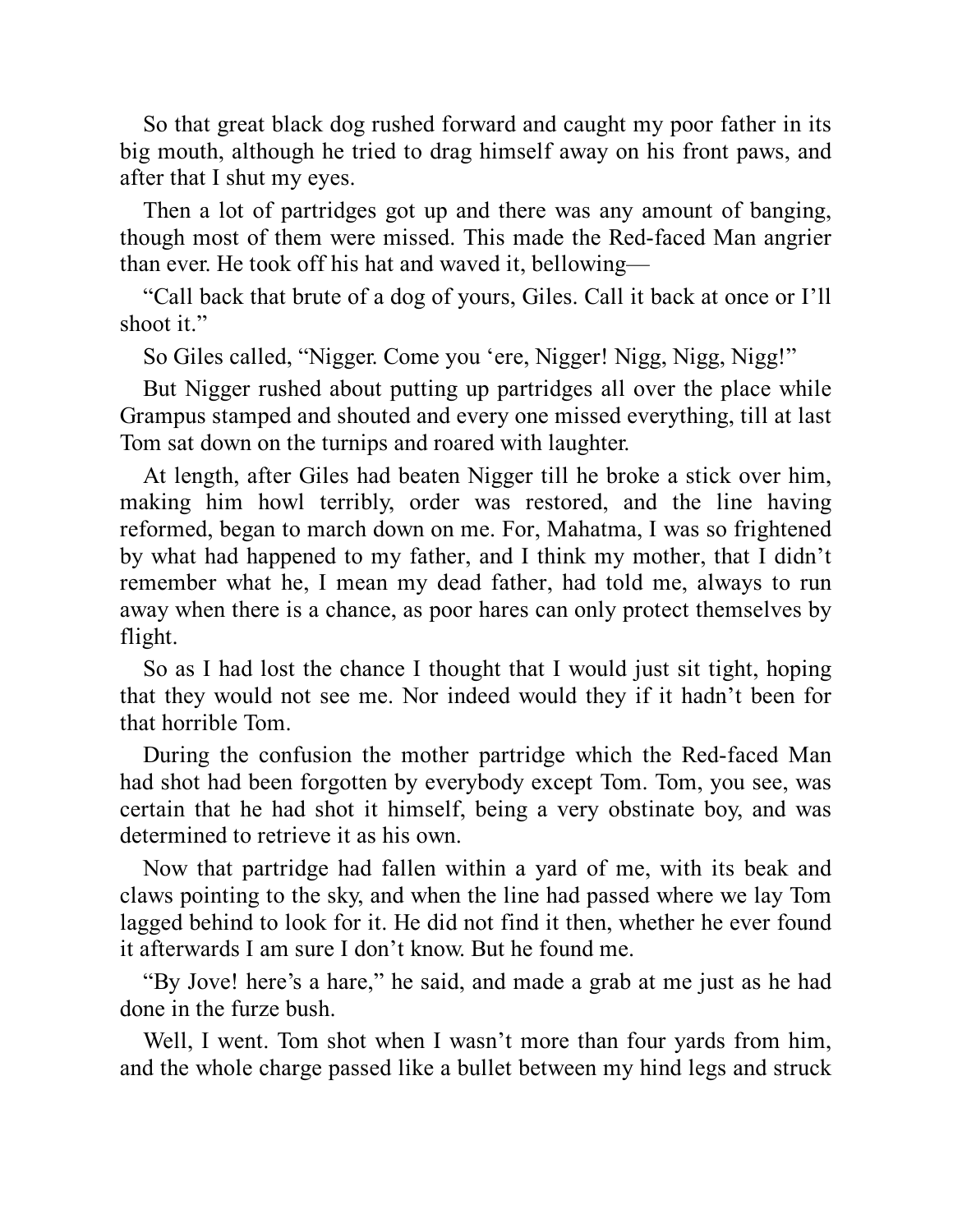So that great black dog rushed forward and caught my poor father in its big mouth, although he tried to drag himself away on his front paws, and after that I shut my eyes.

Then a lot of partridges got up and there was any amount of banging, though most of them were missed. This made the Red-faced Man angrier than ever. He took off his hat and waved it, bellowing—

"Call back that brute of a dog of yours, Giles. Call it back at once or I'll shoot it."

So Giles called, "Nigger. Come you 'ere, Nigger! Nigg, Nigg, Nigg!"

But Nigger rushed about putting up partridges all over the place while Grampus stamped and shouted and every one missed everything, till at last Tom sat down on the turnips and roared with laughter.

At length, after Giles had beaten Nigger till he broke a stick over him, making him howl terribly, order was restored, and the line having reformed, began to march down on me. For, Mahatma, I was so frightened by what had happened to my father, and I think my mother, that I didn't remember what he, I mean my dead father, had told me, always to run away when there is a chance, as poor hares can only protect themselves by flight.

So as I had lost the chance I thought that I would just sit tight, hoping that they would not see me. Nor indeed would they if it hadn't been for that horrible Tom.

During the confusion the mother partridge which the Red-faced Man had shot had been forgotten by everybody except Tom. Tom, you see, was certain that he had shot it himself, being a very obstinate boy, and was determined to retrieve it as his own.

Now that partridge had fallen within a yard of me, with its beak and claws pointing to the sky, and when the line had passed where we lay Tom lagged behind to look for it. He did not find it then, whether he ever found it afterwards I am sure I don't know. But he found me.

"By Jove! here's a hare," he said, and made a grab at me just as he had done in the furze bush.

Well, I went. Tom shot when I wasn't more than four yards from him, and the whole charge passed like a bullet between my hind legs and struck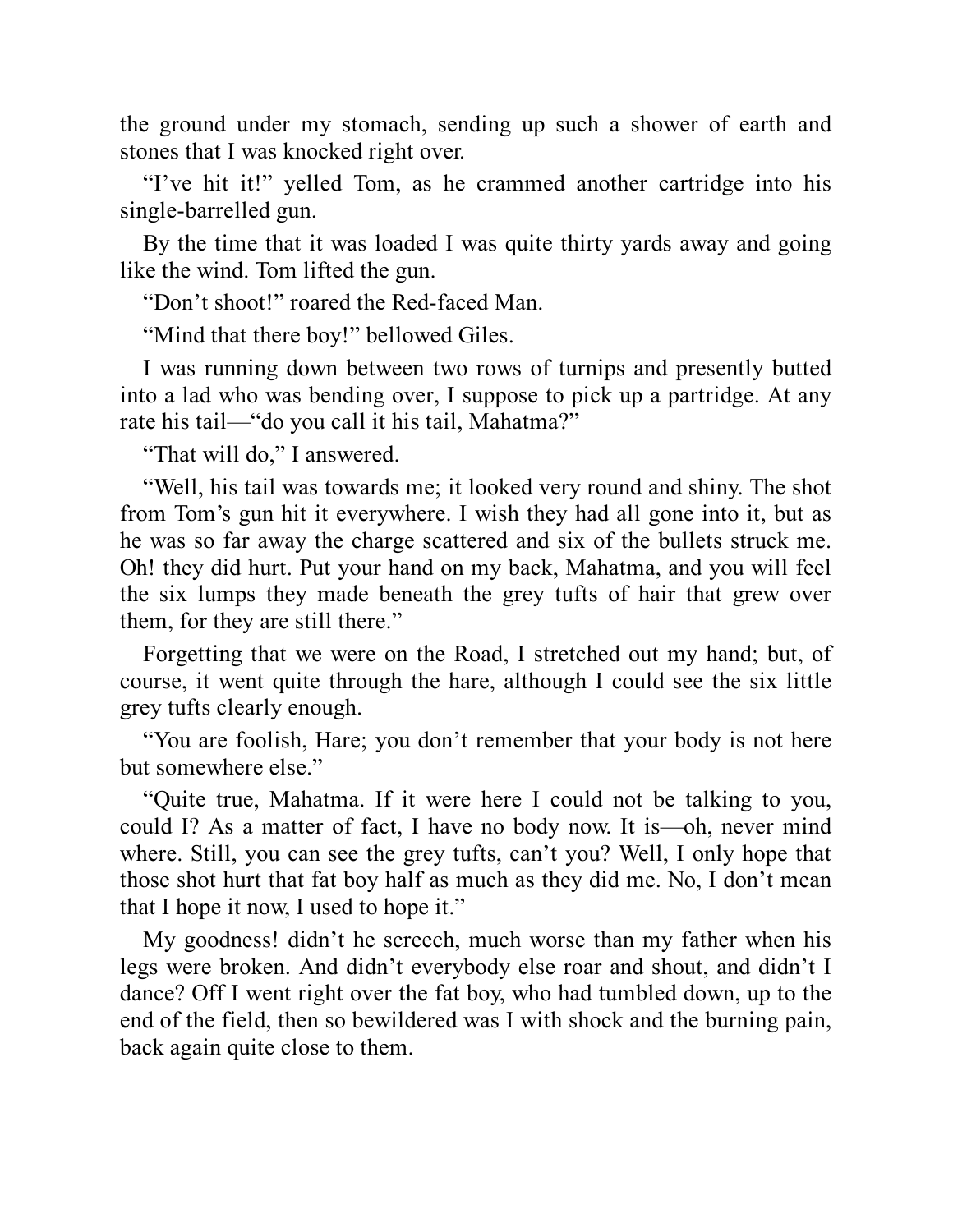the ground under my stomach, sending up such a shower of earth and stones that I was knocked right over.

“I’ve hit it!” yelled Tom, as he crammed another cartridge into his single-barrelled gun.

By the time that it was loaded I was quite thirty yards away and going like the wind. Tom lifted the gun.

“Don’t shoot!” roared the Red-faced Man.

“Mind that there boy!” bellowed Giles.

I was running down between two rows of turnips and presently butted into a lad who was bending over, I suppose to pick up a partridge. At any rate his tail—“do you call it his tail, Mahatma?”

“That will do,” I answered.

“Well, his tail was towards me; it looked very round and shiny. The shot from Tom’s gun hit it everywhere. I wish they had all gone into it, but as he was so far away the charge scattered and six of the bullets struck me. Oh! they did hurt. Put your hand on my back, Mahatma, and you will feel the six lumps they made beneath the grey tufts of hair that grew over them, for they are still there.”

Forgetting that we were on the Road, I stretched out my hand; but, of course, it went quite through the hare, although I could see the six little grey tufts clearly enough.

“You are foolish, Hare; you don’t remember that your body is not here but somewhere else.”

“Quite true, Mahatma. If it were here I could not be talking to you, could I? As a matter of fact, I have no body now. It is—oh, never mind where. Still, you can see the grey tufts, can’t you? Well, I only hope that those shot hurt that fat boy half as much as they did me. No, I don’t mean that I hope it now, I used to hope it.”

My goodness! didn’t he screech, much worse than my father when his legs were broken. And didn’t everybody else roar and shout, and didn’t I dance? Off I went right over the fat boy, who had tumbled down, up to the end of the field, then so bewildered was I with shock and the burning pain, back again quite close to them.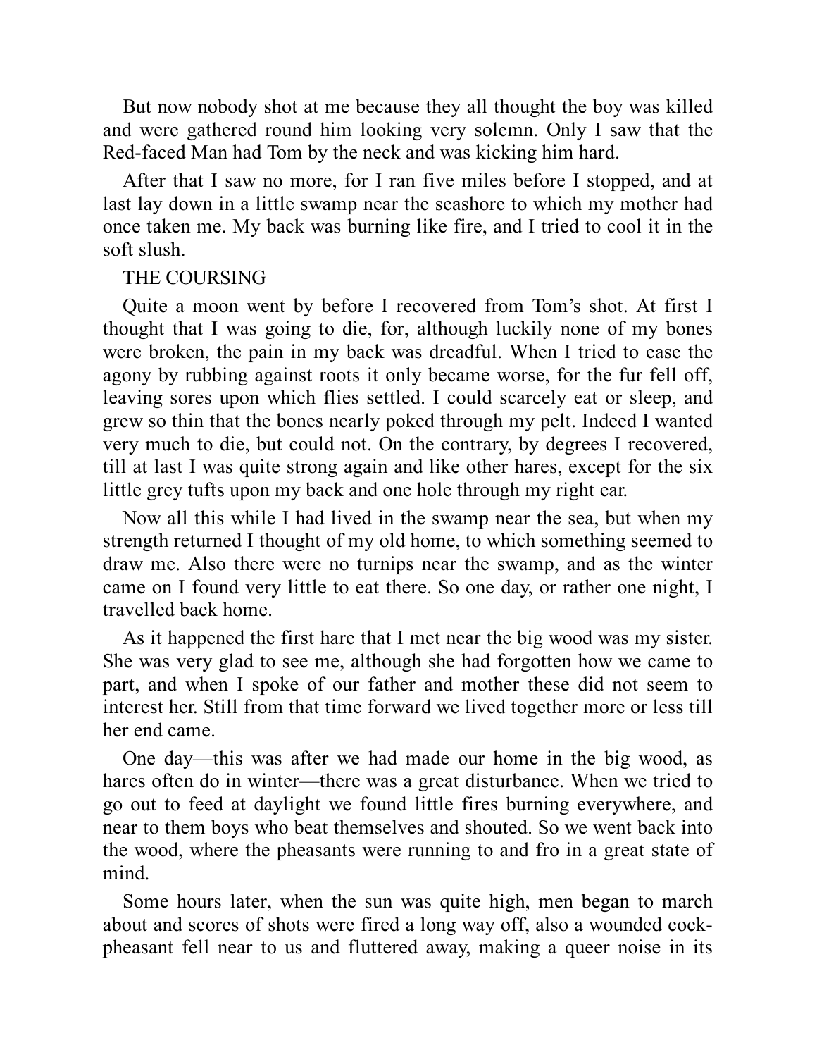But now nobody shot at me because they all thought the boy was killed and were gathered round him looking very solemn. Only I saw that the Red-faced Man had Tom by the neck and was kicking him hard.

After that I saw no more, for I ran five miles before I stopped, and at last lay down in a little swamp near the seashore to which my mother had once taken me. My back was burning like fire, and I tried to cool it in the soft slush.

## THE COURSING

Quite a moon went by before I recovered from Tom's shot. At first I thought that I was going to die, for, although luckily none of my bones were broken, the pain in my back was dreadful. When I tried to ease the agony by rubbing against roots it only became worse, for the fur fell off, leaving sores upon which flies settled. I could scarcely eat or sleep, and grew so thin that the bones nearly poked through my pelt. Indeed I wanted very much to die, but could not. On the contrary, by degrees I recovered, till at last I was quite strong again and like other hares, except for the six little grey tufts upon my back and one hole through my right ear.

Now all this while I had lived in the swamp near the sea, but when my strength returned I thought of my old home, to which something seemed to draw me. Also there were no turnips near the swamp, and as the winter came on I found very little to eat there. So one day, or rather one night, I travelled back home.

As it happened the first hare that I met near the big wood was my sister. She was very glad to see me, although she had forgotten how we came to part, and when I spoke of our father and mother these did not seem to interest her. Still from that time forward we lived together more or less till her end came.

One day—this was after we had made our home in the big wood, as hares often do in winter—there was a great disturbance. When we tried to go out to feed at daylight we found little fires burning everywhere, and near to them boys who beat themselves and shouted. So we went back into the wood, where the pheasants were running to and fro in a great state of mind.

Some hours later, when the sun was quite high, men began to march about and scores of shots were fired a long way off, also a wounded cock-pheasant fell near to us and fluttered away, making a queer noise in its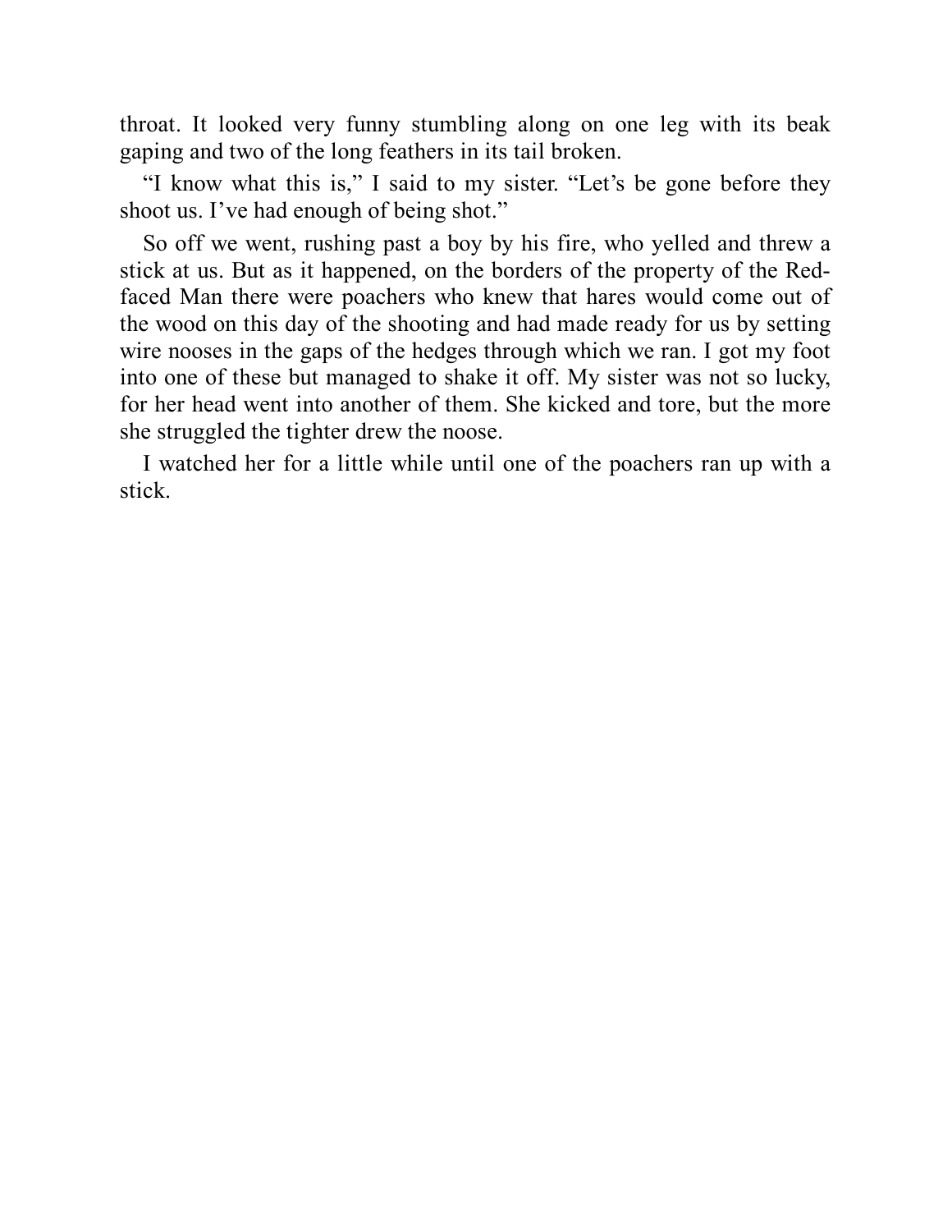throat. It looked very funny stumbling along on one leg with its beak gaping and two of the long feathers in its tail broken.

"I know what this is," I said to my sister. "Let's be gone before they shoot us. I've had enough of being shot."

So off we went, rushing past a boy by his fire, who yelled and threw a stick at us. But as it happened, on the borders of the property of the Red-faced Man there were poachers who knew that hares would come out of the wood on this day of the shooting and had made ready for us by setting wire nooses in the gaps of the hedges through which we ran. I got my foot into one of these but managed to shake it off. My sister was not so lucky, for her head went into another of them. She kicked and tore, but the more she struggled the tighter drew the noose.

I watched her for a little while until one of the poachers ran up with a stick.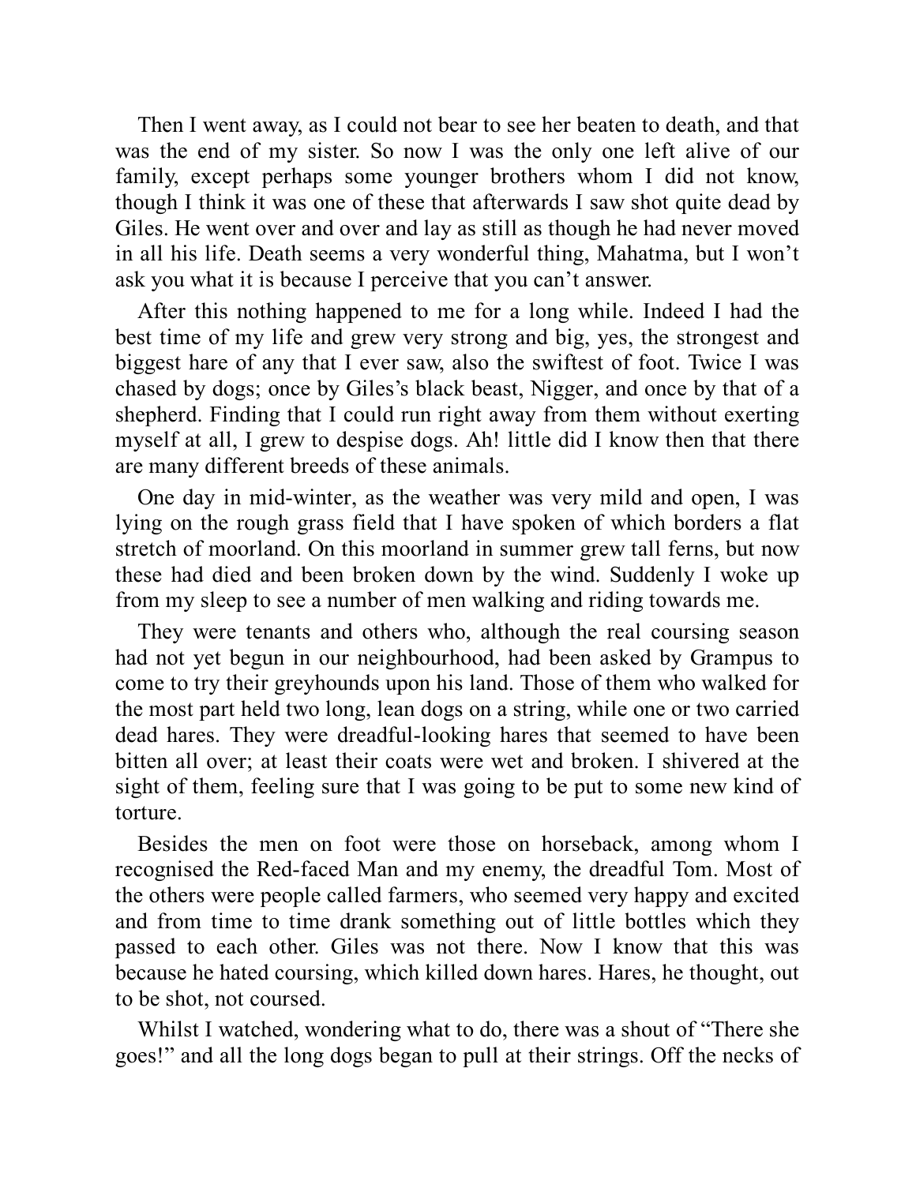Then I went away, as I could not bear to see her beaten to death, and that was the end of my sister. So now I was the only one left alive of our family, except perhaps some younger brothers whom I did not know, though I think it was one of these that afterwards I saw shot quite dead by Giles. He went over and over and lay as still as though he had never moved in all his life. Death seems a very wonderful thing, Mahatma, but I won't ask you what it is because I perceive that you can't answer.

After this nothing happened to me for a long while. Indeed I had the best time of my life and grew very strong and big, yes, the strongest and biggest hare of any that I ever saw, also the swiftest of foot. Twice I was chased by dogs; once by Giles's black beast, Nigger, and once by that of a shepherd. Finding that I could run right away from them without exerting myself at all, I grew to despise dogs. Ah! little did I know then that there are many different breeds of these animals.

One day in mid-winter, as the weather was very mild and open, I was lying on the rough grass field that I have spoken of which borders a flat stretch of moorland. On this moorland in summer grew tall ferns, but now these had died and been broken down by the wind. Suddenly I woke up from my sleep to see a number of men walking and riding towards me.

They were tenants and others who, although the real coursing season had not yet begun in our neighbourhood, had been asked by Grampus to come to try their greyhounds upon his land. Those of them who walked for the most part held two long, lean dogs on a string, while one or two carried dead hares. They were dreadful-looking hares that seemed to have been bitten all over; at least their coats were wet and broken. I shivered at the sight of them, feeling sure that I was going to be put to some new kind of torture.

Besides the men on foot were those on horseback, among whom I recognised the Red-faced Man and my enemy, the dreadful Tom. Most of the others were people called farmers, who seemed very happy and excited and from time to time drank something out of little bottles which they passed to each other. Giles was not there. Now I know that this was because he hated coursing, which killed down hares. Hares, he thought, out to be shot, not coursed.

Whilst I watched, wondering what to do, there was a shout of "There she goes!" and all the long dogs began to pull at their strings. Off the necks of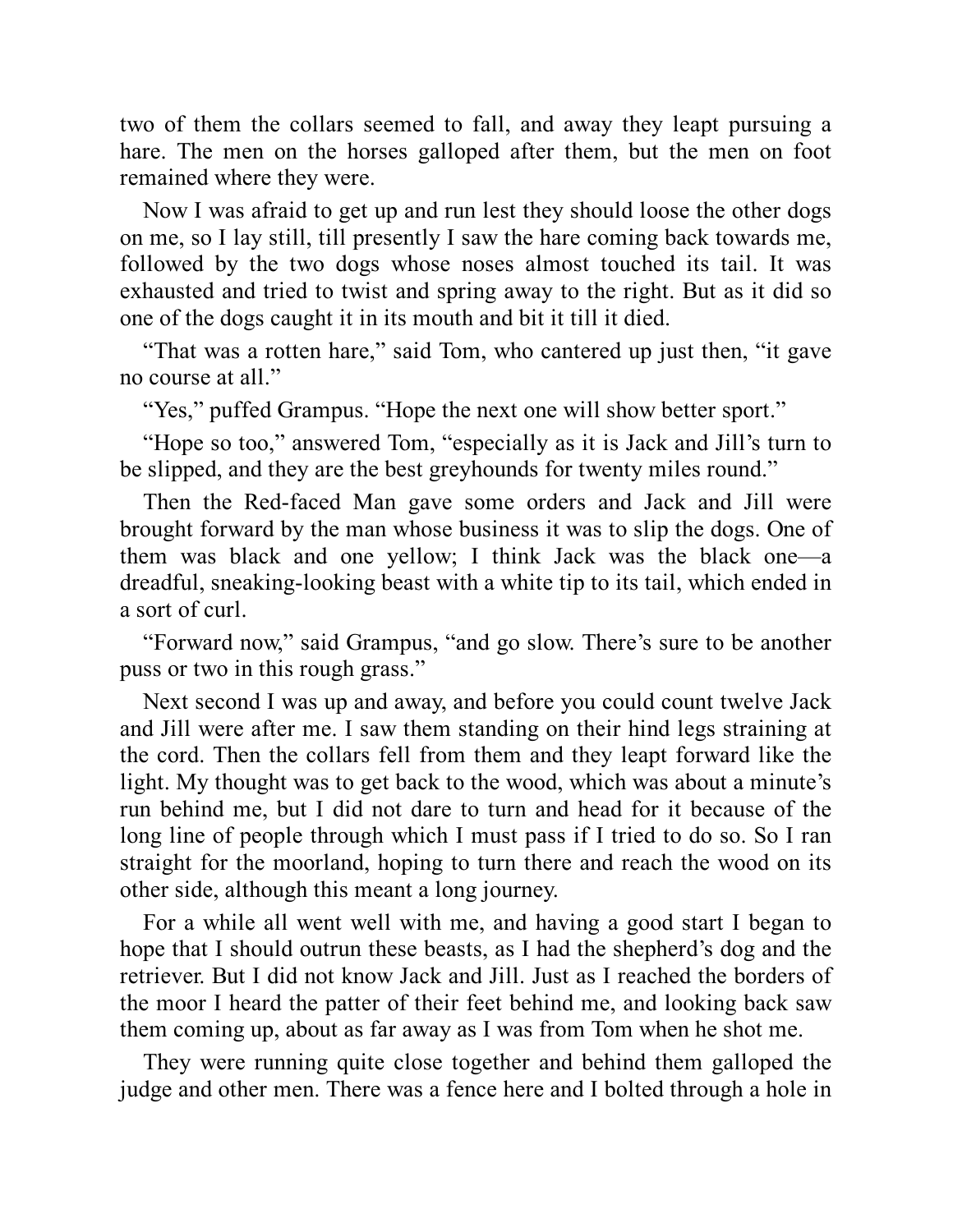two of them the collars seemed to fall, and away they leapt pursuing a hare. The men on the horses galloped after them, but the men on foot remained where they were.

Now I was afraid to get up and run lest they should loose the other dogs on me, so I lay still, till presently I saw the hare coming back towards me, followed by the two dogs whose noses almost touched its tail. It was exhausted and tried to twist and spring away to the right. But as it did so one of the dogs caught it in its mouth and bit it till it died.

"That was a rotten hare," said Tom, who cantered up just then, "it gave no course at all."

"Yes," puffed Grampus. "Hope the next one will show better sport."

"Hope so too," answered Tom, "especially as it is Jack and Jill's turn to be slipped, and they are the best greyhounds for twenty miles round."

Then the Red-faced Man gave some orders and Jack and Jill were brought forward by the man whose business it was to slip the dogs. One of them was black and one yellow; I think Jack was the black one—a dreadful, sneaking-looking beast with a white tip to its tail, which ended in a sort of curl.

"Forward now," said Grampus, "and go slow. There's sure to be another puss or two in this rough grass."

Next second I was up and away, and before you could count twelve Jack and Jill were after me. I saw them standing on their hind legs straining at the cord. Then the collars fell from them and they leapt forward like the light. My thought was to get back to the wood, which was about a minute's run behind me, but I did not dare to turn and head for it because of the long line of people through which I must pass if I tried to do so. So I ran straight for the moorland, hoping to turn there and reach the wood on its other side, although this meant a long journey.

For a while all went well with me, and having a good start I began to hope that I should outrun these beasts, as I had the shepherd's dog and the retriever. But I did not know Jack and Jill. Just as I reached the borders of the moor I heard the patter of their feet behind me, and looking back saw them coming up, about as far away as I was from Tom when he shot me.

They were running quite close together and behind them galloped the judge and other men. There was a fence here and I bolted through a hole in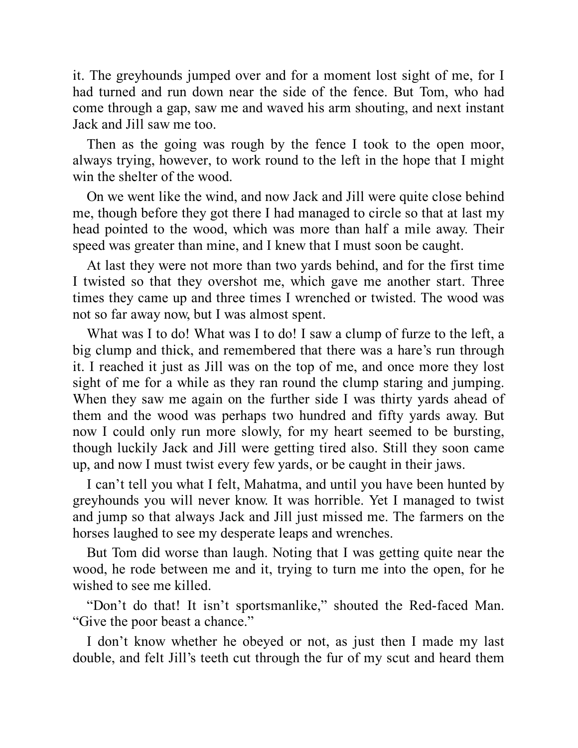it. The greyhounds jumped over and for a moment lost sight of me, for I had turned and run down near the side of the fence. But Tom, who had come through a gap, saw me and waved his arm shouting, and next instant Jack and Jill saw me too.

Then as the going was rough by the fence I took to the open moor, always trying, however, to work round to the left in the hope that I might win the shelter of the wood.

On we went like the wind, and now Jack and Jill were quite close behind me, though before they got there I had managed to circle so that at last my head pointed to the wood, which was more than half a mile away. Their speed was greater than mine, and I knew that I must soon be caught.

At last they were not more than two yards behind, and for the first time I twisted so that they overshot me, which gave me another start. Three times they came up and three times I wrenched or twisted. The wood was not so far away now, but I was almost spent.

What was I to do! What was I to do! I saw a clump of furze to the left, a big clump and thick, and remembered that there was a hare's run through it. I reached it just as Jill was on the top of me, and once more they lost sight of me for a while as they ran round the clump staring and jumping. When they saw me again on the further side I was thirty yards ahead of them and the wood was perhaps two hundred and fifty yards away. But now I could only run more slowly, for my heart seemed to be bursting, though luckily Jack and Jill were getting tired also. Still they soon came up, and now I must twist every few yards, or be caught in their jaws.

I can't tell you what I felt, Mahatma, and until you have been hunted by greyhounds you will never know. It was horrible. Yet I managed to twist and jump so that always Jack and Jill just missed me. The farmers on the horses laughed to see my desperate leaps and wrenches.

But Tom did worse than laugh. Noting that I was getting quite near the wood, he rode between me and it, trying to turn me into the open, for he wished to see me killed.

"Don't do that! It isn't sportsmanlike," shouted the Red-faced Man. "Give the poor beast a chance."

I don't know whether he obeyed or not, as just then I made my last double, and felt Jill's teeth cut through the fur of my scut and heard them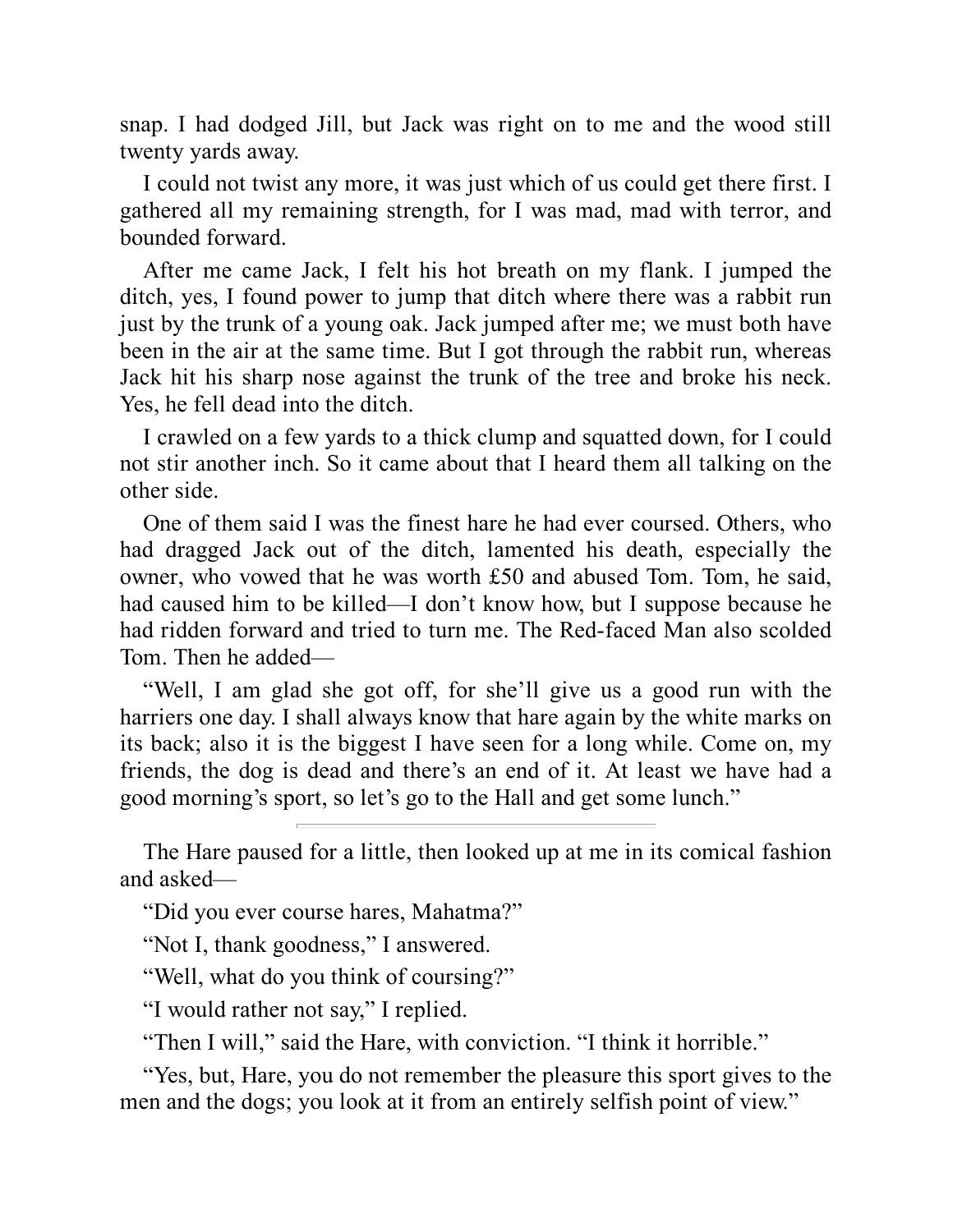snap. I had dodged Jill, but Jack was right on to me and the wood still twenty yards away.

I could not twist any more, it was just which of us could get there first. I gathered all my remaining strength, for I was mad, mad with terror, and bounded forward.

After me came Jack, I felt his hot breath on my flank. I jumped the ditch, yes, I found power to jump that ditch where there was a rabbit run just by the trunk of a young oak. Jack jumped after me; we must both have been in the air at the same time. But I got through the rabbit run, whereas Jack hit his sharp nose against the trunk of the tree and broke his neck. Yes, he fell dead into the ditch.

I crawled on a few yards to a thick clump and squatted down, for I could not stir another inch. So it came about that I heard them all talking on the other side.

One of them said I was the finest hare he had ever coursed. Others, who had dragged Jack out of the ditch, lamented his death, especially the owner, who vowed that he was worth £50 and abused Tom. Tom, he said, had caused him to be killed—I don't know how, but I suppose because he had ridden forward and tried to turn me. The Red-faced Man also scolded Tom. Then he added—

"Well, I am glad she got off, for she'll give us a good run with the harriers one day. I shall always know that hare again by the white marks on its back; also it is the biggest I have seen for a long while. Come on, my friends, the dog is dead and there's an end of it. At least we have had a good morning's sport, so let's go to the Hall and get some lunch."

---

The Hare paused for a little, then looked up at me in its comical fashion and asked—

"Did you ever course hares, Mahatma?"

"Not I, thank goodness," I answered.

"Well, what do you think of coursing?"

"I would rather not say," I replied.

"Then I will," said the Hare, with conviction. "I think it horrible."

"Yes, but, Hare, you do not remember the pleasure this sport gives to the men and the dogs; you look at it from an entirely selfish point of view."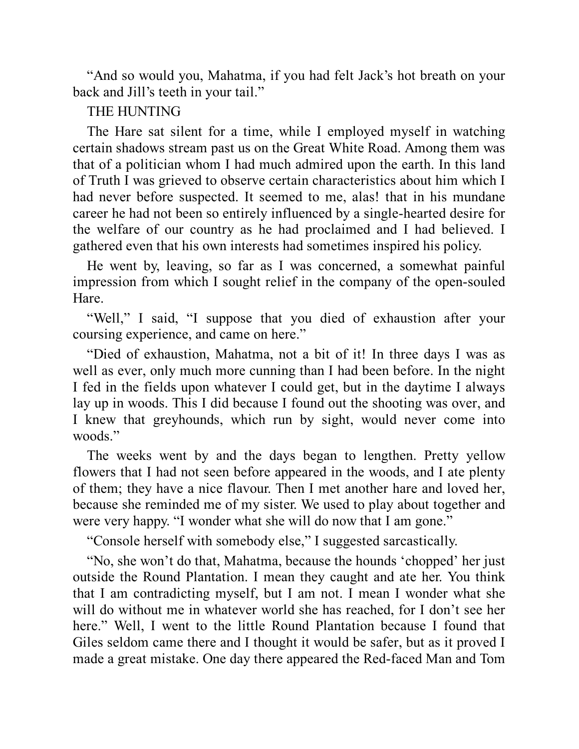"And so would you, Mahatma, if you had felt Jack's hot breath on your back and Jill's teeth in your tail."

## THE HUNTING

The Hare sat silent for a time, while I employed myself in watching certain shadows stream past us on the Great White Road. Among them was that of a politician whom I had much admired upon the earth. In this land of Truth I was grieved to observe certain characteristics about him which I had never before suspected. It seemed to me, alas! that in his mundane career he had not been so entirely influenced by a single-hearted desire for the welfare of our country as he had proclaimed and I had believed. I gathered even that his own interests had sometimes inspired his policy.

He went by, leaving, so far as I was concerned, a somewhat painful impression from which I sought relief in the company of the open-souled Hare.

"Well," I said, "I suppose that you died of exhaustion after your coursing experience, and came on here."

"Died of exhaustion, Mahatma, not a bit of it! In three days I was as well as ever, only much more cunning than I had been before. In the night I fed in the fields upon whatever I could get, but in the daytime I always lay up in woods. This I did because I found out the shooting was over, and I knew that greyhounds, which run by sight, would never come into woods."

The weeks went by and the days began to lengthen. Pretty yellow flowers that I had not seen before appeared in the woods, and I ate plenty of them; they have a nice flavour. Then I met another hare and loved her, because she reminded me of my sister. We used to play about together and were very happy. "I wonder what she will do now that I am gone."

"Console herself with somebody else," I suggested sarcastically.

"No, she won't do that, Mahatma, because the hounds 'chopped' her just outside the Round Plantation. I mean they caught and ate her. You think that I am contradicting myself, but I am not. I mean I wonder what she will do without me in whatever world she has reached, for I don't see her here." Well, I went to the little Round Plantation because I found that Giles seldom came there and I thought it would be safer, but as it proved I made a great mistake. One day there appeared the Red-faced Man and Tom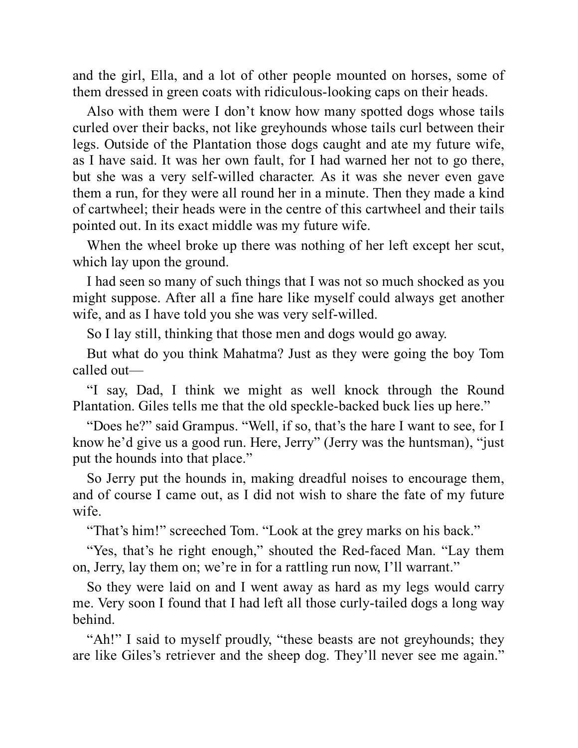and the girl, Ella, and a lot of other people mounted on horses, some of them dressed in green coats with ridiculous-looking caps on their heads.

Also with them were I don’t know how many spotted dogs whose tails curled over their backs, not like greyhounds whose tails curl between their legs. Outside of the Plantation those dogs caught and ate my future wife, as I have said. It was her own fault, for I had warned her not to go there, but she was a very self-willed character. As it was she never even gave them a run, for they were all round her in a minute. Then they made a kind of cartwheel; their heads were in the centre of this cartwheel and their tails pointed out. In its exact middle was my future wife.

When the wheel broke up there was nothing of her left except her scut, which lay upon the ground.

I had seen so many of such things that I was not so much shocked as you might suppose. After all a fine hare like myself could always get another wife, and as I have told you she was very self-willed.

So I lay still, thinking that those men and dogs would go away.

But what do you think Mahatma? Just as they were going the boy Tom called out—

“I say, Dad, I think we might as well knock through the Round Plantation. Giles tells me that the old speckle-backed buck lies up here.”

“Does he?” said Grampus. “Well, if so, that’s the hare I want to see, for I know he’d give us a good run. Here, Jerry” (Jerry was the huntsman), “just put the hounds into that place.”

So Jerry put the hounds in, making dreadful noises to encourage them, and of course I came out, as I did not wish to share the fate of my future wife.

“That’s him!” screeched Tom. “Look at the grey marks on his back.”

“Yes, that’s he right enough,” shouted the Red-faced Man. “Lay them on, Jerry, lay them on; we’re in for a rattling run now, I’ll warrant.”

So they were laid on and I went away as hard as my legs would carry me. Very soon I found that I had left all those curly-tailed dogs a long way behind.

“Ah!” I said to myself proudly, “these beasts are not greyhounds; they are like Giles’s retriever and the sheep dog. They’ll never see me again.”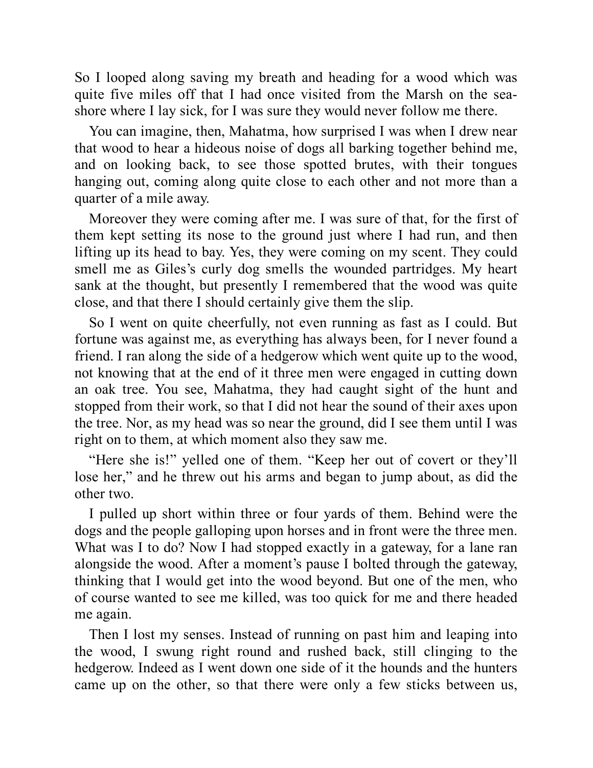So I looped along saving my breath and heading for a wood which was quite five miles off that I had once visited from the Marsh on the sea-shore where I lay sick, for I was sure they would never follow me there.

You can imagine, then, Mahatma, how surprised I was when I drew near that wood to hear a hideous noise of dogs all barking together behind me, and on looking back, to see those spotted brutes, with their tongues hanging out, coming along quite close to each other and not more than a quarter of a mile away.

Moreover they were coming after me. I was sure of that, for the first of them kept setting its nose to the ground just where I had run, and then lifting up its head to bay. Yes, they were coming on my scent. They could smell me as Giles's curly dog smells the wounded partridges. My heart sank at the thought, but presently I remembered that the wood was quite close, and that there I should certainly give them the slip.

So I went on quite cheerfully, not even running as fast as I could. But fortune was against me, as everything has always been, for I never found a friend. I ran along the side of a hedgerow which went quite up to the wood, not knowing that at the end of it three men were engaged in cutting down an oak tree. You see, Mahatma, they had caught sight of the hunt and stopped from their work, so that I did not hear the sound of their axes upon the tree. Nor, as my head was so near the ground, did I see them until I was right on to them, at which moment also they saw me.

"Here she is!" yelled one of them. "Keep her out of covert or they'll lose her," and he threw out his arms and began to jump about, as did the other two.

I pulled up short within three or four yards of them. Behind were the dogs and the people galloping upon horses and in front were the three men. What was I to do? Now I had stopped exactly in a gateway, for a lane ran alongside the wood. After a moment's pause I bolted through the gateway, thinking that I would get into the wood beyond. But one of the men, who of course wanted to see me killed, was too quick for me and there headed me again.

Then I lost my senses. Instead of running on past him and leaping into the wood, I swung right round and rushed back, still clinging to the hedgerow. Indeed as I went down one side of it the hounds and the hunters came up on the other, so that there were only a few sticks between us,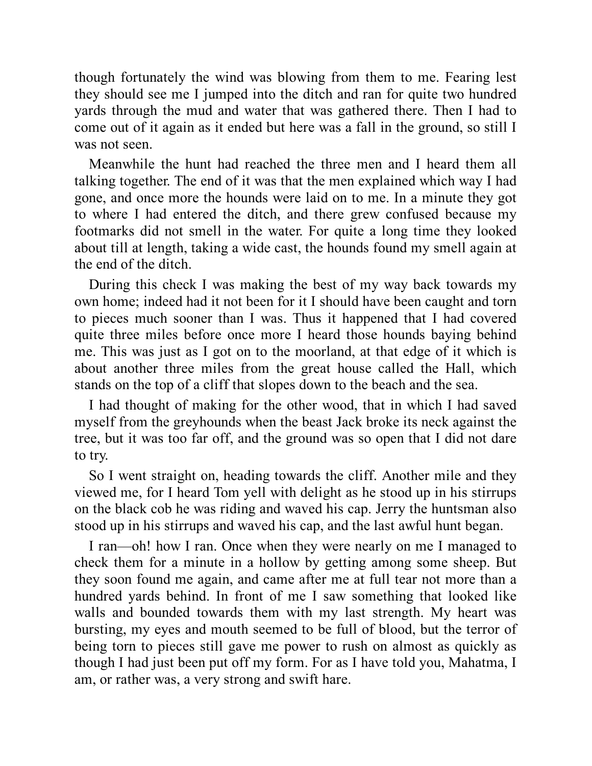though fortunately the wind was blowing from them to me. Fearing lest they should see me I jumped into the ditch and ran for quite two hundred yards through the mud and water that was gathered there. Then I had to come out of it again as it ended but here was a fall in the ground, so still I was not seen.

Meanwhile the hunt had reached the three men and I heard them all talking together. The end of it was that the men explained which way I had gone, and once more the hounds were laid on to me. In a minute they got to where I had entered the ditch, and there grew confused because my footmarks did not smell in the water. For quite a long time they looked about till at length, taking a wide cast, the hounds found my smell again at the end of the ditch.

During this check I was making the best of my way back towards my own home; indeed had it not been for it I should have been caught and torn to pieces much sooner than I was. Thus it happened that I had covered quite three miles before once more I heard those hounds baying behind me. This was just as I got on to the moorland, at that edge of it which is about another three miles from the great house called the Hall, which stands on the top of a cliff that slopes down to the beach and the sea.

I had thought of making for the other wood, that in which I had saved myself from the greyhounds when the beast Jack broke its neck against the tree, but it was too far off, and the ground was so open that I did not dare to try.

So I went straight on, heading towards the cliff. Another mile and they viewed me, for I heard Tom yell with delight as he stood up in his stirrups on the black cob he was riding and waved his cap. Jerry the huntsman also stood up in his stirrups and waved his cap, and the last awful hunt began.

I ran—oh! how I ran. Once when they were nearly on me I managed to check them for a minute in a hollow by getting among some sheep. But they soon found me again, and came after me at full tear not more than a hundred yards behind. In front of me I saw something that looked like walls and bounded towards them with my last strength. My heart was bursting, my eyes and mouth seemed to be full of blood, but the terror of being torn to pieces still gave me power to rush on almost as quickly as though I had just been put off my form. For as I have told you, Mahatma, I am, or rather was, a very strong and swift hare.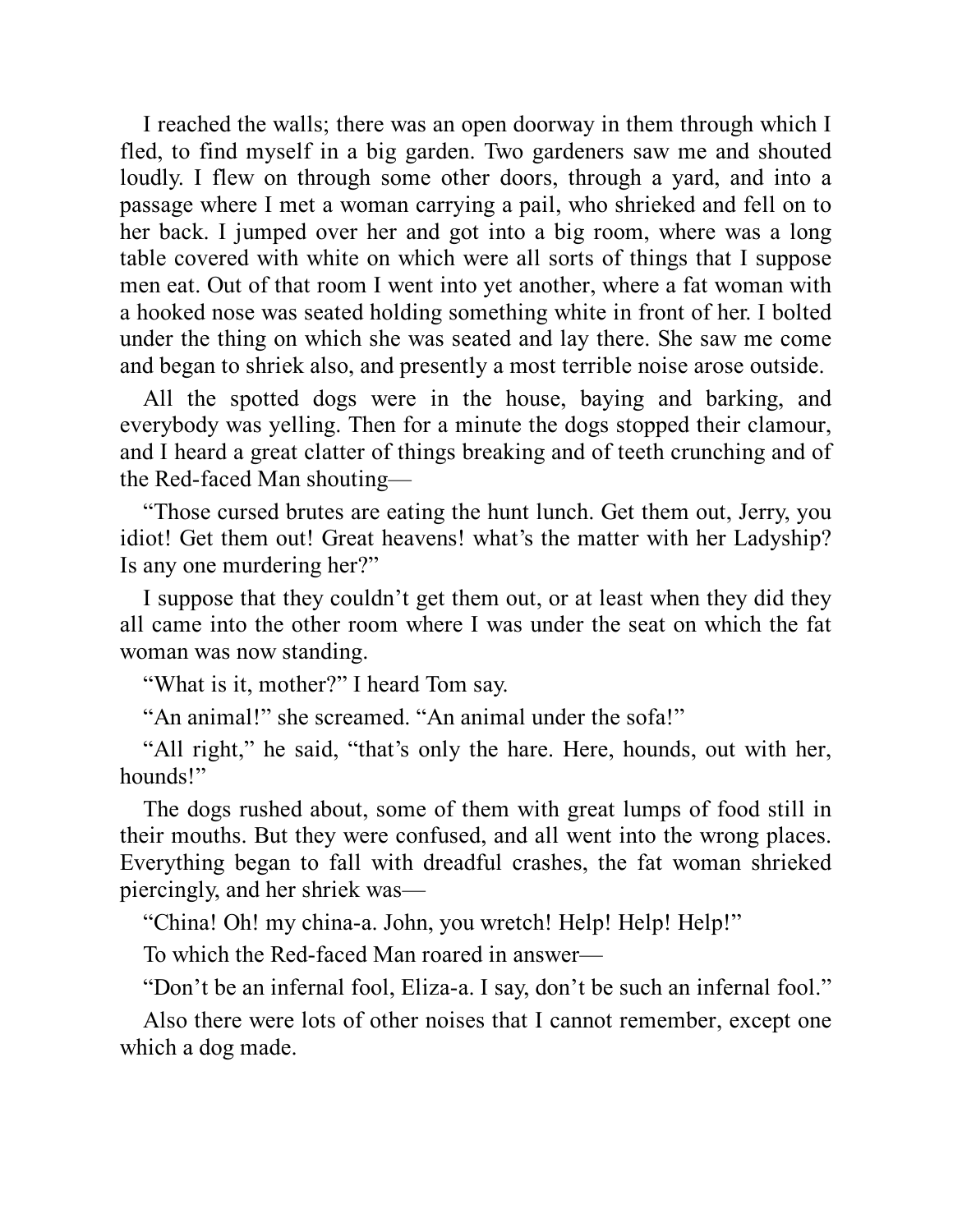I reached the walls; there was an open doorway in them through which I fled, to find myself in a big garden. Two gardeners saw me and shouted loudly. I flew on through some other doors, through a yard, and into a passage where I met a woman carrying a pail, who shrieked and fell on to her back. I jumped over her and got into a big room, where was a long table covered with white on which were all sorts of things that I suppose men eat. Out of that room I went into yet another, where a fat woman with a hooked nose was seated holding something white in front of her. I bolted under the thing on which she was seated and lay there. She saw me come and began to shriek also, and presently a most terrible noise arose outside.

All the spotted dogs were in the house, baying and barking, and everybody was yelling. Then for a minute the dogs stopped their clamour, and I heard a great clatter of things breaking and of teeth crunching and of the Red-faced Man shouting—

"Those cursed brutes are eating the hunt lunch. Get them out, Jerry, you idiot! Get them out! Great heavens! what's the matter with her Ladyship? Is any one murdering her?"

I suppose that they couldn't get them out, or at least when they did they all came into the other room where I was under the seat on which the fat woman was now standing.

"What is it, mother?" I heard Tom say.

"An animal!" she screamed. "An animal under the sofa!"

"All right," he said, "that's only the hare. Here, hounds, out with her, hounds!"

The dogs rushed about, some of them with great lumps of food still in their mouths. But they were confused, and all went into the wrong places. Everything began to fall with dreadful crashes, the fat woman shrieked piercingly, and her shriek was—

"China! Oh! my china-a. John, you wretch! Help! Help! Help!"

To which the Red-faced Man roared in answer—

"Don't be an infernal fool, Eliza-a. I say, don't be such an infernal fool."

Also there were lots of other noises that I cannot remember, except one which a dog made.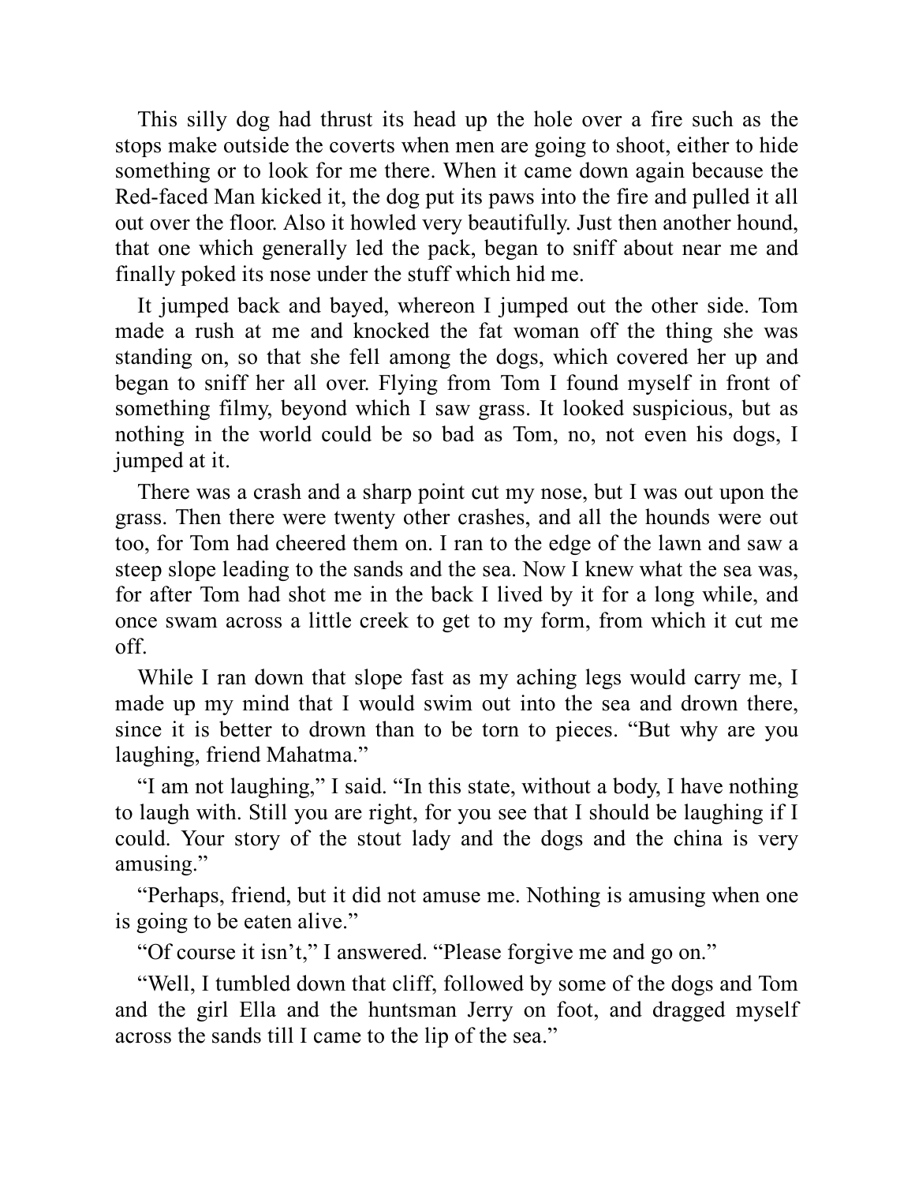This silly dog had thrust its head up the hole over a fire such as the stops make outside the coverts when men are going to shoot, either to hide something or to look for me there. When it came down again because the Red-faced Man kicked it, the dog put its paws into the fire and pulled it all out over the floor. Also it howled very beautifully. Just then another hound, that one which generally led the pack, began to sniff about near me and finally poked its nose under the stuff which hid me.

It jumped back and bayed, whereon I jumped out the other side. Tom made a rush at me and knocked the fat woman off the thing she was standing on, so that she fell among the dogs, which covered her up and began to sniff her all over. Flying from Tom I found myself in front of something filmy, beyond which I saw grass. It looked suspicious, but as nothing in the world could be so bad as Tom, no, not even his dogs, I jumped at it.

There was a crash and a sharp point cut my nose, but I was out upon the grass. Then there were twenty other crashes, and all the hounds were out too, for Tom had cheered them on. I ran to the edge of the lawn and saw a steep slope leading to the sands and the sea. Now I knew what the sea was, for after Tom had shot me in the back I lived by it for a long while, and once swam across a little creek to get to my form, from which it cut me off.

While I ran down that slope fast as my aching legs would carry me, I made up my mind that I would swim out into the sea and drown there, since it is better to drown than to be torn to pieces. "But why are you laughing, friend Mahatma."

"I am not laughing," I said. "In this state, without a body, I have nothing to laugh with. Still you are right, for you see that I should be laughing if I could. Your story of the stout lady and the dogs and the china is very amusing."

"Perhaps, friend, but it did not amuse me. Nothing is amusing when one is going to be eaten alive."

"Of course it isn't," I answered. "Please forgive me and go on."

"Well, I tumbled down that cliff, followed by some of the dogs and Tom and the girl Ella and the huntsman Jerry on foot, and dragged myself across the sands till I came to the lip of the sea."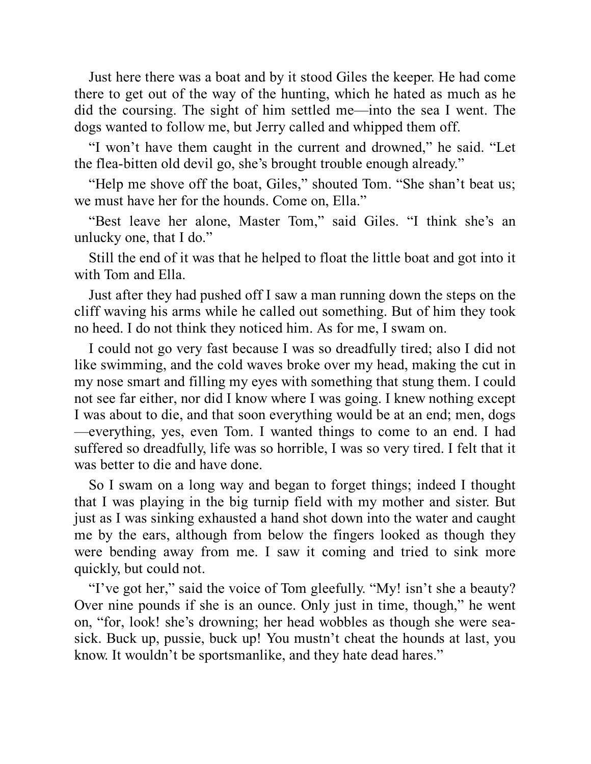Just here there was a boat and by it stood Giles the keeper. He had come there to get out of the way of the hunting, which he hated as much as he did the coursing. The sight of him settled me—into the sea I went. The dogs wanted to follow me, but Jerry called and whipped them off.

"I won't have them caught in the current and drowned," he said. "Let the flea-bitten old devil go, she's brought trouble enough already."

"Help me shove off the boat, Giles," shouted Tom. "She shan't beat us; we must have her for the hounds. Come on, Ella."

"Best leave her alone, Master Tom," said Giles. "I think she's an unlucky one, that I do."

Still the end of it was that he helped to float the little boat and got into it with Tom and Ella.

Just after they had pushed off I saw a man running down the steps on the cliff waving his arms while he called out something. But of him they took no heed. I do not think they noticed him. As for me, I swam on.

I could not go very fast because I was so dreadfully tired; also I did not like swimming, and the cold waves broke over my head, making the cut in my nose smart and filling my eyes with something that stung them. I could not see far either, nor did I know where I was going. I knew nothing except I was about to die, and that soon everything would be at an end; men, dogs—everything, yes, even Tom. I wanted things to come to an end. I had suffered so dreadfully, life was so horrible, I was so very tired. I felt that it was better to die and have done.

So I swam on a long way and began to forget things; indeed I thought that I was playing in the big turnip field with my mother and sister. But just as I was sinking exhausted a hand shot down into the water and caught me by the ears, although from below the fingers looked as though they were bending away from me. I saw it coming and tried to sink more quickly, but could not.

"I've got her," said the voice of Tom gleefully. "My! isn't she a beauty? Over nine pounds if she is an ounce. Only just in time, though," he went on, "for, look! she's drowning; her head wobbles as though she were sea-sick. Buck up, pussie, buck up! You mustn't cheat the hounds at last, you know. It wouldn't be sportsmanlike, and they hate dead hares."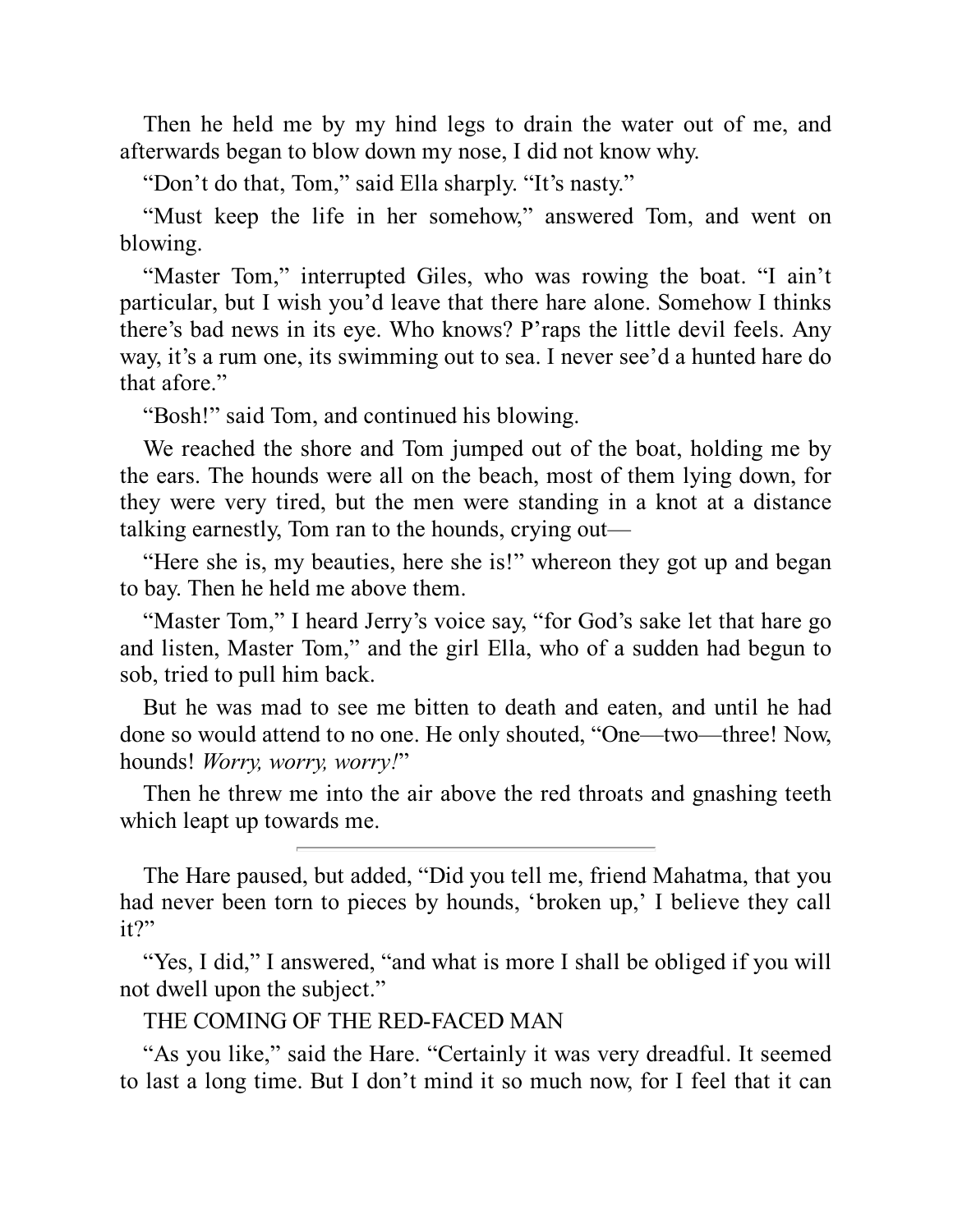Then he held me by my hind legs to drain the water out of me, and afterwards began to blow down my nose, I did not know why.

"Don't do that, Tom," said Ella sharply. "It's nasty."

"Must keep the life in her somehow," answered Tom, and went on blowing.

"Master Tom," interrupted Giles, who was rowing the boat. "I ain't particular, but I wish you'd leave that there hare alone. Somehow I thinks there's bad news in its eye. Who knows? P'raps the little devil feels. Any way, it's a rum one, its swimming out to sea. I never see'd a hunted hare do that afore."

"Bosh!" said Tom, and continued his blowing.

We reached the shore and Tom jumped out of the boat, holding me by the ears. The hounds were all on the beach, most of them lying down, for they were very tired, but the men were standing in a knot at a distance talking earnestly, Tom ran to the hounds, crying out—

"Here she is, my beauties, here she is!" whereon they got up and began to bay. Then he held me above them.

"Master Tom," I heard Jerry's voice say, "for God's sake let that hare go and listen, Master Tom," and the girl Ella, who of a sudden had begun to sob, tried to pull him back.

But he was mad to see me bitten to death and eaten, and until he had done so would attend to no one. He only shouted, "One—two—three! Now, hounds! *Worry, worry, worry!*"

Then he threw me into the air above the red throats and gnashing teeth which leapt up towards me.

---

The Hare paused, but added, "Did you tell me, friend Mahatma, that you had never been torn to pieces by hounds, 'broken up,' I believe they call it?"

"Yes, I did," I answered, "and what is more I shall be obliged if you will not dwell upon the subject."

## THE COMING OF THE RED-FACED MAN

"As you like," said the Hare. "Certainly it was very dreadful. It seemed to last a long time. But I don't mind it so much now, for I feel that it can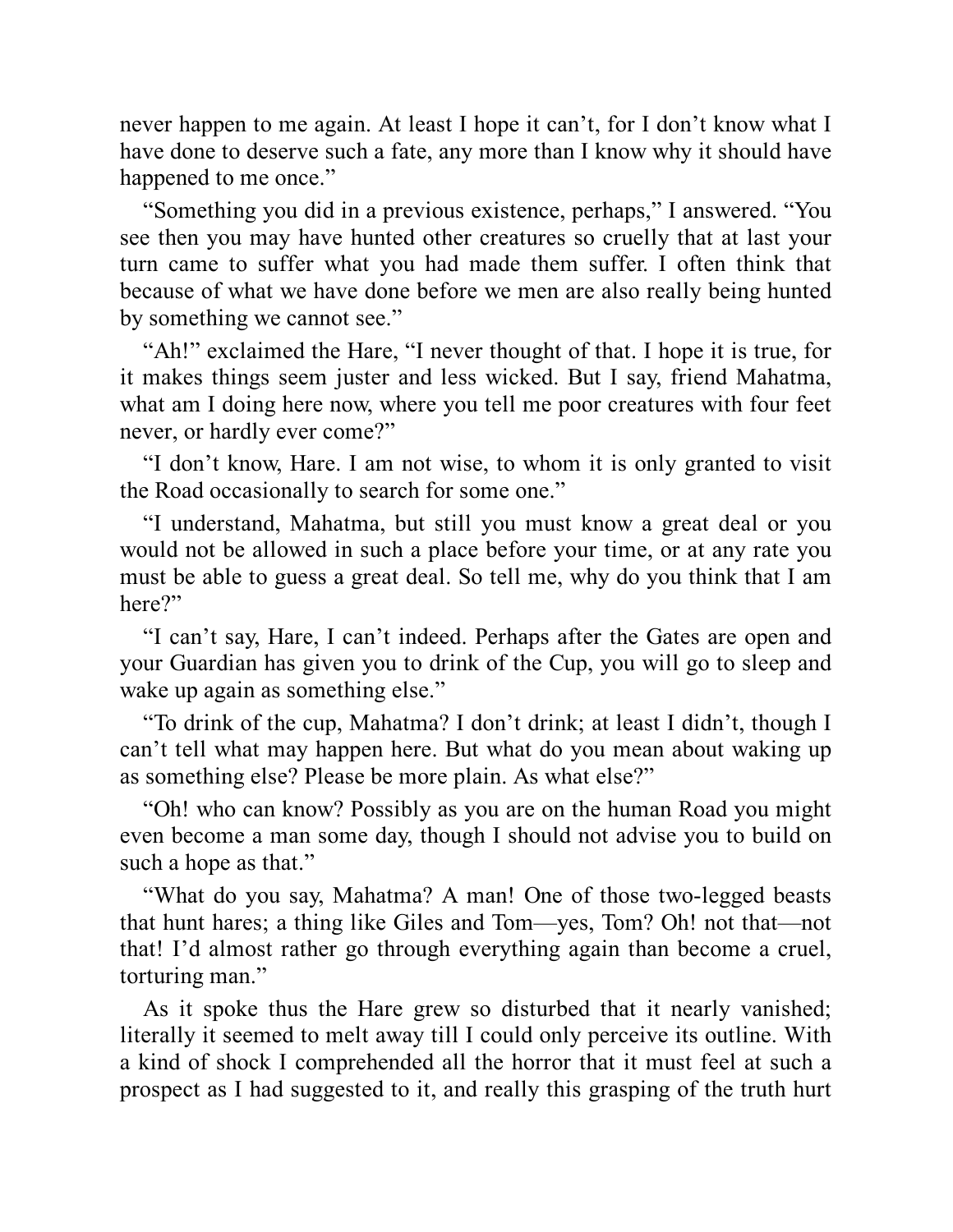never happen to me again. At least I hope it can't, for I don't know what I have done to deserve such a fate, any more than I know why it should have happened to me once."

"Something you did in a previous existence, perhaps," I answered. "You see then you may have hunted other creatures so cruelly that at last your turn came to suffer what you had made them suffer. I often think that because of what we have done before we men are also really being hunted by something we cannot see."

"Ah!" exclaimed the Hare, "I never thought of that. I hope it is true, for it makes things seem juster and less wicked. But I say, friend Mahatma, what am I doing here now, where you tell me poor creatures with four feet never, or hardly ever come?"

"I don't know, Hare. I am not wise, to whom it is only granted to visit the Road occasionally to search for some one."

"I understand, Mahatma, but still you must know a great deal or you would not be allowed in such a place before your time, or at any rate you must be able to guess a great deal. So tell me, why do you think that I am here?"

"I can't say, Hare, I can't indeed. Perhaps after the Gates are open and your Guardian has given you to drink of the Cup, you will go to sleep and wake up again as something else."

"To drink of the cup, Mahatma? I don't drink; at least I didn't, though I can't tell what may happen here. But what do you mean about waking up as something else? Please be more plain. As what else?"

"Oh! who can know? Possibly as you are on the human Road you might even become a man some day, though I should not advise you to build on such a hope as that."

"What do you say, Mahatma? A man! One of those two-legged beasts that hunt hares; a thing like Giles and Tom—yes, Tom? Oh! not that—not that! I'd almost rather go through everything again than become a cruel, torturing man."

As it spoke thus the Hare grew so disturbed that it nearly vanished; literally it seemed to melt away till I could only perceive its outline. With a kind of shock I comprehended all the horror that it must feel at such a prospect as I had suggested to it, and really this grasping of the truth hurt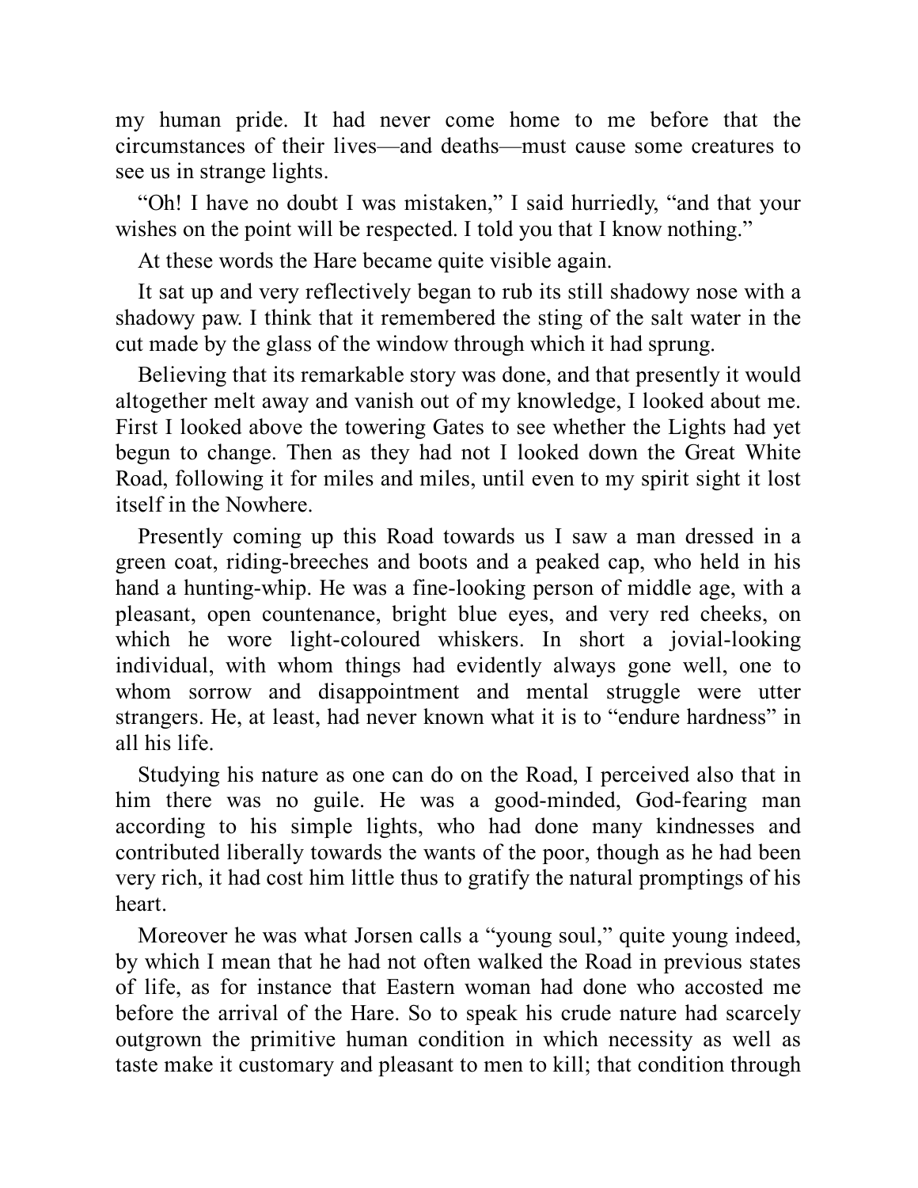my human pride. It had never come home to me before that the circumstances of their lives—and deaths—must cause some creatures to see us in strange lights.

"Oh! I have no doubt I was mistaken," I said hurriedly, "and that your wishes on the point will be respected. I told you that I know nothing."

At these words the Hare became quite visible again.

It sat up and very reflectively began to rub its still shadowy nose with a shadowy paw. I think that it remembered the sting of the salt water in the cut made by the glass of the window through which it had sprung.

Believing that its remarkable story was done, and that presently it would altogether melt away and vanish out of my knowledge, I looked about me. First I looked above the towering Gates to see whether the Lights had yet begun to change. Then as they had not I looked down the Great White Road, following it for miles and miles, until even to my spirit sight it lost itself in the Nowhere.

Presently coming up this Road towards us I saw a man dressed in a green coat, riding-breeches and boots and a peaked cap, who held in his hand a hunting-whip. He was a fine-looking person of middle age, with a pleasant, open countenance, bright blue eyes, and very red cheeks, on which he wore light-coloured whiskers. In short a jovial-looking individual, with whom things had evidently always gone well, one to whom sorrow and disappointment and mental struggle were utter strangers. He, at least, had never known what it is to "endure hardness" in all his life.

Studying his nature as one can do on the Road, I perceived also that in him there was no guile. He was a good-minded, God-fearing man according to his simple lights, who had done many kindnesses and contributed liberally towards the wants of the poor, though as he had been very rich, it had cost him little thus to gratify the natural promptings of his heart.

Moreover he was what Jorsen calls a "young soul," quite young indeed, by which I mean that he had not often walked the Road in previous states of life, as for instance that Eastern woman had done who accosted me before the arrival of the Hare. So to speak his crude nature had scarcely outgrown the primitive human condition in which necessity as well as taste make it customary and pleasant to men to kill; that condition through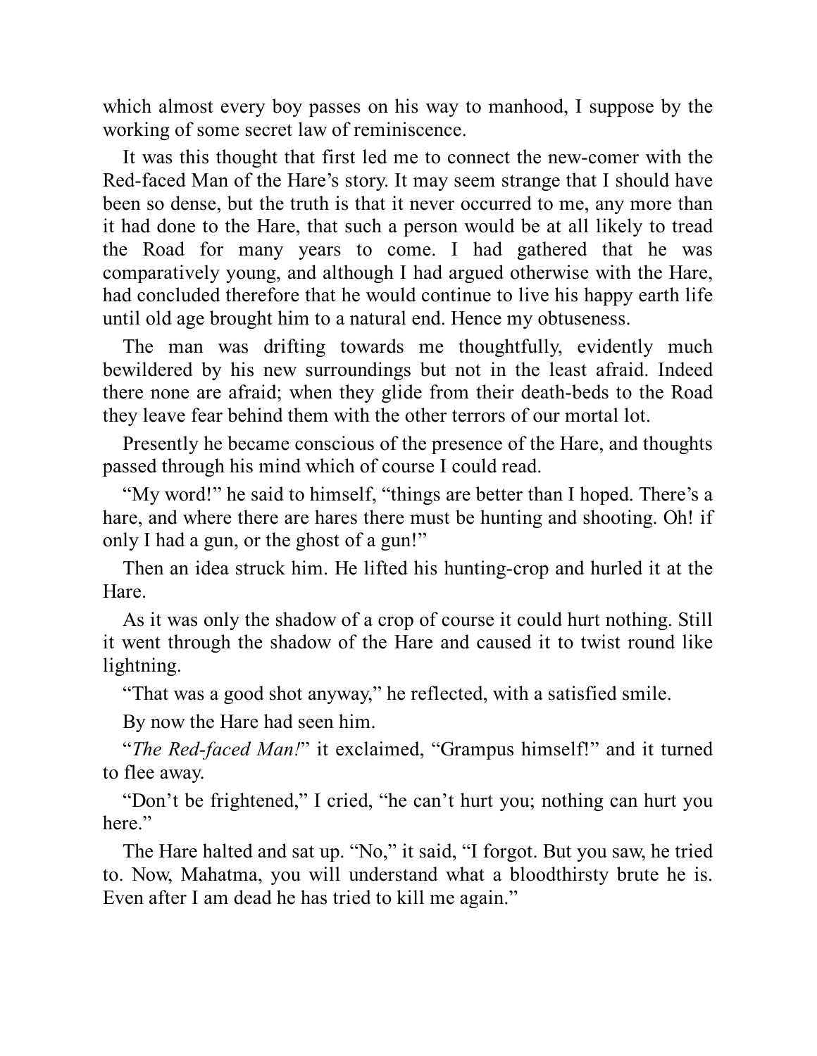which almost every boy passes on his way to manhood, I suppose by the working of some secret law of reminiscence.

It was this thought that first led me to connect the new-comer with the Red-faced Man of the Hare's story. It may seem strange that I should have been so dense, but the truth is that it never occurred to me, any more than it had done to the Hare, that such a person would be at all likely to tread the Road for many years to come. I had gathered that he was comparatively young, and although I had argued otherwise with the Hare, had concluded therefore that he would continue to live his happy earth life until old age brought him to a natural end. Hence my obtuseness.

The man was drifting towards me thoughtfully, evidently much bewildered by his new surroundings but not in the least afraid. Indeed there none are afraid; when they glide from their death-beds to the Road they leave fear behind them with the other terrors of our mortal lot.

Presently he became conscious of the presence of the Hare, and thoughts passed through his mind which of course I could read.

"My word!" he said to himself, "things are better than I hoped. There's a hare, and where there are hares there must be hunting and shooting. Oh! if only I had a gun, or the ghost of a gun!"

Then an idea struck him. He lifted his hunting-crop and hurled it at the Hare.

As it was only the shadow of a crop of course it could hurt nothing. Still it went through the shadow of the Hare and caused it to twist round like lightning.

"That was a good shot anyway," he reflected, with a satisfied smile.

By now the Hare had seen him.

"*The Red-faced Man!*" it exclaimed, "Grampus himself!" and it turned to flee away.

"Don't be frightened," I cried, "he can't hurt you; nothing can hurt you here."

The Hare halted and sat up. "No," it said, "I forgot. But you saw, he tried to. Now, Mahatma, you will understand what a bloodthirsty brute he is. Even after I am dead he has tried to kill me again."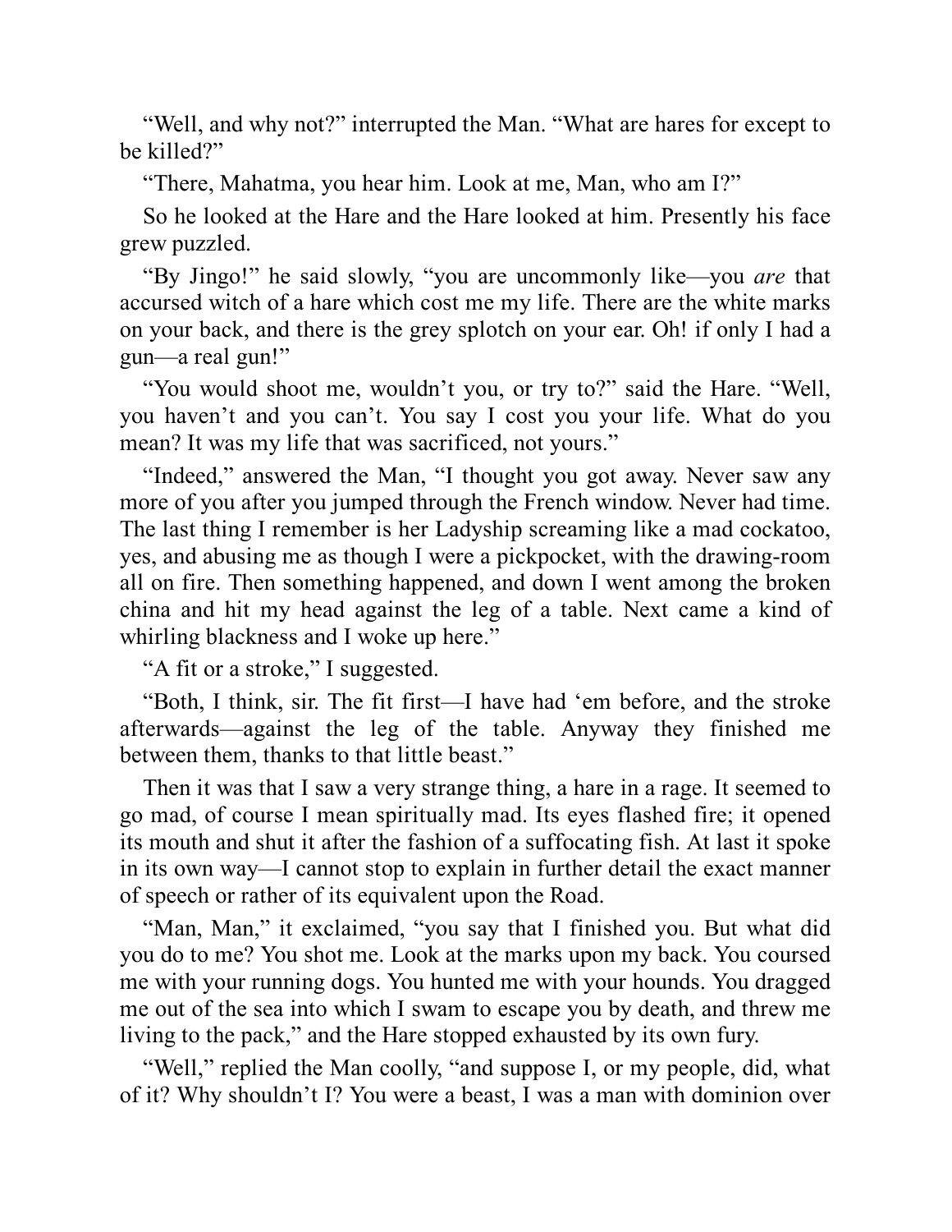"Well, and why not?" interrupted the Man. "What are hares for except to be killed?"

"There, Mahatma, you hear him. Look at me, Man, who am I?"

So he looked at the Hare and the Hare looked at him. Presently his face grew puzzled.

"By Jingo!" he said slowly, "you are uncommonly like—you *are* that accursed witch of a hare which cost me my life. There are the white marks on your back, and there is the grey splotch on your ear. Oh! if only I had a gun—a real gun!"

"You would shoot me, wouldn't you, or try to?" said the Hare. "Well, you haven't and you can't. You say I cost you your life. What do you mean? It was my life that was sacrificed, not yours."

"Indeed," answered the Man, "I thought you got away. Never saw any more of you after you jumped through the French window. Never had time. The last thing I remember is her Ladyship screaming like a mad cockatoo, yes, and abusing me as though I were a pickpocket, with the drawing-room all on fire. Then something happened, and down I went among the broken china and hit my head against the leg of a table. Next came a kind of whirling blackness and I woke up here."

"A fit or a stroke," I suggested.

"Both, I think, sir. The fit first—I have had 'em before, and the stroke afterwards—against the leg of the table. Anyway they finished me between them, thanks to that little beast."

Then it was that I saw a very strange thing, a hare in a rage. It seemed to go mad, of course I mean spiritually mad. Its eyes flashed fire; it opened its mouth and shut it after the fashion of a suffocating fish. At last it spoke in its own way—I cannot stop to explain in further detail the exact manner of speech or rather of its equivalent upon the Road.

"Man, Man," it exclaimed, "you say that I finished you. But what did you do to me? You shot me. Look at the marks upon my back. You coursed me with your running dogs. You hunted me with your hounds. You dragged me out of the sea into which I swam to escape you by death, and threw me living to the pack," and the Hare stopped exhausted by its own fury.

"Well," replied the Man coolly, "and suppose I, or my people, did, what of it? Why shouldn't I? You were a beast, I was a man with dominion over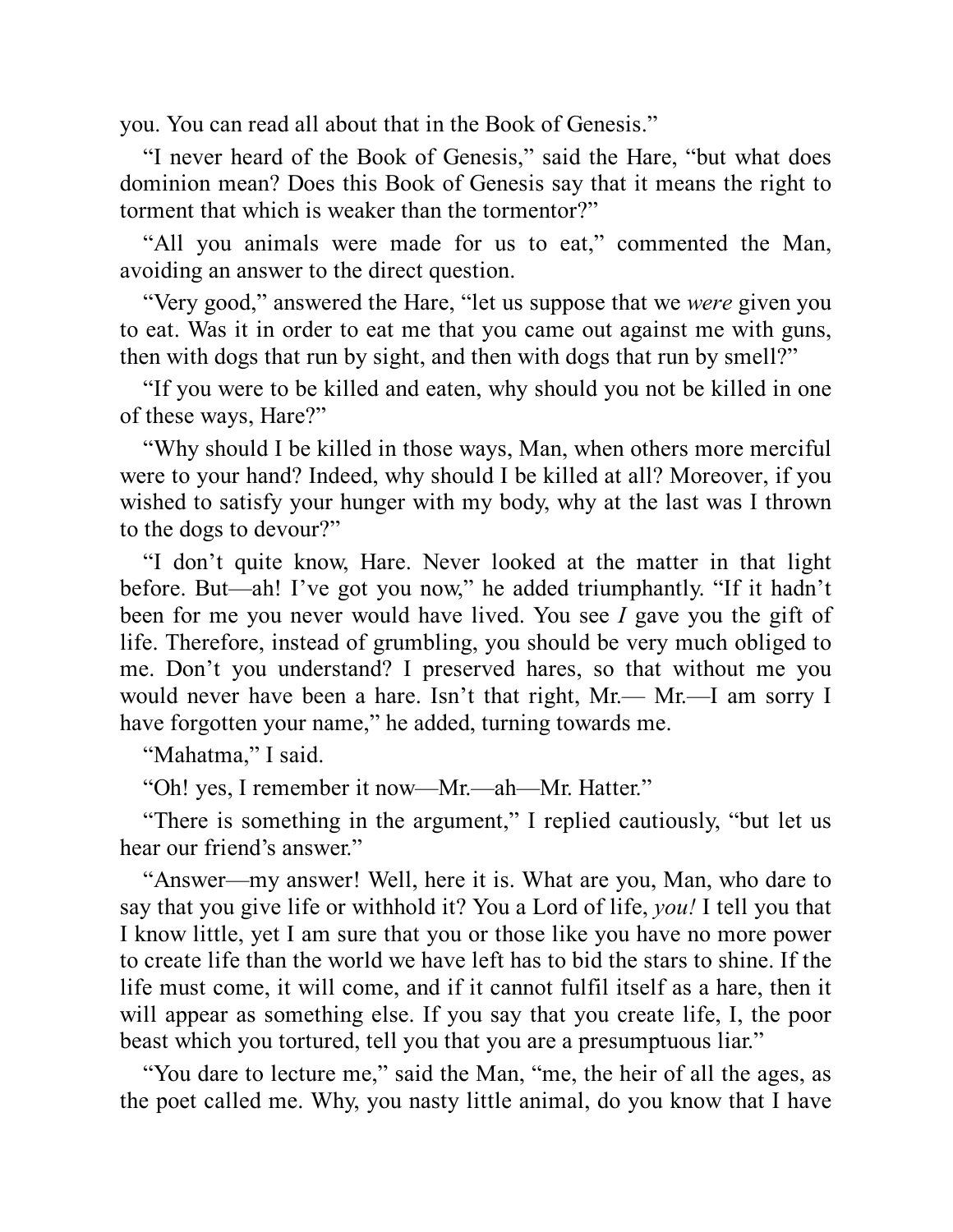you. You can read all about that in the Book of Genesis."

"I never heard of the Book of Genesis," said the Hare, "but what does dominion mean? Does this Book of Genesis say that it means the right to torment that which is weaker than the tormentor?"

"All you animals were made for us to eat," commented the Man, avoiding an answer to the direct question.

"Very good," answered the Hare, "let us suppose that we *were* given you to eat. Was it in order to eat me that you came out against me with guns, then with dogs that run by sight, and then with dogs that run by smell?"

"If you were to be killed and eaten, why should you not be killed in one of these ways, Hare?"

"Why should I be killed in those ways, Man, when others more merciful were to your hand? Indeed, why should I be killed at all? Moreover, if you wished to satisfy your hunger with my body, why at the last was I thrown to the dogs to devour?"

"I don't quite know, Hare. Never looked at the matter in that light before. But—ah! I've got you now," he added triumphantly. "If it hadn't been for me you never would have lived. You see *I* gave you the gift of life. Therefore, instead of grumbling, you should be very much obliged to me. Don't you understand? I preserved hares, so that without me you would never have been a hare. Isn't that right, Mr.— Mr.—I am sorry I have forgotten your name," he added, turning towards me.

"Mahatma," I said.

"Oh! yes, I remember it now—Mr.—ah—Mr. Hatter."

"There is something in the argument," I replied cautiously, "but let us hear our friend's answer."

"Answer—my answer! Well, here it is. What are you, Man, who dare to say that you give life or withhold it? You a Lord of life, *you!* I tell you that I know little, yet I am sure that you or those like you have no more power to create life than the world we have left has to bid the stars to shine. If the life must come, it will come, and if it cannot fulfil itself as a hare, then it will appear as something else. If you say that you create life, I, the poor beast which you tortured, tell you that you are a presumptuous liar."

"You dare to lecture me," said the Man, "me, the heir of all the ages, as the poet called me. Why, you nasty little animal, do you know that I have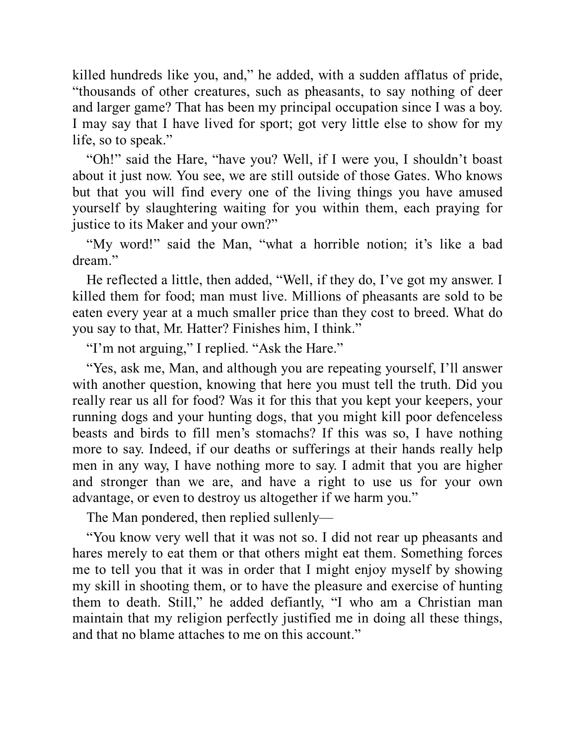killed hundreds like you, and," he added, with a sudden afflatus of pride, "thousands of other creatures, such as pheasants, to say nothing of deer and larger game? That has been my principal occupation since I was a boy. I may say that I have lived for sport; got very little else to show for my life, so to speak."

"Oh!" said the Hare, "have you? Well, if I were you, I shouldn't boast about it just now. You see, we are still outside of those Gates. Who knows but that you will find every one of the living things you have amused yourself by slaughtering waiting for you within them, each praying for justice to its Maker and your own?"

"My word!" said the Man, "what a horrible notion; it's like a bad dream."

He reflected a little, then added, "Well, if they do, I've got my answer. I killed them for food; man must live. Millions of pheasants are sold to be eaten every year at a much smaller price than they cost to breed. What do you say to that, Mr. Hatter? Finishes him, I think."

"I'm not arguing," I replied. "Ask the Hare."

"Yes, ask me, Man, and although you are repeating yourself, I'll answer with another question, knowing that here you must tell the truth. Did you really rear us all for food? Was it for this that you kept your keepers, your running dogs and your hunting dogs, that you might kill poor defenceless beasts and birds to fill men's stomachs? If this was so, I have nothing more to say. Indeed, if our deaths or sufferings at their hands really help men in any way, I have nothing more to say. I admit that you are higher and stronger than we are, and have a right to use us for your own advantage, or even to destroy us altogether if we harm you."

The Man pondered, then replied sullenly—

"You know very well that it was not so. I did not rear up pheasants and hares merely to eat them or that others might eat them. Something forces me to tell you that it was in order that I might enjoy myself by showing my skill in shooting them, or to have the pleasure and exercise of hunting them to death. Still," he added defiantly, "I who am a Christian man maintain that my religion perfectly justified me in doing all these things, and that no blame attaches to me on this account."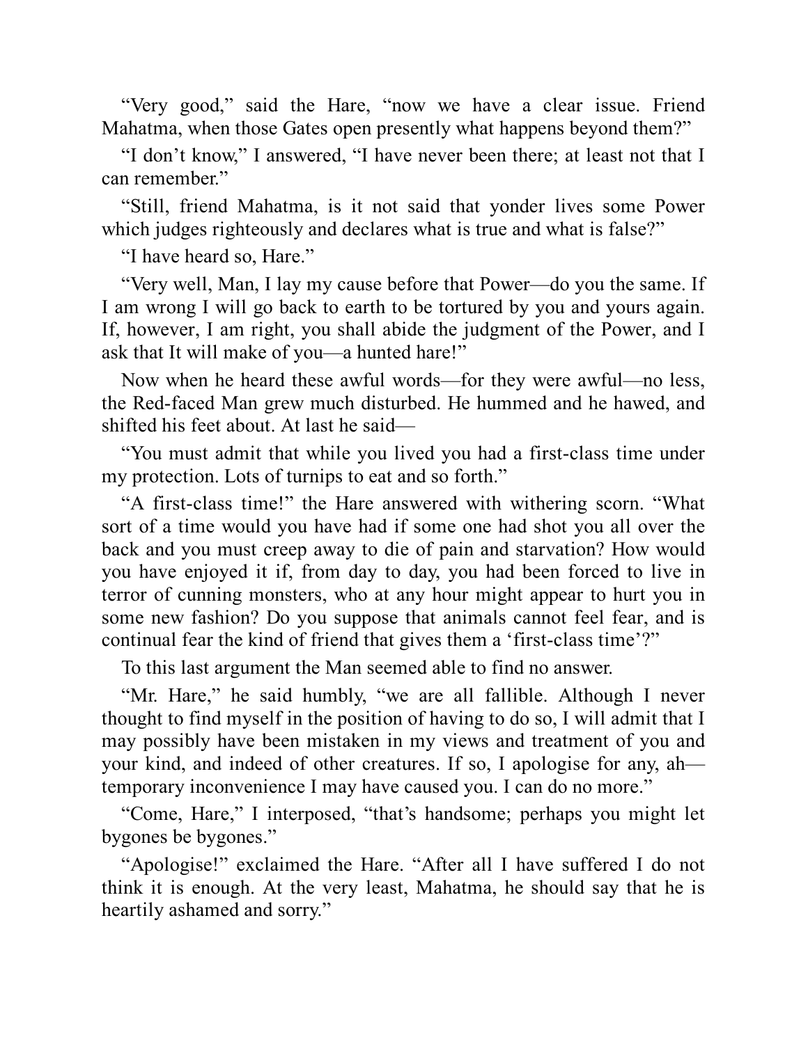"Very good," said the Hare, "now we have a clear issue. Friend Mahatma, when those Gates open presently what happens beyond them?"

"I don't know," I answered, "I have never been there; at least not that I can remember."

"Still, friend Mahatma, is it not said that yonder lives some Power which judges righteously and declares what is true and what is false?"

"I have heard so, Hare."

"Very well, Man, I lay my cause before that Power—do you the same. If I am wrong I will go back to earth to be tortured by you and yours again. If, however, I am right, you shall abide the judgment of the Power, and I ask that It will make of you—a hunted hare!"

Now when he heard these awful words—for they were awful—no less, the Red-faced Man grew much disturbed. He hummed and he hawed, and shifted his feet about. At last he said—

"You must admit that while you lived you had a first-class time under my protection. Lots of turnips to eat and so forth."

"A first-class time!" the Hare answered with withering scorn. "What sort of a time would you have had if some one had shot you all over the back and you must creep away to die of pain and starvation? How would you have enjoyed it if, from day to day, you had been forced to live in terror of cunning monsters, who at any hour might appear to hurt you in some new fashion? Do you suppose that animals cannot feel fear, and is continual fear the kind of friend that gives them a 'first-class time'?"

To this last argument the Man seemed able to find no answer.

"Mr. Hare," he said humbly, "we are all fallible. Although I never thought to find myself in the position of having to do so, I will admit that I may possibly have been mistaken in my views and treatment of you and your kind, and indeed of other creatures. If so, I apologise for any, ah—temporary inconvenience I may have caused you. I can do no more."

"Come, Hare," I interposed, "that's handsome; perhaps you might let bygones be bygones."

"Apologise!" exclaimed the Hare. "After all I have suffered I do not think it is enough. At the very least, Mahatma, he should say that he is heartily ashamed and sorry."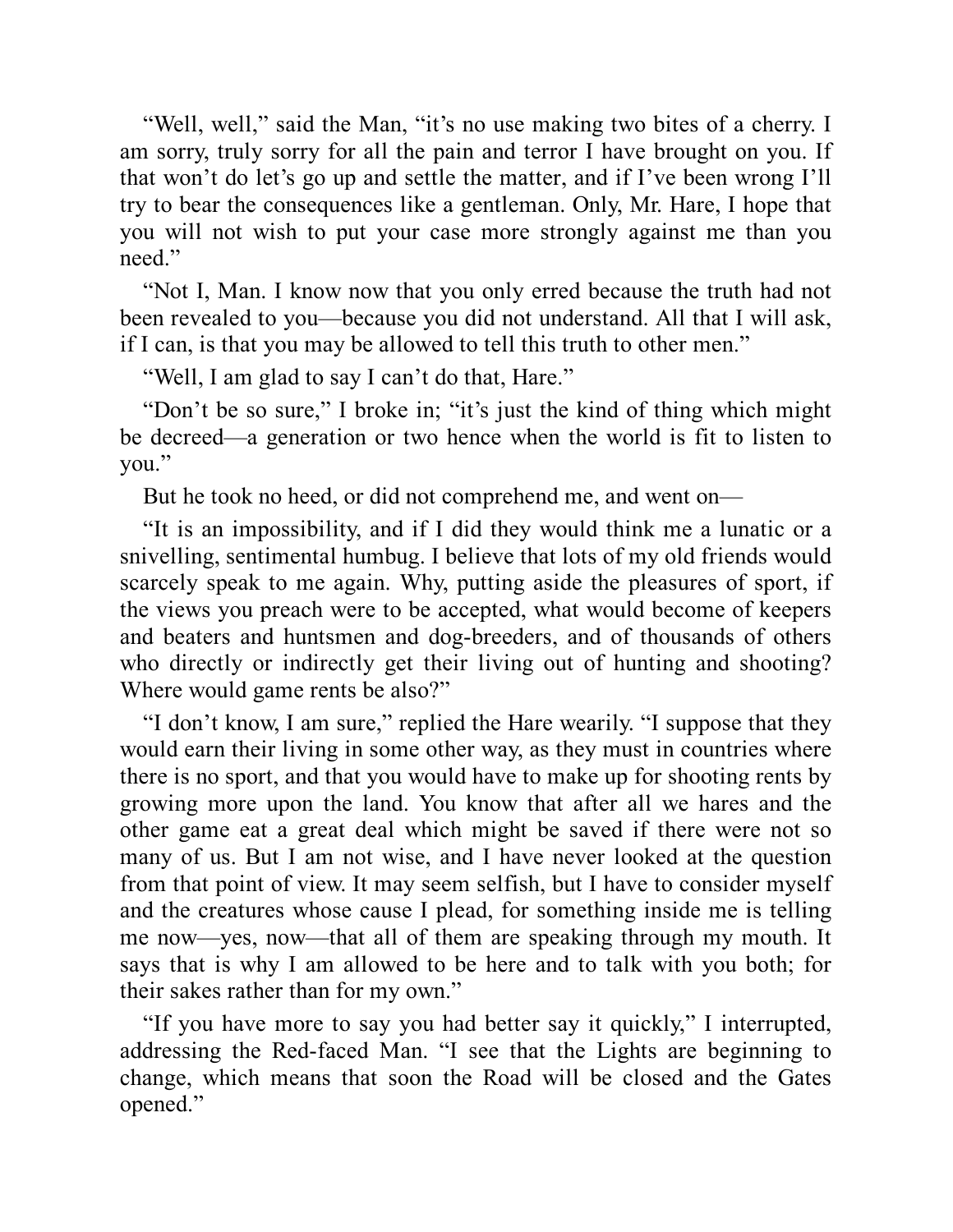"Well, well," said the Man, "it's no use making two bites of a cherry. I am sorry, truly sorry for all the pain and terror I have brought on you. If that won't do let's go up and settle the matter, and if I've been wrong I'll try to bear the consequences like a gentleman. Only, Mr. Hare, I hope that you will not wish to put your case more strongly against me than you need."

"Not I, Man. I know now that you only erred because the truth had not been revealed to you—because you did not understand. All that I will ask, if I can, is that you may be allowed to tell this truth to other men."

"Well, I am glad to say I can't do that, Hare."

"Don't be so sure," I broke in; "it's just the kind of thing which might be decreed—a generation or two hence when the world is fit to listen to you."

But he took no heed, or did not comprehend me, and went on—

"It is an impossibility, and if I did they would think me a lunatic or a snivelling, sentimental humbug. I believe that lots of my old friends would scarcely speak to me again. Why, putting aside the pleasures of sport, if the views you preach were to be accepted, what would become of keepers and beaters and huntsmen and dog-breeders, and of thousands of others who directly or indirectly get their living out of hunting and shooting? Where would game rents be also?"

"I don't know, I am sure," replied the Hare wearily. "I suppose that they would earn their living in some other way, as they must in countries where there is no sport, and that you would have to make up for shooting rents by growing more upon the land. You know that after all we hares and the other game eat a great deal which might be saved if there were not so many of us. But I am not wise, and I have never looked at the question from that point of view. It may seem selfish, but I have to consider myself and the creatures whose cause I plead, for something inside me is telling me now—yes, now—that all of them are speaking through my mouth. It says that is why I am allowed to be here and to talk with you both; for their sakes rather than for my own."

"If you have more to say you had better say it quickly," I interrupted, addressing the Red-faced Man. "I see that the Lights are beginning to change, which means that soon the Road will be closed and the Gates opened."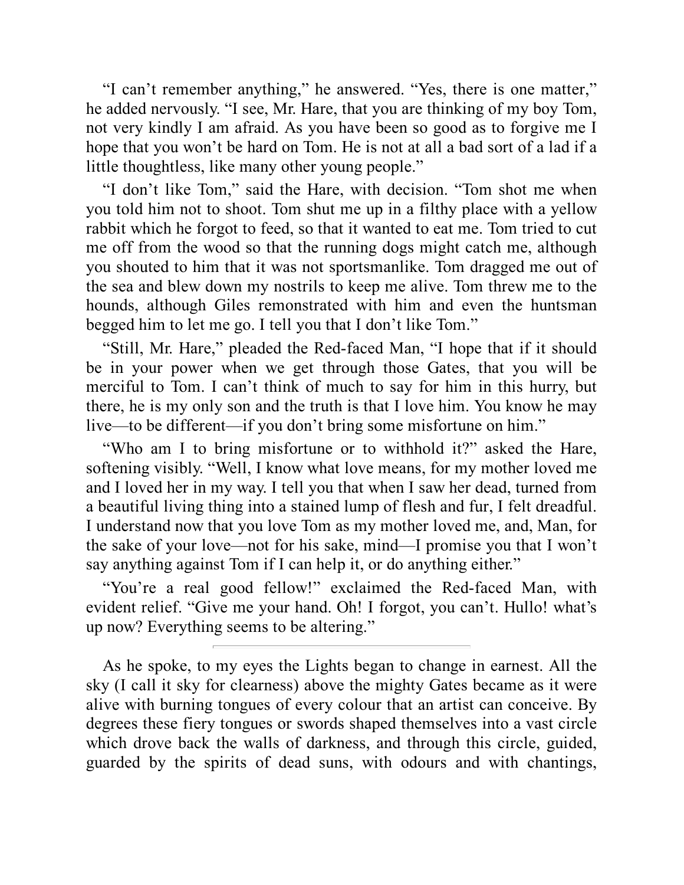"I can't remember anything," he answered. "Yes, there is one matter," he added nervously. "I see, Mr. Hare, that you are thinking of my boy Tom, not very kindly I am afraid. As you have been so good as to forgive me I hope that you won't be hard on Tom. He is not at all a bad sort of a lad if a little thoughtless, like many other young people."

"I don't like Tom," said the Hare, with decision. "Tom shot me when you told him not to shoot. Tom shut me up in a filthy place with a yellow rabbit which he forgot to feed, so that it wanted to eat me. Tom tried to cut me off from the wood so that the running dogs might catch me, although you shouted to him that it was not sportsmanlike. Tom dragged me out of the sea and blew down my nostrils to keep me alive. Tom threw me to the hounds, although Giles remonstrated with him and even the huntsman begged him to let me go. I tell you that I don't like Tom."

"Still, Mr. Hare," pleaded the Red-faced Man, "I hope that if it should be in your power when we get through those Gates, that you will be merciful to Tom. I can't think of much to say for him in this hurry, but there, he is my only son and the truth is that I love him. You know he may live—to be different—if you don't bring some misfortune on him."

"Who am I to bring misfortune or to withhold it?" asked the Hare, softening visibly. "Well, I know what love means, for my mother loved me and I loved her in my way. I tell you that when I saw her dead, turned from a beautiful living thing into a stained lump of flesh and fur, I felt dreadful. I understand now that you love Tom as my mother loved me, and, Man, for the sake of your love—not for his sake, mind—I promise you that I won't say anything against Tom if I can help it, or do anything either."

"You're a real good fellow!" exclaimed the Red-faced Man, with evident relief. "Give me your hand. Oh! I forgot, you can't. Hullo! what's up now? Everything seems to be altering."

---

As he spoke, to my eyes the Lights began to change in earnest. All the sky (I call it sky for clearness) above the mighty Gates became as it were alive with burning tongues of every colour that an artist can conceive. By degrees these fiery tongues or swords shaped themselves into a vast circle which drove back the walls of darkness, and through this circle, guided, guarded by the spirits of dead suns, with odours and with chantings,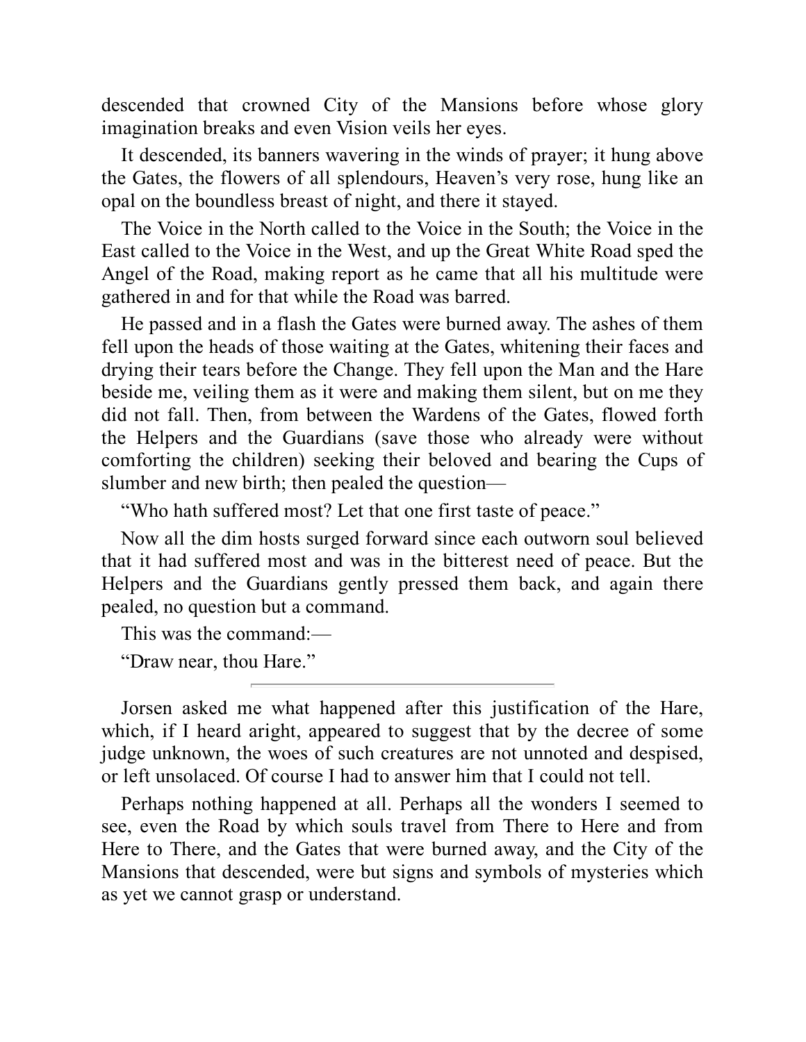descended that crowned City of the Mansions before whose glory imagination breaks and even Vision veils her eyes.

It descended, its banners wavering in the winds of prayer; it hung above the Gates, the flowers of all splendours, Heaven's very rose, hung like an opal on the boundless breast of night, and there it stayed.

The Voice in the North called to the Voice in the South; the Voice in the East called to the Voice in the West, and up the Great White Road sped the Angel of the Road, making report as he came that all his multitude were gathered in and for that while the Road was barred.

He passed and in a flash the Gates were burned away. The ashes of them fell upon the heads of those waiting at the Gates, whitening their faces and drying their tears before the Change. They fell upon the Man and the Hare beside me, veiling them as it were and making them silent, but on me they did not fall. Then, from between the Wardens of the Gates, flowed forth the Helpers and the Guardians (save those who already were without comforting the children) seeking their beloved and bearing the Cups of slumber and new birth; then pealed the question—

"Who hath suffered most? Let that one first taste of peace."

Now all the dim hosts surged forward since each outworn soul believed that it had suffered most and was in the bitterest need of peace. But the Helpers and the Guardians gently pressed them back, and again there pealed, no question but a command.

This was the command:—

"Draw near, thou Hare."

---

Jorsen asked me what happened after this justification of the Hare, which, if I heard aright, appeared to suggest that by the decree of some judge unknown, the woes of such creatures are not unnoted and despised, or left unsolaced. Of course I had to answer him that I could not tell.

Perhaps nothing happened at all. Perhaps all the wonders I seemed to see, even the Road by which souls travel from There to Here and from Here to There, and the Gates that were burned away, and the City of the Mansions that descended, were but signs and symbols of mysteries which as yet we cannot grasp or understand.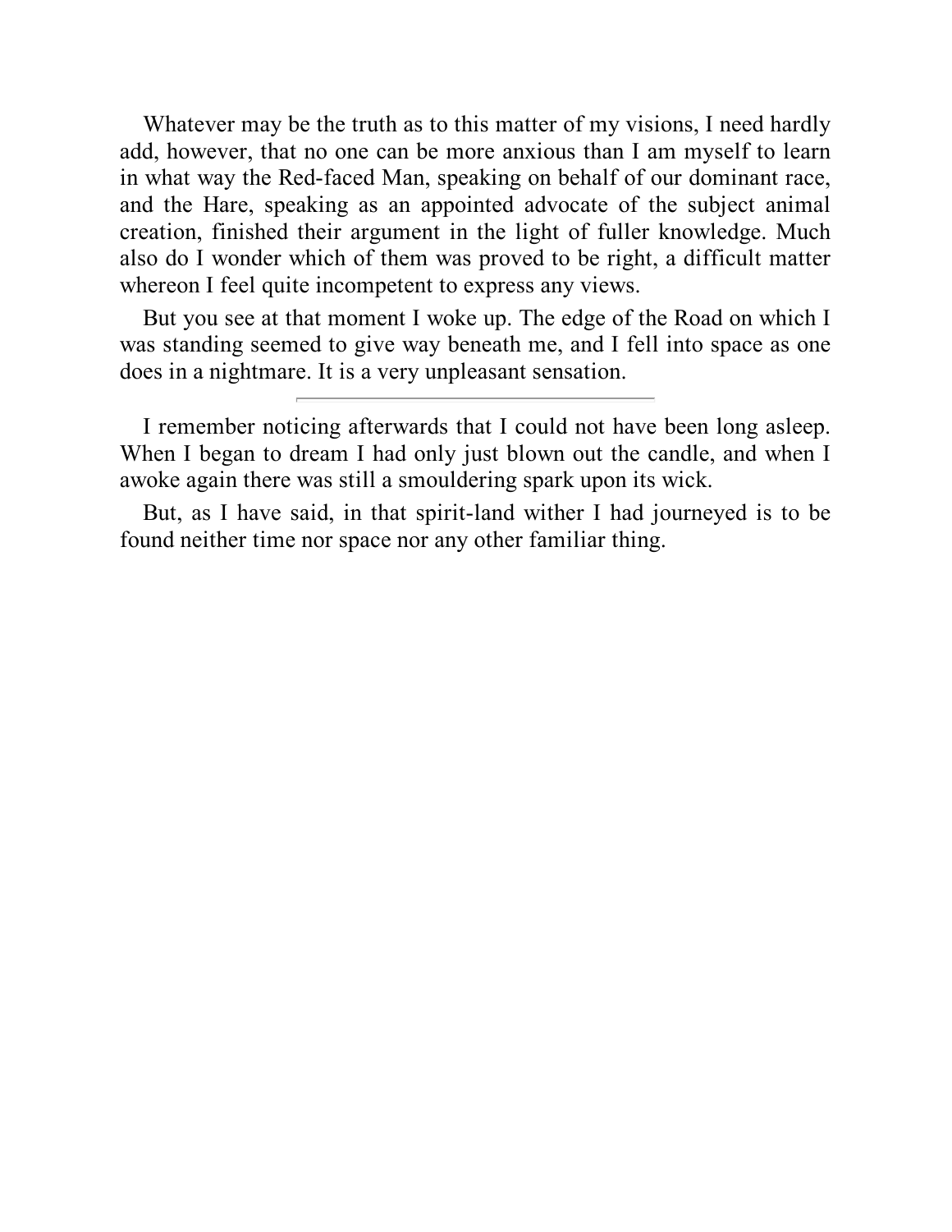Whatever may be the truth as to this matter of my visions, I need hardly add, however, that no one can be more anxious than I am myself to learn in what way the Red-faced Man, speaking on behalf of our dominant race, and the Hare, speaking as an appointed advocate of the subject animal creation, finished their argument in the light of fuller knowledge. Much also do I wonder which of them was proved to be right, a difficult matter whereon I feel quite incompetent to express any views.

But you see at that moment I woke up. The edge of the Road on which I was standing seemed to give way beneath me, and I fell into space as one does in a nightmare. It is a very unpleasant sensation.

---

I remember noticing afterwards that I could not have been long asleep. When I began to dream I had only just blown out the candle, and when I awoke again there was still a smouldering spark upon its wick.

But, as I have said, in that spirit-land wither I had journeyed is to be found neither time nor space nor any other familiar thing.